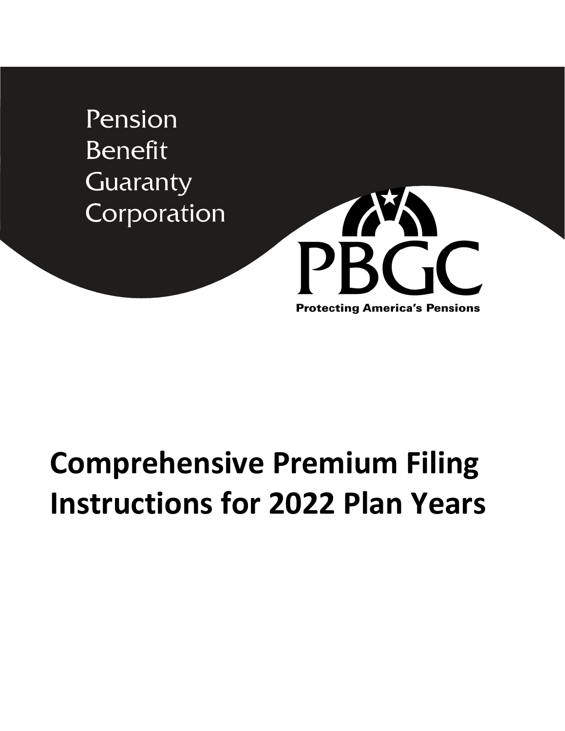Pension
Benefit
Guaranty
Corporation

PBGC

Protecting America's Pensions

# Comprehensive Premium Filing Instructions for 2022 Plan Years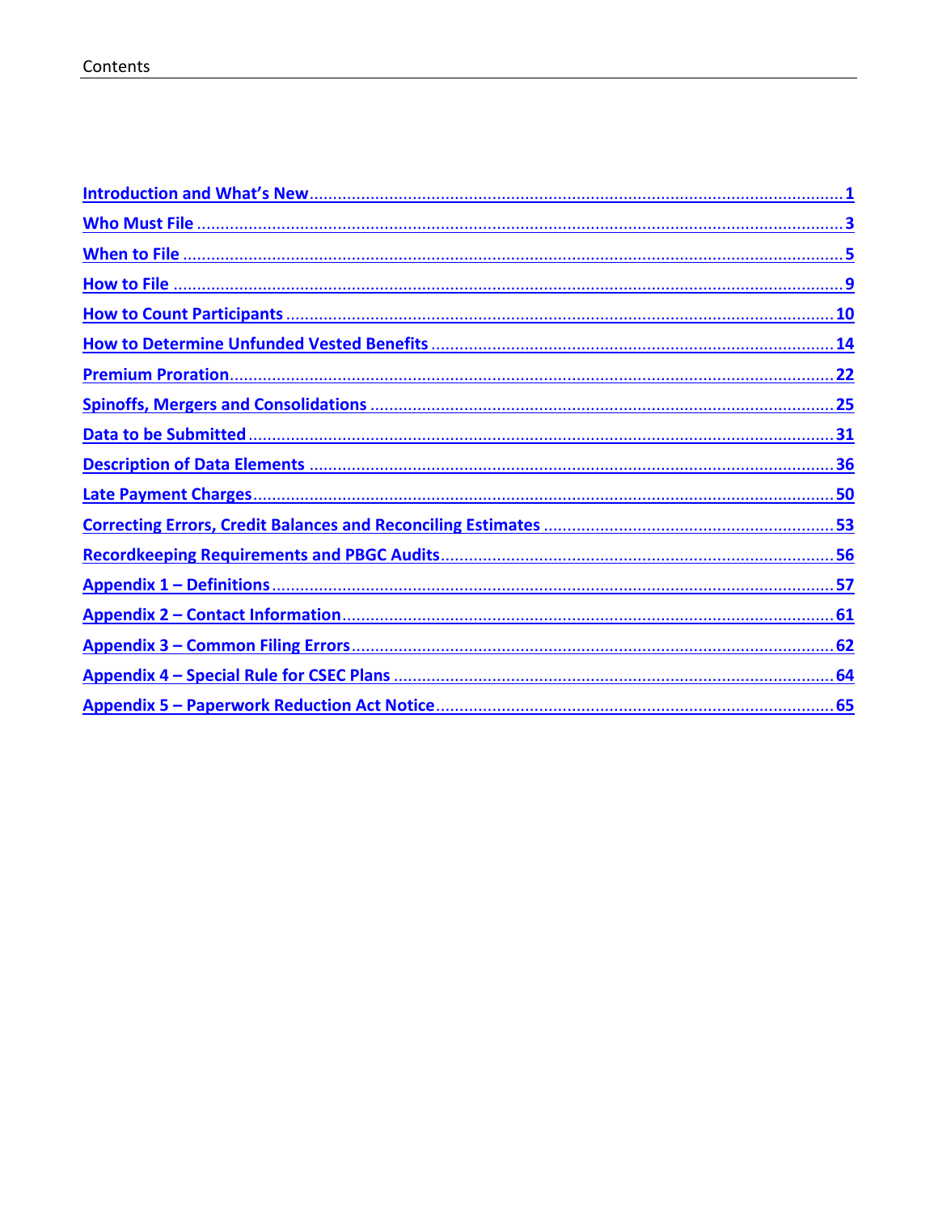# Contents

- [Introduction and What's New](#) ....... 1
- [Who Must File](#) ....... 3
- [When to File](#) ....... 5
- [How to File](#) ....... 9
- [How to Count Participants](#) ....... 10
- [How to Determine Unfunded Vested Benefits](#) ....... 14
- [Premium Proration](#) ....... 22
- [Spinoffs, Mergers and Consolidations](#) ....... 25
- [Data to be Submitted](#) ....... 31
- [Description of Data Elements](#) ....... 36
- [Late Payment Charges](#) ....... 50
- [Correcting Errors, Credit Balances and Reconciling Estimates](#) ....... 53
- [Recordkeeping Requirements and PBGC Audits](#) ....... 56
- [Appendix 1 – Definitions](#) ....... 57
- [Appendix 2 – Contact Information](#) ....... 61
- [Appendix 3 – Common Filing Errors](#) ....... 62
- [Appendix 4 – Special Rule for CSEC Plans](#) ....... 64
- [Appendix 5 – Paperwork Reduction Act Notice](#) ....... 65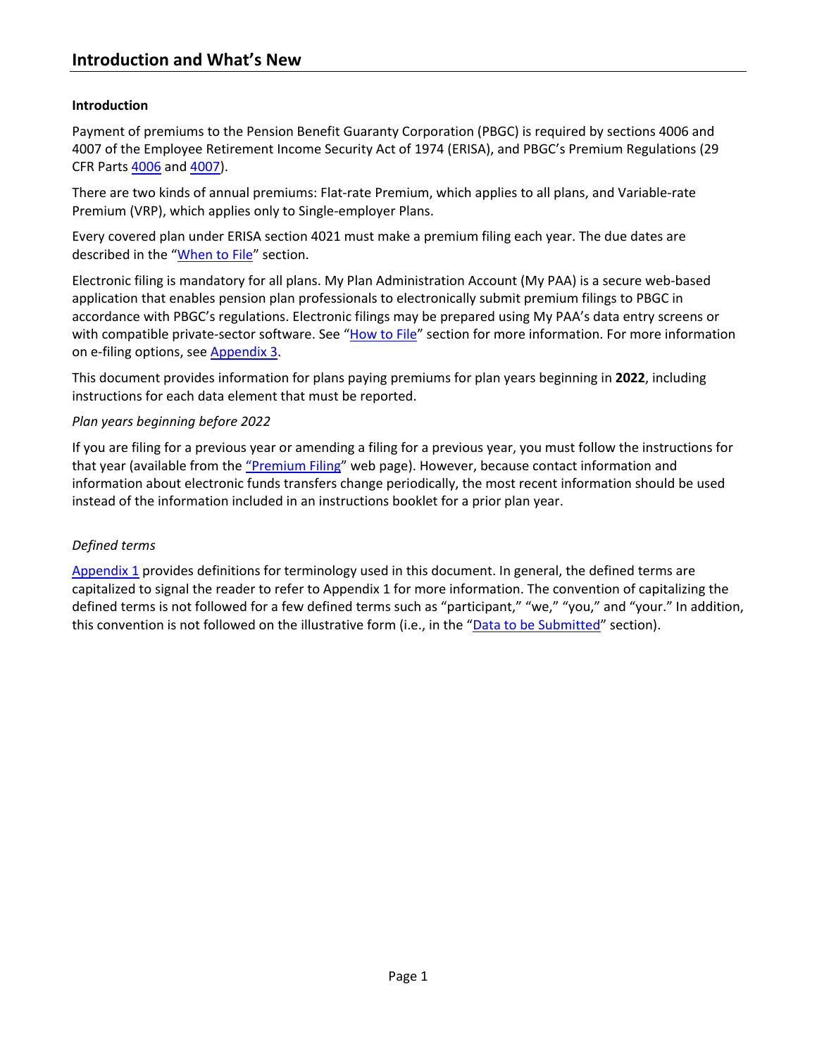# Introduction and What's New

**Introduction**

Payment of premiums to the Pension Benefit Guaranty Corporation (PBGC) is required by sections 4006 and 4007 of the Employee Retirement Income Security Act of 1974 (ERISA), and PBGC's Premium Regulations (29 CFR Parts 4006 and 4007).

There are two kinds of annual premiums: Flat-rate Premium, which applies to all plans, and Variable-rate Premium (VRP), which applies only to Single-employer Plans.

Every covered plan under ERISA section 4021 must make a premium filing each year. The due dates are described in the "When to File" section.

Electronic filing is mandatory for all plans. My Plan Administration Account (My PAA) is a secure web-based application that enables pension plan professionals to electronically submit premium filings to PBGC in accordance with PBGC's regulations. Electronic filings may be prepared using My PAA's data entry screens or with compatible private-sector software. See "How to File" section for more information. For more information on e-filing options, see Appendix 3.

This document provides information for plans paying premiums for plan years beginning in **2022**, including instructions for each data element that must be reported.

*Plan years beginning before 2022*

If you are filing for a previous year or amending a filing for a previous year, you must follow the instructions for that year (available from the "Premium Filing" web page). However, because contact information and information about electronic funds transfers change periodically, the most recent information should be used instead of the information included in an instructions booklet for a prior plan year.

*Defined terms*

Appendix 1 provides definitions for terminology used in this document. In general, the defined terms are capitalized to signal the reader to refer to Appendix 1 for more information. The convention of capitalizing the defined terms is not followed for a few defined terms such as "participant," "we," "you," and "your." In addition, this convention is not followed on the illustrative form (i.e., in the "Data to be Submitted" section).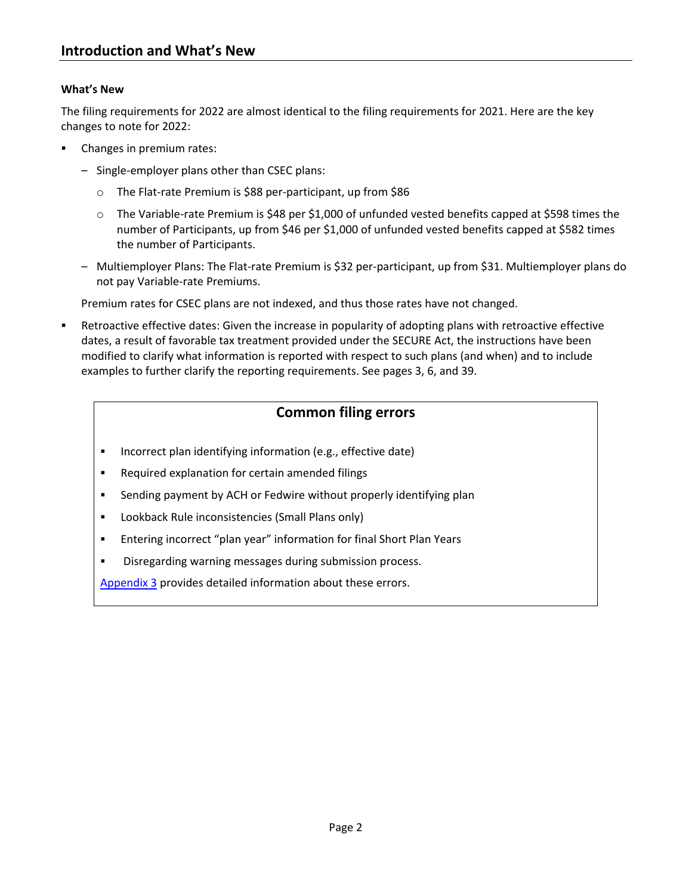## Introduction and What's New

**What's New**

The filing requirements for 2022 are almost identical to the filing requirements for 2021. Here are the key changes to note for 2022:

- Changes in premium rates:
  - Single-employer plans other than CSEC plans:
    - The Flat-rate Premium is $88 per-participant, up from $86
    - The Variable-rate Premium is $48 per $1,000 of unfunded vested benefits capped at $598 times the number of Participants, up from $46 per $1,000 of unfunded vested benefits capped at $582 times the number of Participants.
  - Multiemployer Plans: The Flat-rate Premium is $32 per-participant, up from $31. Multiemployer plans do not pay Variable-rate Premiums.

  Premium rates for CSEC plans are not indexed, and thus those rates have not changed.

- Retroactive effective dates: Given the increase in popularity of adopting plans with retroactive effective dates, a result of favorable tax treatment provided under the SECURE Act, the instructions have been modified to clarify what information is reported with respect to such plans (and when) and to include examples to further clarify the reporting requirements. See pages 3, 6, and 39.

### Common filing errors

- Incorrect plan identifying information (e.g., effective date)
- Required explanation for certain amended filings
- Sending payment by ACH or Fedwire without properly identifying plan
- Lookback Rule inconsistencies (Small Plans only)
- Entering incorrect "plan year" information for final Short Plan Years
- Disregarding warning messages during submission process.

Appendix 3 provides detailed information about these errors.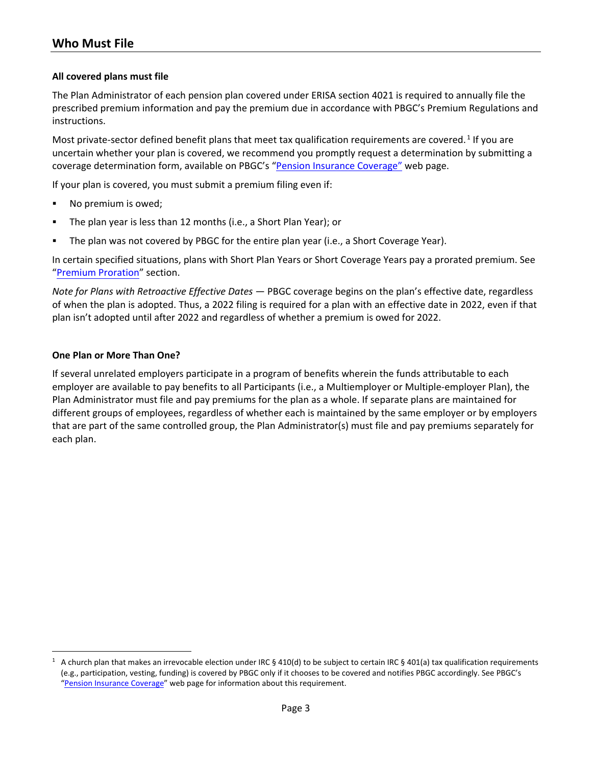## Who Must File

**All covered plans must file**

The Plan Administrator of each pension plan covered under ERISA section 4021 is required to annually file the prescribed premium information and pay the premium due in accordance with PBGC's Premium Regulations and instructions.

Most private-sector defined benefit plans that meet tax qualification requirements are covered.[1] If you are uncertain whether your plan is covered, we recommend you promptly request a determination by submitting a coverage determination form, available on PBGC's "Pension Insurance Coverage" web page.

If your plan is covered, you must submit a premium filing even if:

- No premium is owed;
- The plan year is less than 12 months (i.e., a Short Plan Year); or
- The plan was not covered by PBGC for the entire plan year (i.e., a Short Coverage Year).

In certain specified situations, plans with Short Plan Years or Short Coverage Years pay a prorated premium. See "Premium Proration" section.

*Note for Plans with Retroactive Effective Dates* — PBGC coverage begins on the plan's effective date, regardless of when the plan is adopted. Thus, a 2022 filing is required for a plan with an effective date in 2022, even if that plan isn't adopted until after 2022 and regardless of whether a premium is owed for 2022.

**One Plan or More Than One?**

If several unrelated employers participate in a program of benefits wherein the funds attributable to each employer are available to pay benefits to all Participants (i.e., a Multiemployer or Multiple-employer Plan), the Plan Administrator must file and pay premiums for the plan as a whole. If separate plans are maintained for different groups of employees, regardless of whether each is maintained by the same employer or by employers that are part of the same controlled group, the Plan Administrator(s) must file and pay premiums separately for each plan.

[1] A church plan that makes an irrevocable election under IRC § 410(d) to be subject to certain IRC § 401(a) tax qualification requirements (e.g., participation, vesting, funding) is covered by PBGC only if it chooses to be covered and notifies PBGC accordingly. See PBGC's "Pension Insurance Coverage" web page for information about this requirement.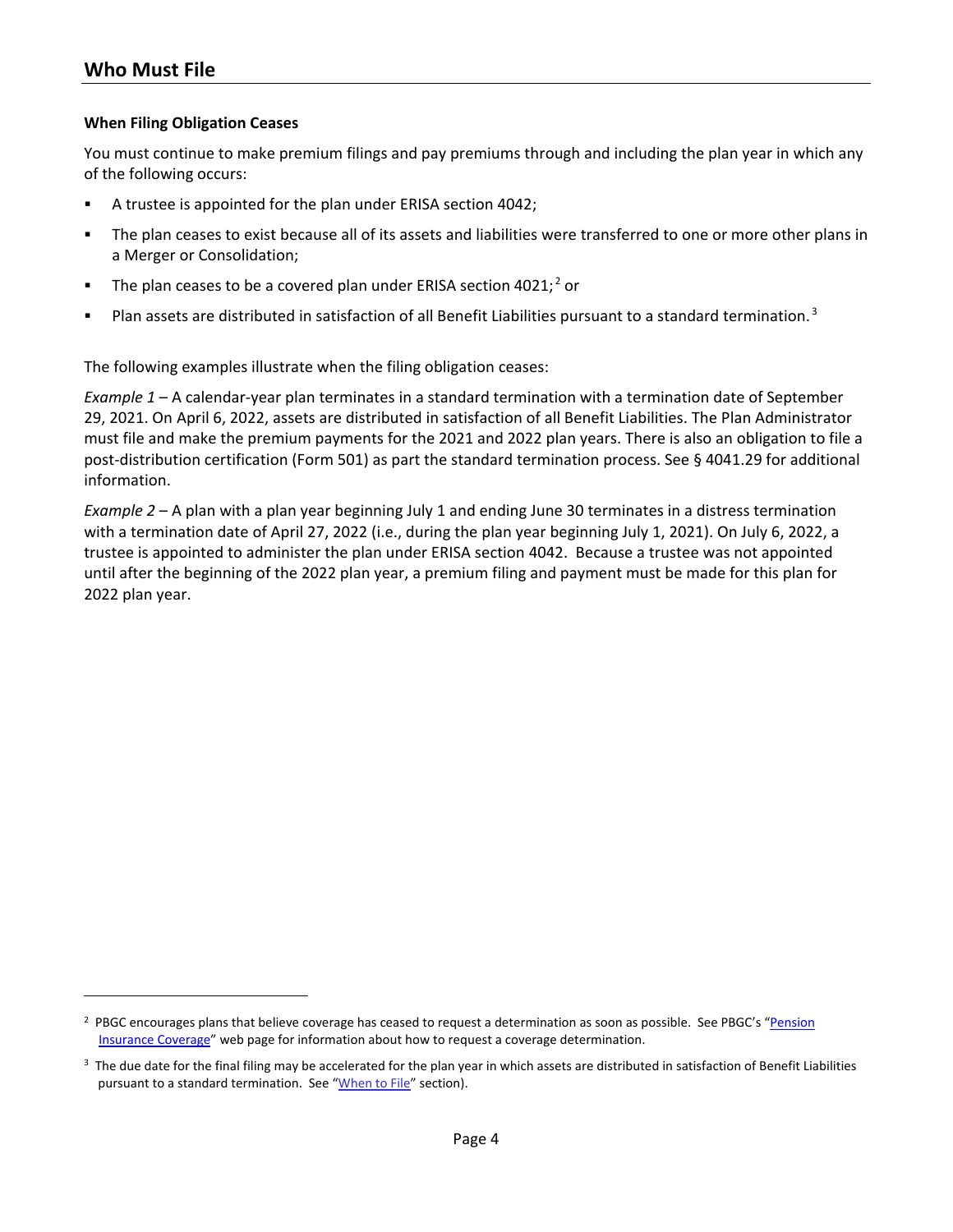## Who Must File

**When Filing Obligation Ceases**

You must continue to make premium filings and pay premiums through and including the plan year in which any of the following occurs:

- A trustee is appointed for the plan under ERISA section 4042;
- The plan ceases to exist because all of its assets and liabilities were transferred to one or more other plans in a Merger or Consolidation;
- The plan ceases to be a covered plan under ERISA section 4021;[2] or
- Plan assets are distributed in satisfaction of all Benefit Liabilities pursuant to a standard termination.[3]

The following examples illustrate when the filing obligation ceases:

*Example 1* – A calendar-year plan terminates in a standard termination with a termination date of September 29, 2021. On April 6, 2022, assets are distributed in satisfaction of all Benefit Liabilities. The Plan Administrator must file and make the premium payments for the 2021 and 2022 plan years. There is also an obligation to file a post-distribution certification (Form 501) as part the standard termination process. See § 4041.29 for additional information.

*Example 2* – A plan with a plan year beginning July 1 and ending June 30 terminates in a distress termination with a termination date of April 27, 2022 (i.e., during the plan year beginning July 1, 2021). On July 6, 2022, a trustee is appointed to administer the plan under ERISA section 4042. Because a trustee was not appointed until after the beginning of the 2022 plan year, a premium filing and payment must be made for this plan for 2022 plan year.

---

[2] PBGC encourages plans that believe coverage has ceased to request a determination as soon as possible. See PBGC's "Pension Insurance Coverage" web page for information about how to request a coverage determination.

[3] The due date for the final filing may be accelerated for the plan year in which assets are distributed in satisfaction of Benefit Liabilities pursuant to a standard termination. See "When to File" section).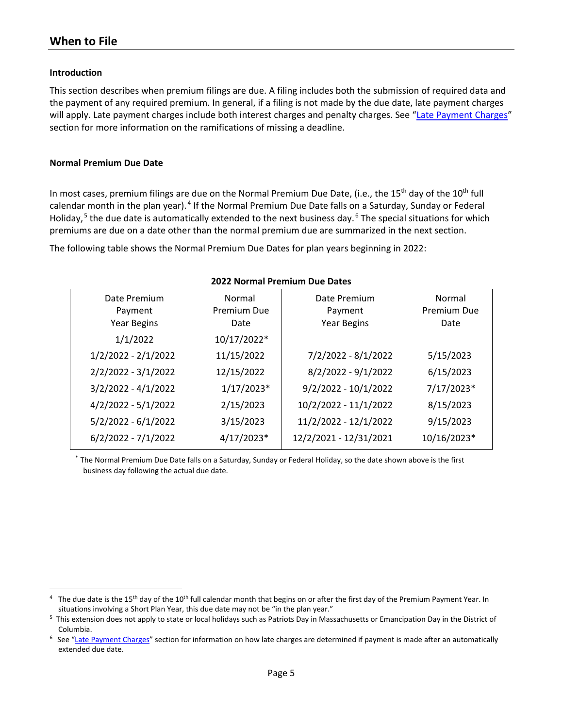## When to File

### Introduction

This section describes when premium filings are due. A filing includes both the submission of required data and the payment of any required premium. In general, if a filing is not made by the due date, late payment charges will apply. Late payment charges include both interest charges and penalty charges. See "Late Payment Charges" section for more information on the ramifications of missing a deadline.

### Normal Premium Due Date

In most cases, premium filings are due on the Normal Premium Due Date, (i.e., the 15th day of the 10th full calendar month in the plan year).[4] If the Normal Premium Due Date falls on a Saturday, Sunday or Federal Holiday,[5] the due date is automatically extended to the next business day.[6] The special situations for which premiums are due on a date other than the normal premium due are summarized in the next section.

The following table shows the Normal Premium Due Dates for plan years beginning in 2022:

**2022 Normal Premium Due Dates**

| Date Premium Payment Year Begins | Normal Premium Due Date | Date Premium Payment Year Begins | Normal Premium Due Date |
|---|---|---|---|
| 1/1/2022 | 10/17/2022* | | |
| 1/2/2022 - 2/1/2022 | 11/15/2022 | 7/2/2022 - 8/1/2022 | 5/15/2023 |
| 2/2/2022 - 3/1/2022 | 12/15/2022 | 8/2/2022 - 9/1/2022 | 6/15/2023 |
| 3/2/2022 - 4/1/2022 | 1/17/2023* | 9/2/2022 - 10/1/2022 | 7/17/2023* |
| 4/2/2022 - 5/1/2022 | 2/15/2023 | 10/2/2022 - 11/1/2022 | 8/15/2023 |
| 5/2/2022 - 6/1/2022 | 3/15/2023 | 11/2/2022 - 12/1/2022 | 9/15/2023 |
| 6/2/2022 - 7/1/2022 | 4/17/2023* | 12/2/2021 - 12/31/2021 | 10/16/2023* |

\* The Normal Premium Due Date falls on a Saturday, Sunday or Federal Holiday, so the date shown above is the first business day following the actual due date.

---

[4] The due date is the 15th day of the 10th full calendar month that begins on or after the first day of the Premium Payment Year. In situations involving a Short Plan Year, this due date may not be "in the plan year."

[5] This extension does not apply to state or local holidays such as Patriots Day in Massachusetts or Emancipation Day in the District of Columbia.

[6] See "Late Payment Charges" section for information on how late charges are determined if payment is made after an automatically extended due date.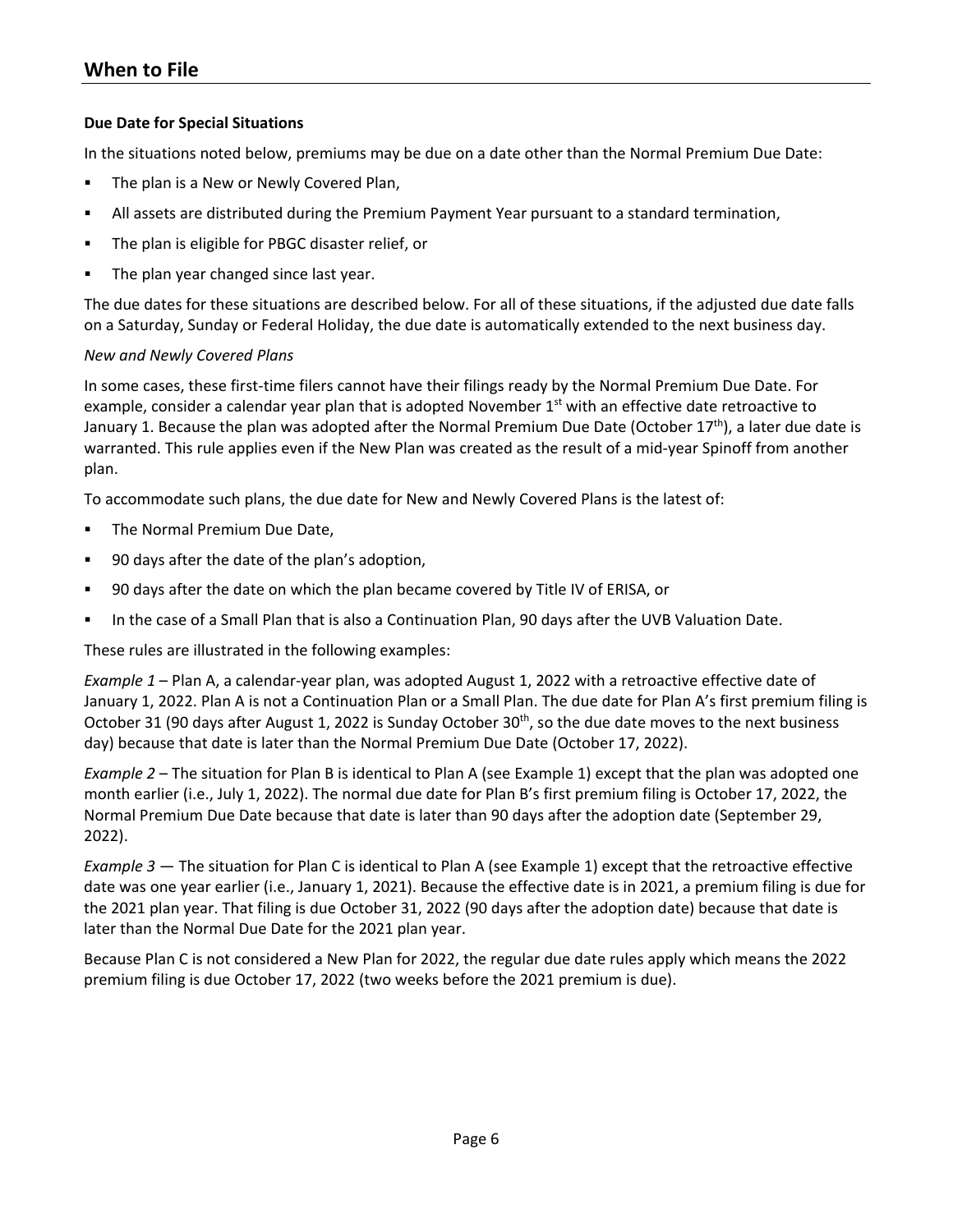## When to File

**Due Date for Special Situations**

In the situations noted below, premiums may be due on a date other than the Normal Premium Due Date:

- The plan is a New or Newly Covered Plan,
- All assets are distributed during the Premium Payment Year pursuant to a standard termination,
- The plan is eligible for PBGC disaster relief, or
- The plan year changed since last year.

The due dates for these situations are described below. For all of these situations, if the adjusted due date falls on a Saturday, Sunday or Federal Holiday, the due date is automatically extended to the next business day.

*New and Newly Covered Plans*

In some cases, these first-time filers cannot have their filings ready by the Normal Premium Due Date. For example, consider a calendar year plan that is adopted November 1st with an effective date retroactive to January 1. Because the plan was adopted after the Normal Premium Due Date (October 17th), a later due date is warranted. This rule applies even if the New Plan was created as the result of a mid-year Spinoff from another plan.

To accommodate such plans, the due date for New and Newly Covered Plans is the latest of:

- The Normal Premium Due Date,
- 90 days after the date of the plan's adoption,
- 90 days after the date on which the plan became covered by Title IV of ERISA, or
- In the case of a Small Plan that is also a Continuation Plan, 90 days after the UVB Valuation Date.

These rules are illustrated in the following examples:

*Example 1* – Plan A, a calendar-year plan, was adopted August 1, 2022 with a retroactive effective date of January 1, 2022. Plan A is not a Continuation Plan or a Small Plan. The due date for Plan A's first premium filing is October 31 (90 days after August 1, 2022 is Sunday October 30th, so the due date moves to the next business day) because that date is later than the Normal Premium Due Date (October 17, 2022).

*Example 2* – The situation for Plan B is identical to Plan A (see Example 1) except that the plan was adopted one month earlier (i.e., July 1, 2022). The normal due date for Plan B's first premium filing is October 17, 2022, the Normal Premium Due Date because that date is later than 90 days after the adoption date (September 29, 2022).

*Example 3* — The situation for Plan C is identical to Plan A (see Example 1) except that the retroactive effective date was one year earlier (i.e., January 1, 2021). Because the effective date is in 2021, a premium filing is due for the 2021 plan year. That filing is due October 31, 2022 (90 days after the adoption date) because that date is later than the Normal Due Date for the 2021 plan year.

Because Plan C is not considered a New Plan for 2022, the regular due date rules apply which means the 2022 premium filing is due October 17, 2022 (two weeks before the 2021 premium is due).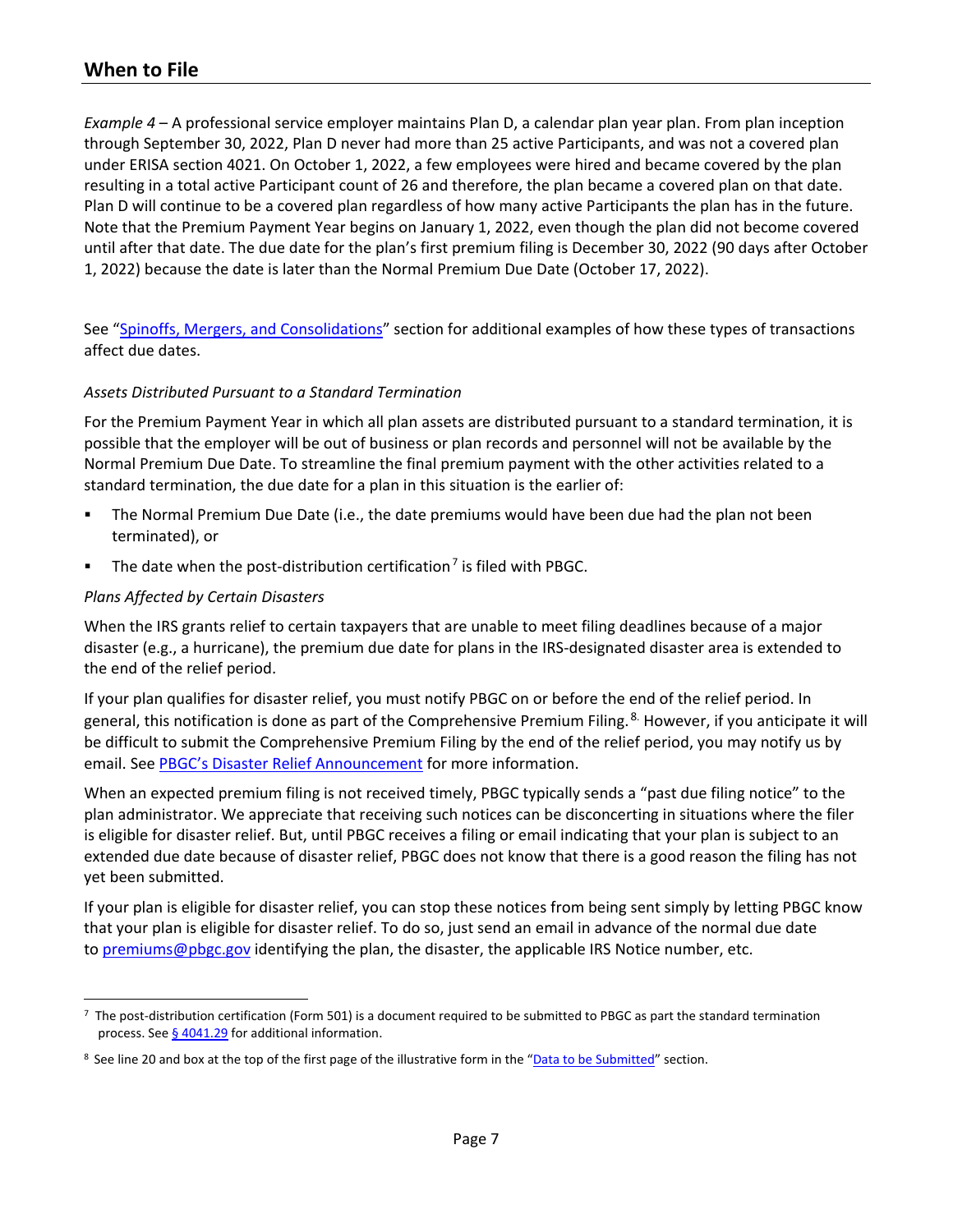*Example 4* – A professional service employer maintains Plan D, a calendar plan year plan. From plan inception through September 30, 2022, Plan D never had more than 25 active Participants, and was not a covered plan under ERISA section 4021. On October 1, 2022, a few employees were hired and became covered by the plan resulting in a total active Participant count of 26 and therefore, the plan became a covered plan on that date. Plan D will continue to be a covered plan regardless of how many active Participants the plan has in the future. Note that the Premium Payment Year begins on January 1, 2022, even though the plan did not become covered until after that date. The due date for the plan's first premium filing is December 30, 2022 (90 days after October 1, 2022) because the date is later than the Normal Premium Due Date (October 17, 2022).

See "Spinoffs, Mergers, and Consolidations" section for additional examples of how these types of transactions affect due dates.

*Assets Distributed Pursuant to a Standard Termination*

For the Premium Payment Year in which all plan assets are distributed pursuant to a standard termination, it is possible that the employer will be out of business or plan records and personnel will not be available by the Normal Premium Due Date. To streamline the final premium payment with the other activities related to a standard termination, the due date for a plan in this situation is the earlier of:

- The Normal Premium Due Date (i.e., the date premiums would have been due had the plan not been terminated), or
- The date when the post-distribution certification[7] is filed with PBGC.

*Plans Affected by Certain Disasters*

When the IRS grants relief to certain taxpayers that are unable to meet filing deadlines because of a major disaster (e.g., a hurricane), the premium due date for plans in the IRS-designated disaster area is extended to the end of the relief period.

If your plan qualifies for disaster relief, you must notify PBGC on or before the end of the relief period. In general, this notification is done as part of the Comprehensive Premium Filing.[8] However, if you anticipate it will be difficult to submit the Comprehensive Premium Filing by the end of the relief period, you may notify us by email. See PBGC's Disaster Relief Announcement for more information.

When an expected premium filing is not received timely, PBGC typically sends a "past due filing notice" to the plan administrator. We appreciate that receiving such notices can be disconcerting in situations where the filer is eligible for disaster relief. But, until PBGC receives a filing or email indicating that your plan is subject to an extended due date because of disaster relief, PBGC does not know that there is a good reason the filing has not yet been submitted.

If your plan is eligible for disaster relief, you can stop these notices from being sent simply by letting PBGC know that your plan is eligible for disaster relief. To do so, just send an email in advance of the normal due date to premiums@pbgc.gov identifying the plan, the disaster, the applicable IRS Notice number, etc.

---

[7] The post-distribution certification (Form 501) is a document required to be submitted to PBGC as part the standard termination process. See § 4041.29 for additional information.

[8] See line 20 and box at the top of the first page of the illustrative form in the "Data to be Submitted" section.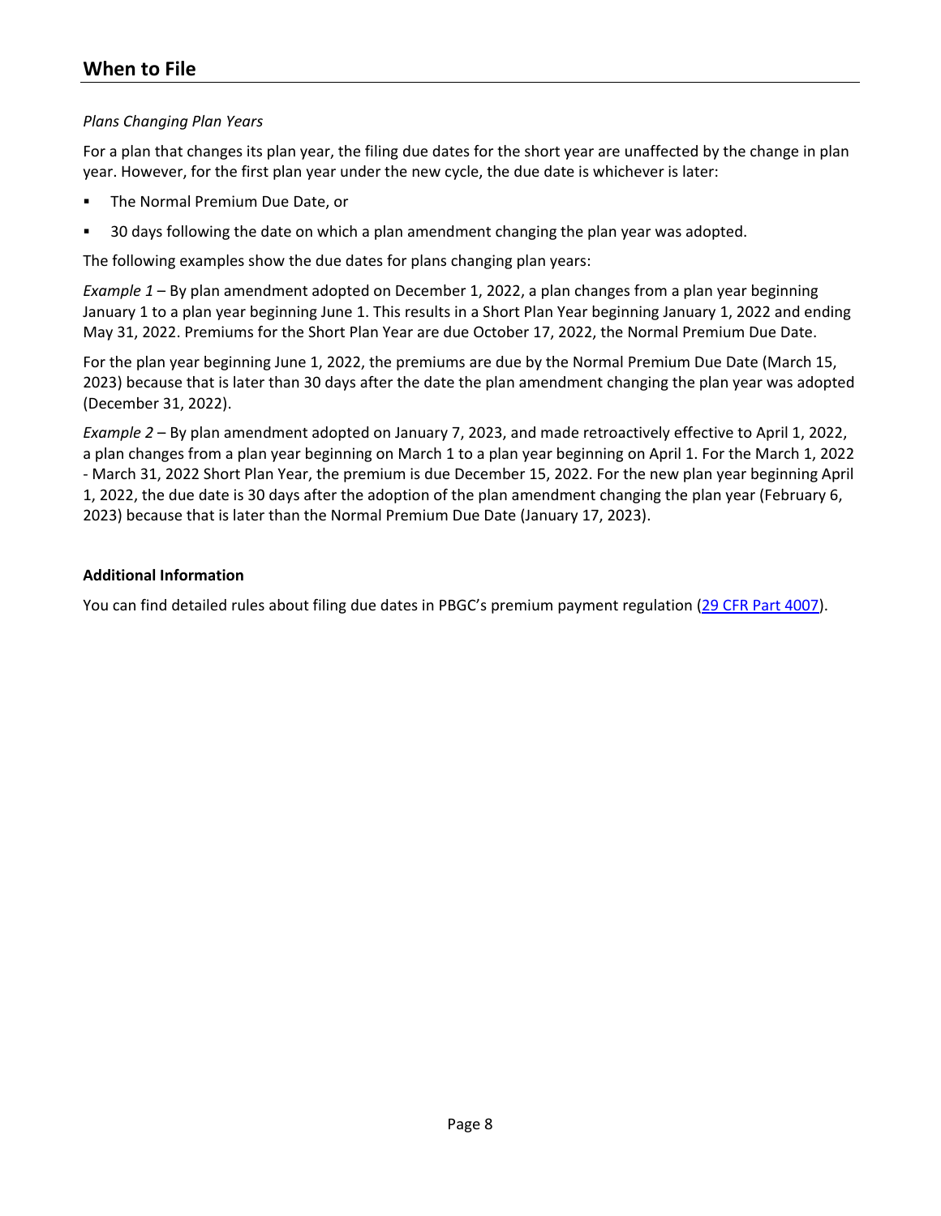## When to File

*Plans Changing Plan Years*

For a plan that changes its plan year, the filing due dates for the short year are unaffected by the change in plan year. However, for the first plan year under the new cycle, the due date is whichever is later:

- The Normal Premium Due Date, or
- 30 days following the date on which a plan amendment changing the plan year was adopted.

The following examples show the due dates for plans changing plan years:

*Example 1* – By plan amendment adopted on December 1, 2022, a plan changes from a plan year beginning January 1 to a plan year beginning June 1. This results in a Short Plan Year beginning January 1, 2022 and ending May 31, 2022. Premiums for the Short Plan Year are due October 17, 2022, the Normal Premium Due Date.

For the plan year beginning June 1, 2022, the premiums are due by the Normal Premium Due Date (March 15, 2023) because that is later than 30 days after the date the plan amendment changing the plan year was adopted (December 31, 2022).

*Example 2* – By plan amendment adopted on January 7, 2023, and made retroactively effective to April 1, 2022, a plan changes from a plan year beginning on March 1 to a plan year beginning on April 1. For the March 1, 2022 - March 31, 2022 Short Plan Year, the premium is due December 15, 2022. For the new plan year beginning April 1, 2022, the due date is 30 days after the adoption of the plan amendment changing the plan year (February 6, 2023) because that is later than the Normal Premium Due Date (January 17, 2023).

**Additional Information**

You can find detailed rules about filing due dates in PBGC's premium payment regulation (29 CFR Part 4007).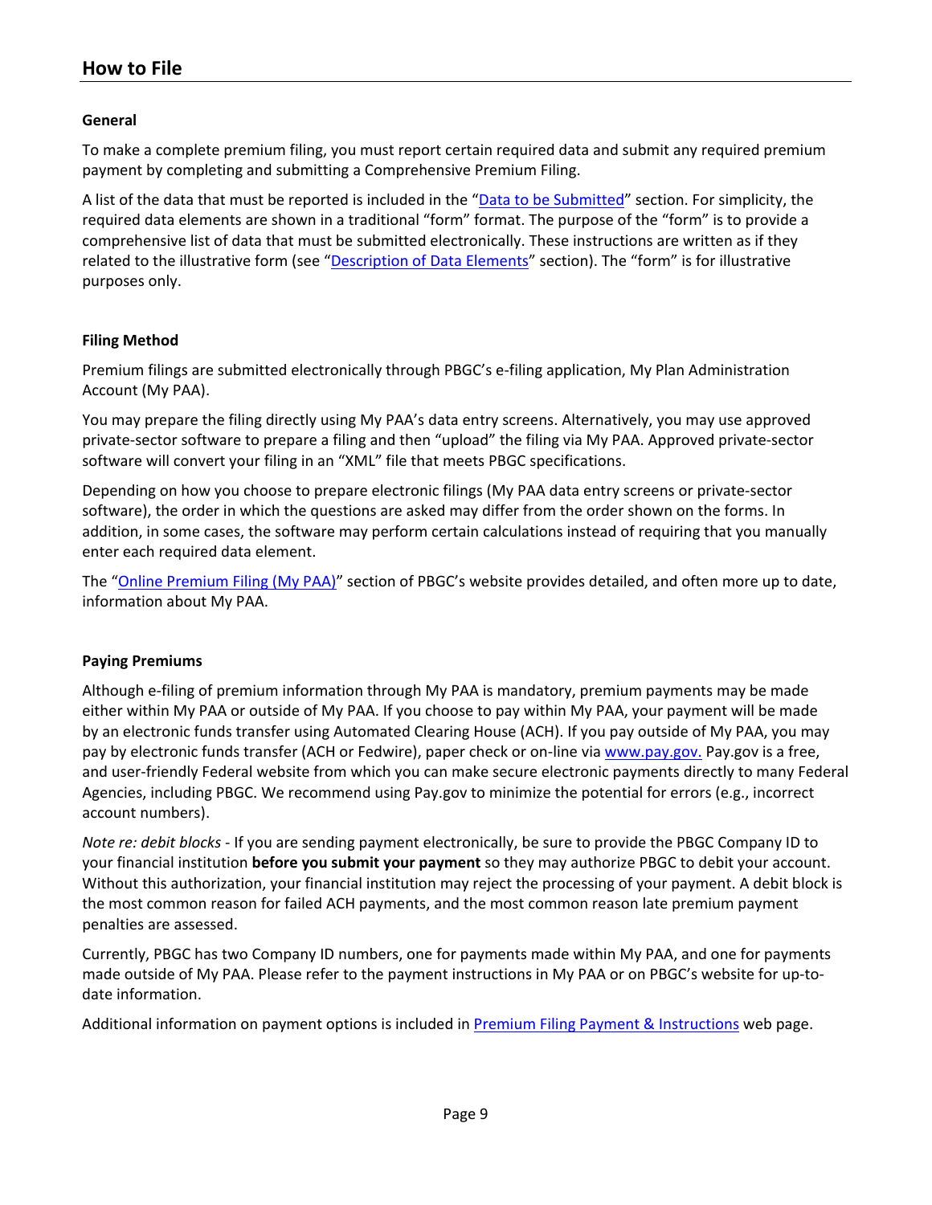## How to File

### General

To make a complete premium filing, you must report certain required data and submit any required premium payment by completing and submitting a Comprehensive Premium Filing.

A list of the data that must be reported is included in the "Data to be Submitted" section. For simplicity, the required data elements are shown in a traditional "form" format. The purpose of the "form" is to provide a comprehensive list of data that must be submitted electronically. These instructions are written as if they related to the illustrative form (see "Description of Data Elements" section). The "form" is for illustrative purposes only.

### Filing Method

Premium filings are submitted electronically through PBGC's e-filing application, My Plan Administration Account (My PAA).

You may prepare the filing directly using My PAA's data entry screens. Alternatively, you may use approved private-sector software to prepare a filing and then "upload" the filing via My PAA. Approved private-sector software will convert your filing in an "XML" file that meets PBGC specifications.

Depending on how you choose to prepare electronic filings (My PAA data entry screens or private-sector software), the order in which the questions are asked may differ from the order shown on the forms. In addition, in some cases, the software may perform certain calculations instead of requiring that you manually enter each required data element.

The "Online Premium Filing (My PAA)" section of PBGC's website provides detailed, and often more up to date, information about My PAA.

### Paying Premiums

Although e-filing of premium information through My PAA is mandatory, premium payments may be made either within My PAA or outside of My PAA. If you choose to pay within My PAA, your payment will be made by an electronic funds transfer using Automated Clearing House (ACH). If you pay outside of My PAA, you may pay by electronic funds transfer (ACH or Fedwire), paper check or on-line via www.pay.gov. Pay.gov is a free, and user-friendly Federal website from which you can make secure electronic payments directly to many Federal Agencies, including PBGC. We recommend using Pay.gov to minimize the potential for errors (e.g., incorrect account numbers).

*Note re: debit blocks* - If you are sending payment electronically, be sure to provide the PBGC Company ID to your financial institution **before you submit your payment** so they may authorize PBGC to debit your account. Without this authorization, your financial institution may reject the processing of your payment. A debit block is the most common reason for failed ACH payments, and the most common reason late premium payment penalties are assessed.

Currently, PBGC has two Company ID numbers, one for payments made within My PAA, and one for payments made outside of My PAA. Please refer to the payment instructions in My PAA or on PBGC's website for up-to-date information.

Additional information on payment options is included in Premium Filing Payment & Instructions web page.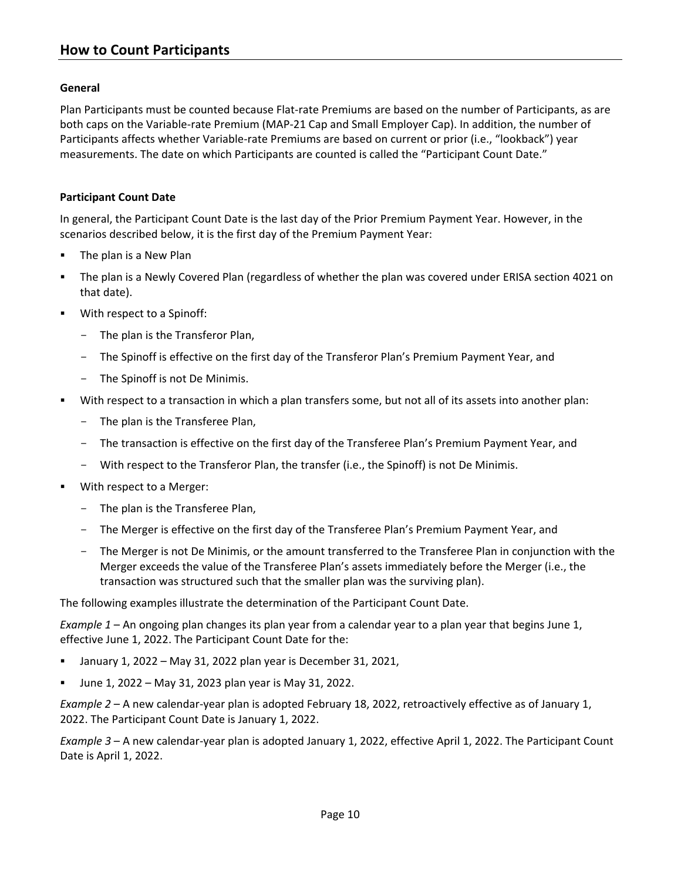## How to Count Participants

### General

Plan Participants must be counted because Flat-rate Premiums are based on the number of Participants, as are both caps on the Variable-rate Premium (MAP-21 Cap and Small Employer Cap). In addition, the number of Participants affects whether Variable-rate Premiums are based on current or prior (i.e., "lookback") year measurements. The date on which Participants are counted is called the "Participant Count Date."

### Participant Count Date

In general, the Participant Count Date is the last day of the Prior Premium Payment Year. However, in the scenarios described below, it is the first day of the Premium Payment Year:

- The plan is a New Plan
- The plan is a Newly Covered Plan (regardless of whether the plan was covered under ERISA section 4021 on that date).
- With respect to a Spinoff:
  - The plan is the Transferor Plan,
  - The Spinoff is effective on the first day of the Transferor Plan's Premium Payment Year, and
  - The Spinoff is not De Minimis.
- With respect to a transaction in which a plan transfers some, but not all of its assets into another plan:
  - The plan is the Transferee Plan,
  - The transaction is effective on the first day of the Transferee Plan's Premium Payment Year, and
  - With respect to the Transferor Plan, the transfer (i.e., the Spinoff) is not De Minimis.
- With respect to a Merger:
  - The plan is the Transferee Plan,
  - The Merger is effective on the first day of the Transferee Plan's Premium Payment Year, and
  - The Merger is not De Minimis, or the amount transferred to the Transferee Plan in conjunction with the Merger exceeds the value of the Transferee Plan's assets immediately before the Merger (i.e., the transaction was structured such that the smaller plan was the surviving plan).

The following examples illustrate the determination of the Participant Count Date.

*Example 1* – An ongoing plan changes its plan year from a calendar year to a plan year that begins June 1, effective June 1, 2022. The Participant Count Date for the:

- January 1, 2022 – May 31, 2022 plan year is December 31, 2021,
- June 1, 2022 – May 31, 2023 plan year is May 31, 2022.

*Example 2* – A new calendar-year plan is adopted February 18, 2022, retroactively effective as of January 1, 2022. The Participant Count Date is January 1, 2022.

*Example 3* – A new calendar-year plan is adopted January 1, 2022, effective April 1, 2022. The Participant Count Date is April 1, 2022.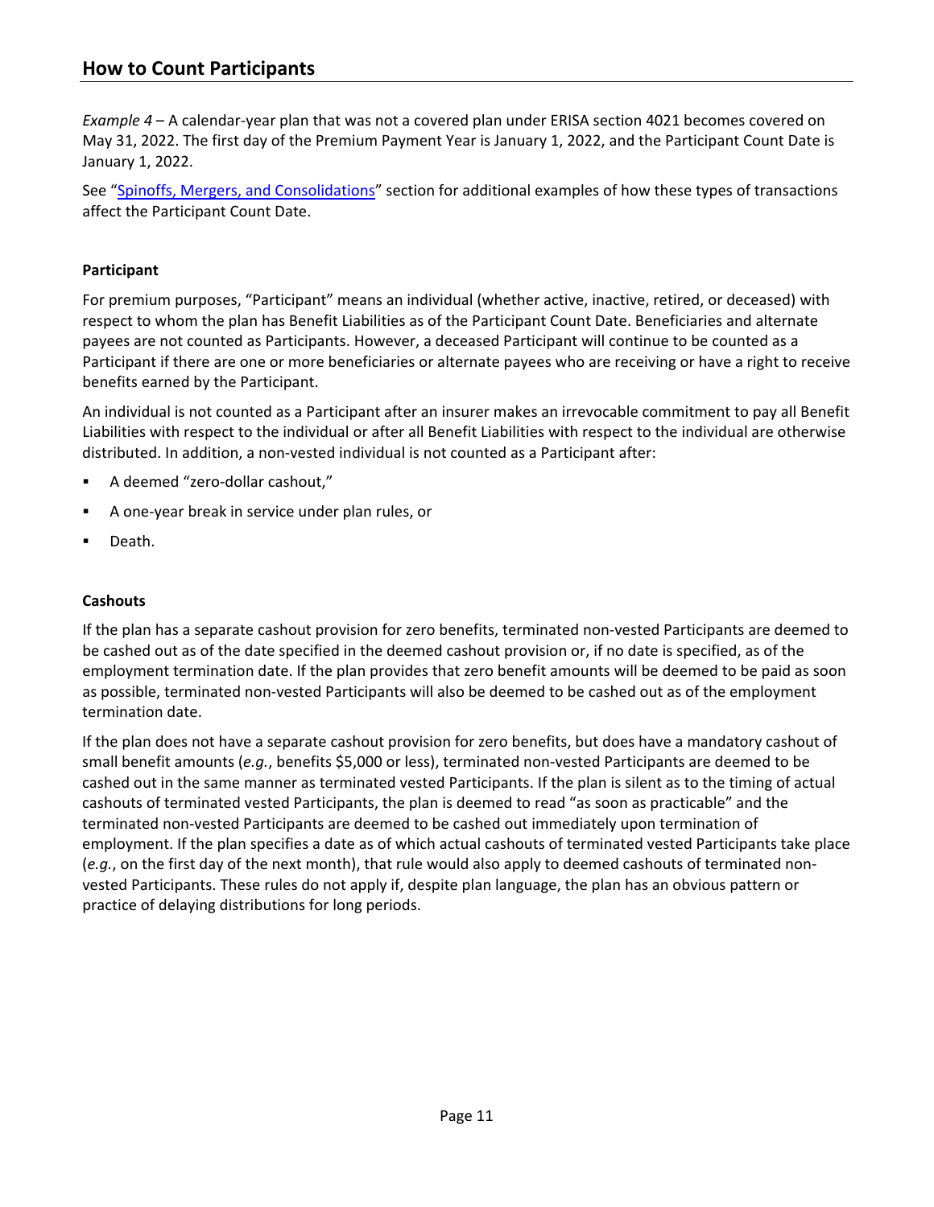*Example 4* – A calendar-year plan that was not a covered plan under ERISA section 4021 becomes covered on May 31, 2022. The first day of the Premium Payment Year is January 1, 2022, and the Participant Count Date is January 1, 2022.

See "Spinoffs, Mergers, and Consolidations" section for additional examples of how these types of transactions affect the Participant Count Date.

### Participant

For premium purposes, "Participant" means an individual (whether active, inactive, retired, or deceased) with respect to whom the plan has Benefit Liabilities as of the Participant Count Date. Beneficiaries and alternate payees are not counted as Participants. However, a deceased Participant will continue to be counted as a Participant if there are one or more beneficiaries or alternate payees who are receiving or have a right to receive benefits earned by the Participant.

An individual is not counted as a Participant after an insurer makes an irrevocable commitment to pay all Benefit Liabilities with respect to the individual or after all Benefit Liabilities with respect to the individual are otherwise distributed. In addition, a non-vested individual is not counted as a Participant after:

- A deemed "zero-dollar cashout,"
- A one-year break in service under plan rules, or
- Death.

### Cashouts

If the plan has a separate cashout provision for zero benefits, terminated non-vested Participants are deemed to be cashed out as of the date specified in the deemed cashout provision or, if no date is specified, as of the employment termination date. If the plan provides that zero benefit amounts will be deemed to be paid as soon as possible, terminated non-vested Participants will also be deemed to be cashed out as of the employment termination date.

If the plan does not have a separate cashout provision for zero benefits, but does have a mandatory cashout of small benefit amounts (*e.g.*, benefits $5,000 or less), terminated non-vested Participants are deemed to be cashed out in the same manner as terminated vested Participants. If the plan is silent as to the timing of actual cashouts of terminated vested Participants, the plan is deemed to read "as soon as practicable" and the terminated non-vested Participants are deemed to be cashed out immediately upon termination of employment. If the plan specifies a date as of which actual cashouts of terminated vested Participants take place (*e.g.*, on the first day of the next month), that rule would also apply to deemed cashouts of terminated non-vested Participants. These rules do not apply if, despite plan language, the plan has an obvious pattern or practice of delaying distributions for long periods.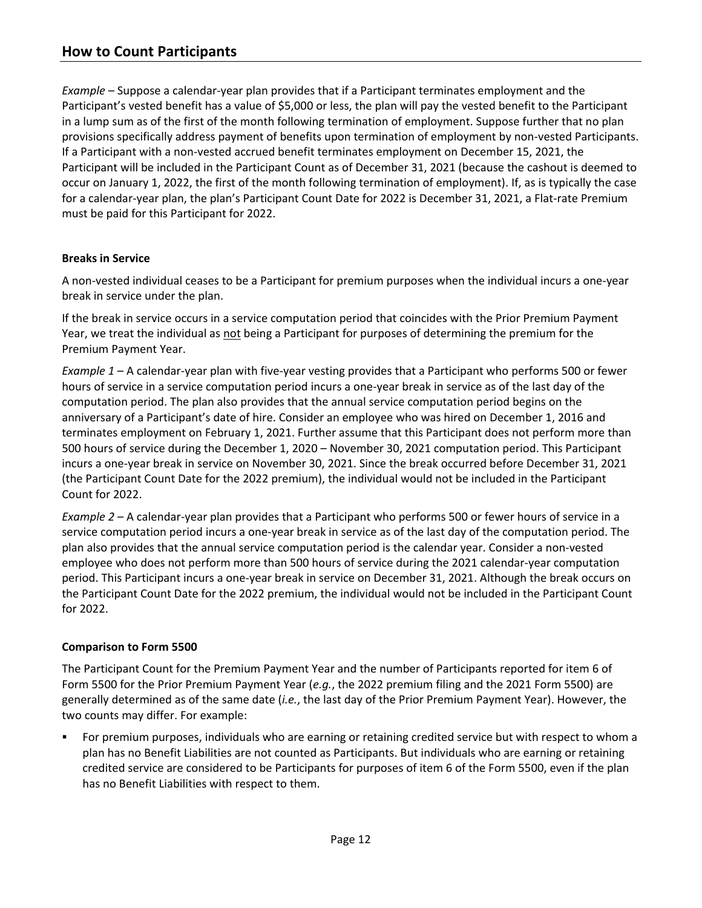*Example* – Suppose a calendar-year plan provides that if a Participant terminates employment and the Participant's vested benefit has a value of $5,000 or less, the plan will pay the vested benefit to the Participant in a lump sum as of the first of the month following termination of employment. Suppose further that no plan provisions specifically address payment of benefits upon termination of employment by non-vested Participants. If a Participant with a non-vested accrued benefit terminates employment on December 15, 2021, the Participant will be included in the Participant Count as of December 31, 2021 (because the cashout is deemed to occur on January 1, 2022, the first of the month following termination of employment). If, as is typically the case for a calendar-year plan, the plan's Participant Count Date for 2022 is December 31, 2021, a Flat-rate Premium must be paid for this Participant for 2022.

**Breaks in Service**

A non-vested individual ceases to be a Participant for premium purposes when the individual incurs a one-year break in service under the plan.

If the break in service occurs in a service computation period that coincides with the Prior Premium Payment Year, we treat the individual as not being a Participant for purposes of determining the premium for the Premium Payment Year.

*Example 1* – A calendar-year plan with five-year vesting provides that a Participant who performs 500 or fewer hours of service in a service computation period incurs a one-year break in service as of the last day of the computation period. The plan also provides that the annual service computation period begins on the anniversary of a Participant's date of hire. Consider an employee who was hired on December 1, 2016 and terminates employment on February 1, 2021. Further assume that this Participant does not perform more than 500 hours of service during the December 1, 2020 – November 30, 2021 computation period. This Participant incurs a one-year break in service on November 30, 2021. Since the break occurred before December 31, 2021 (the Participant Count Date for the 2022 premium), the individual would not be included in the Participant Count for 2022.

*Example 2* – A calendar-year plan provides that a Participant who performs 500 or fewer hours of service in a service computation period incurs a one-year break in service as of the last day of the computation period. The plan also provides that the annual service computation period is the calendar year. Consider a non-vested employee who does not perform more than 500 hours of service during the 2021 calendar-year computation period. This Participant incurs a one-year break in service on December 31, 2021. Although the break occurs on the Participant Count Date for the 2022 premium, the individual would not be included in the Participant Count for 2022.

**Comparison to Form 5500**

The Participant Count for the Premium Payment Year and the number of Participants reported for item 6 of Form 5500 for the Prior Premium Payment Year (*e.g.*, the 2022 premium filing and the 2021 Form 5500) are generally determined as of the same date (*i.e.*, the last day of the Prior Premium Payment Year). However, the two counts may differ. For example:

- For premium purposes, individuals who are earning or retaining credited service but with respect to whom a plan has no Benefit Liabilities are not counted as Participants. But individuals who are earning or retaining credited service are considered to be Participants for purposes of item 6 of the Form 5500, even if the plan has no Benefit Liabilities with respect to them.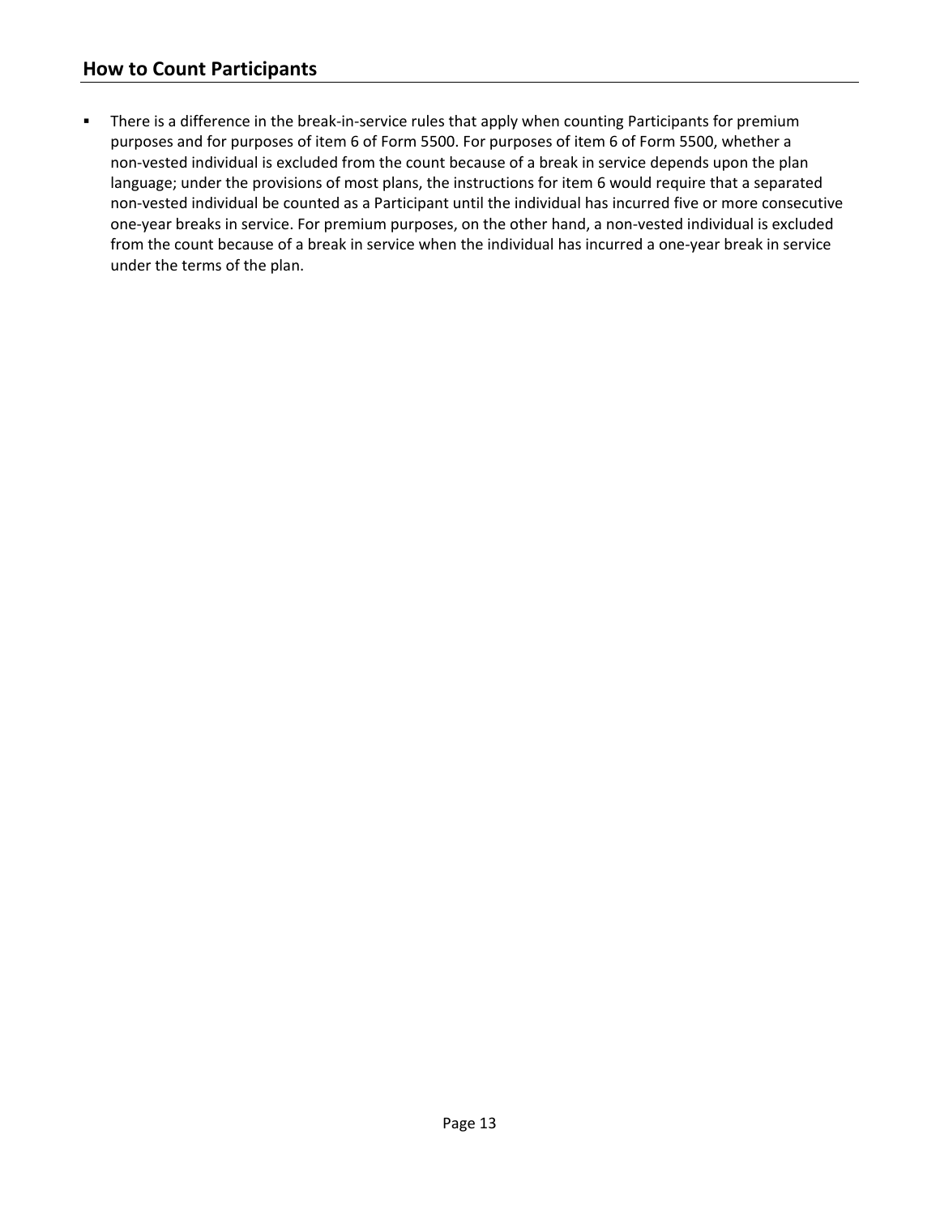## How to Count Participants

- There is a difference in the break-in-service rules that apply when counting Participants for premium purposes and for purposes of item 6 of Form 5500. For purposes of item 6 of Form 5500, whether a non-vested individual is excluded from the count because of a break in service depends upon the plan language; under the provisions of most plans, the instructions for item 6 would require that a separated non-vested individual be counted as a Participant until the individual has incurred five or more consecutive one-year breaks in service. For premium purposes, on the other hand, a non-vested individual is excluded from the count because of a break in service when the individual has incurred a one-year break in service under the terms of the plan.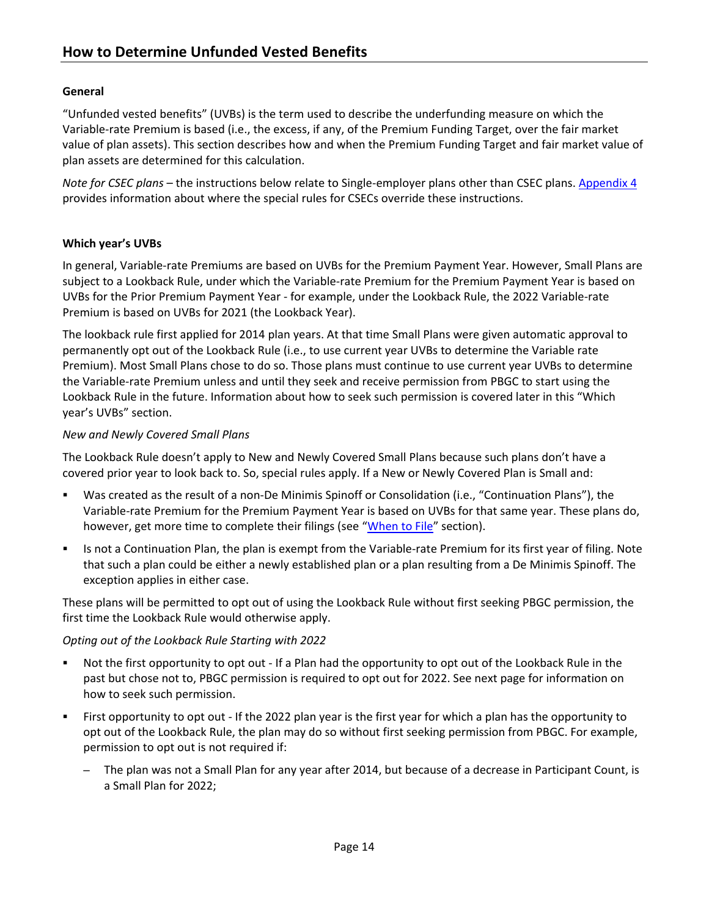## How to Determine Unfunded Vested Benefits

**General**

"Unfunded vested benefits" (UVBs) is the term used to describe the underfunding measure on which the Variable-rate Premium is based (i.e., the excess, if any, of the Premium Funding Target, over the fair market value of plan assets). This section describes how and when the Premium Funding Target and fair market value of plan assets are determined for this calculation.

*Note for CSEC plans* – the instructions below relate to Single-employer plans other than CSEC plans. Appendix 4 provides information about where the special rules for CSECs override these instructions.

**Which year's UVBs**

In general, Variable-rate Premiums are based on UVBs for the Premium Payment Year. However, Small Plans are subject to a Lookback Rule, under which the Variable-rate Premium for the Premium Payment Year is based on UVBs for the Prior Premium Payment Year - for example, under the Lookback Rule, the 2022 Variable-rate Premium is based on UVBs for 2021 (the Lookback Year).

The lookback rule first applied for 2014 plan years. At that time Small Plans were given automatic approval to permanently opt out of the Lookback Rule (i.e., to use current year UVBs to determine the Variable rate Premium). Most Small Plans chose to do so. Those plans must continue to use current year UVBs to determine the Variable-rate Premium unless and until they seek and receive permission from PBGC to start using the Lookback Rule in the future. Information about how to seek such permission is covered later in this "Which year's UVBs" section.

*New and Newly Covered Small Plans*

The Lookback Rule doesn't apply to New and Newly Covered Small Plans because such plans don't have a covered prior year to look back to. So, special rules apply. If a New or Newly Covered Plan is Small and:

- Was created as the result of a non-De Minimis Spinoff or Consolidation (i.e., "Continuation Plans"), the Variable-rate Premium for the Premium Payment Year is based on UVBs for that same year. These plans do, however, get more time to complete their filings (see "When to File" section).
- Is not a Continuation Plan, the plan is exempt from the Variable-rate Premium for its first year of filing. Note that such a plan could be either a newly established plan or a plan resulting from a De Minimis Spinoff. The exception applies in either case.

These plans will be permitted to opt out of using the Lookback Rule without first seeking PBGC permission, the first time the Lookback Rule would otherwise apply.

*Opting out of the Lookback Rule Starting with 2022*

- Not the first opportunity to opt out - If a Plan had the opportunity to opt out of the Lookback Rule in the past but chose not to, PBGC permission is required to opt out for 2022. See next page for information on how to seek such permission.
- First opportunity to opt out - If the 2022 plan year is the first year for which a plan has the opportunity to opt out of the Lookback Rule, the plan may do so without first seeking permission from PBGC. For example, permission to opt out is not required if:
  - The plan was not a Small Plan for any year after 2014, but because of a decrease in Participant Count, is a Small Plan for 2022;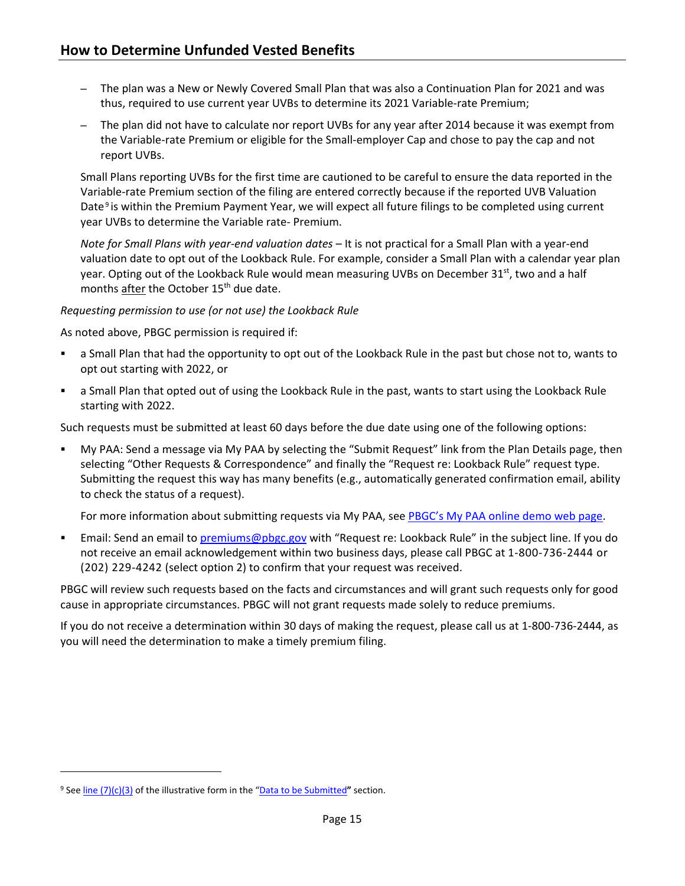- The plan was a New or Newly Covered Small Plan that was also a Continuation Plan for 2021 and was thus, required to use current year UVBs to determine its 2021 Variable-rate Premium;
- The plan did not have to calculate nor report UVBs for any year after 2014 because it was exempt from the Variable-rate Premium or eligible for the Small-employer Cap and chose to pay the cap and not report UVBs.

Small Plans reporting UVBs for the first time are cautioned to be careful to ensure the data reported in the Variable-rate Premium section of the filing are entered correctly because if the reported UVB Valuation Date[9] is within the Premium Payment Year, we will expect all future filings to be completed using current year UVBs to determine the Variable rate- Premium.

*Note for Small Plans with year-end valuation dates* – It is not practical for a Small Plan with a year-end valuation date to opt out of the Lookback Rule. For example, consider a Small Plan with a calendar year plan year. Opting out of the Lookback Rule would mean measuring UVBs on December 31st, two and a half months after the October 15th due date.

*Requesting permission to use (or not use) the Lookback Rule*

As noted above, PBGC permission is required if:

- a Small Plan that had the opportunity to opt out of the Lookback Rule in the past but chose not to, wants to opt out starting with 2022, or
- a Small Plan that opted out of using the Lookback Rule in the past, wants to start using the Lookback Rule starting with 2022.

Such requests must be submitted at least 60 days before the due date using one of the following options:

- My PAA: Send a message via My PAA by selecting the "Submit Request" link from the Plan Details page, then selecting "Other Requests & Correspondence" and finally the "Request re: Lookback Rule" request type. Submitting the request this way has many benefits (e.g., automatically generated confirmation email, ability to check the status of a request).

  For more information about submitting requests via My PAA, see PBGC's My PAA online demo web page.

- Email: Send an email to premiums@pbgc.gov with "Request re: Lookback Rule" in the subject line. If you do not receive an email acknowledgement within two business days, please call PBGC at 1-800-736-2444 or (202) 229-4242 (select option 2) to confirm that your request was received.

PBGC will review such requests based on the facts and circumstances and will grant such requests only for good cause in appropriate circumstances. PBGC will not grant requests made solely to reduce premiums.

If you do not receive a determination within 30 days of making the request, please call us at 1-800-736-2444, as you will need the determination to make a timely premium filing.

---

[9] See line (7)(c)(3) of the illustrative form in the "Data to be Submitted" section.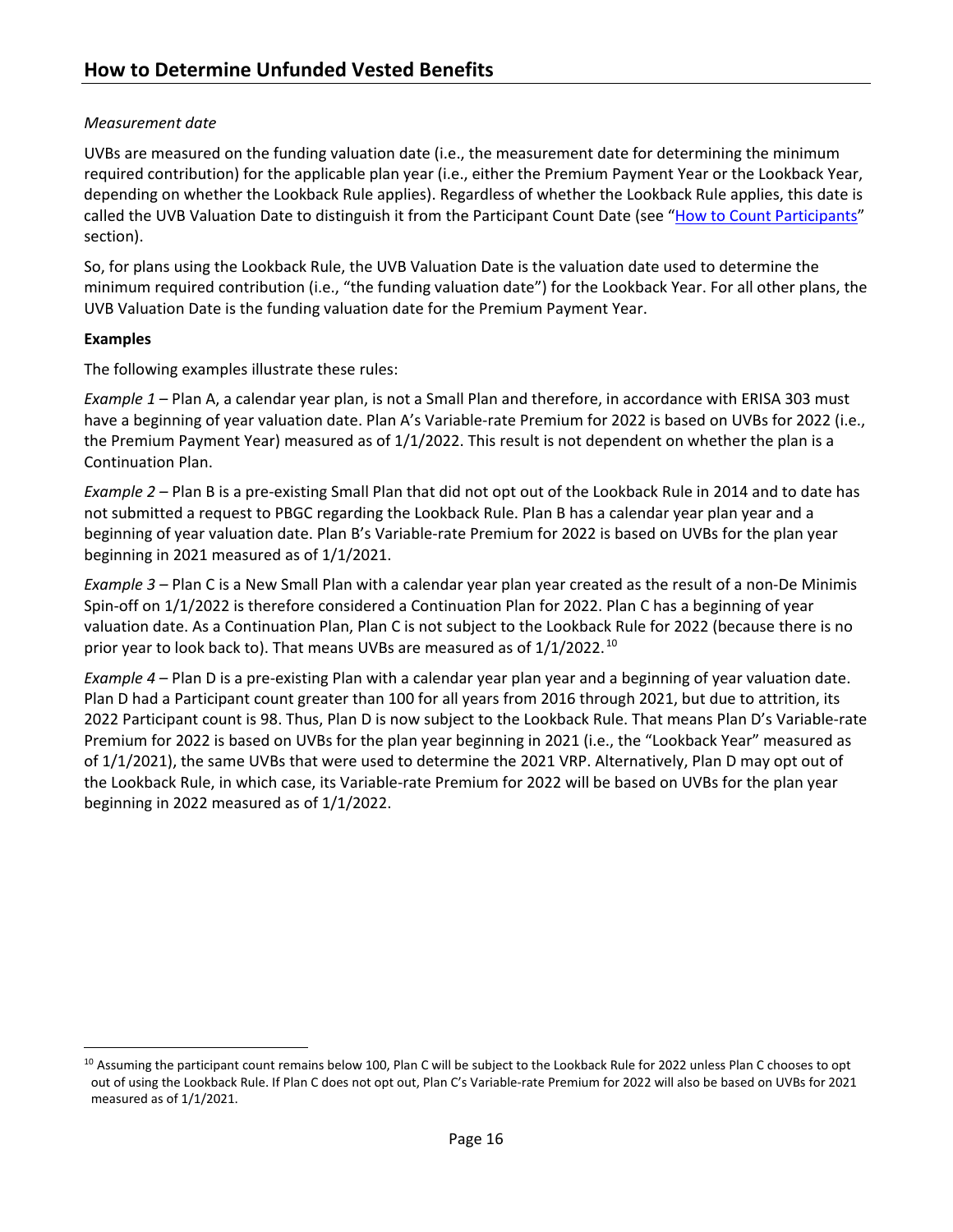## How to Determine Unfunded Vested Benefits

*Measurement date*

UVBs are measured on the funding valuation date (i.e., the measurement date for determining the minimum required contribution) for the applicable plan year (i.e., either the Premium Payment Year or the Lookback Year, depending on whether the Lookback Rule applies). Regardless of whether the Lookback Rule applies, this date is called the UVB Valuation Date to distinguish it from the Participant Count Date (see "How to Count Participants" section).

So, for plans using the Lookback Rule, the UVB Valuation Date is the valuation date used to determine the minimum required contribution (i.e., "the funding valuation date") for the Lookback Year. For all other plans, the UVB Valuation Date is the funding valuation date for the Premium Payment Year.

**Examples**

The following examples illustrate these rules:

*Example 1* – Plan A, a calendar year plan, is not a Small Plan and therefore, in accordance with ERISA 303 must have a beginning of year valuation date. Plan A's Variable-rate Premium for 2022 is based on UVBs for 2022 (i.e., the Premium Payment Year) measured as of 1/1/2022. This result is not dependent on whether the plan is a Continuation Plan.

*Example 2* – Plan B is a pre-existing Small Plan that did not opt out of the Lookback Rule in 2014 and to date has not submitted a request to PBGC regarding the Lookback Rule. Plan B has a calendar year plan year and a beginning of year valuation date. Plan B's Variable-rate Premium for 2022 is based on UVBs for the plan year beginning in 2021 measured as of 1/1/2021.

*Example 3* – Plan C is a New Small Plan with a calendar year plan year created as the result of a non-De Minimis Spin-off on 1/1/2022 is therefore considered a Continuation Plan for 2022. Plan C has a beginning of year valuation date. As a Continuation Plan, Plan C is not subject to the Lookback Rule for 2022 (because there is no prior year to look back to). That means UVBs are measured as of 1/1/2022.[10]

*Example 4* – Plan D is a pre-existing Plan with a calendar year plan year and a beginning of year valuation date. Plan D had a Participant count greater than 100 for all years from 2016 through 2021, but due to attrition, its 2022 Participant count is 98. Thus, Plan D is now subject to the Lookback Rule. That means Plan D's Variable-rate Premium for 2022 is based on UVBs for the plan year beginning in 2021 (i.e., the "Lookback Year" measured as of 1/1/2021), the same UVBs that were used to determine the 2021 VRP. Alternatively, Plan D may opt out of the Lookback Rule, in which case, its Variable-rate Premium for 2022 will be based on UVBs for the plan year beginning in 2022 measured as of 1/1/2022.

[10] Assuming the participant count remains below 100, Plan C will be subject to the Lookback Rule for 2022 unless Plan C chooses to opt out of using the Lookback Rule. If Plan C does not opt out, Plan C's Variable-rate Premium for 2022 will also be based on UVBs for 2021 measured as of 1/1/2021.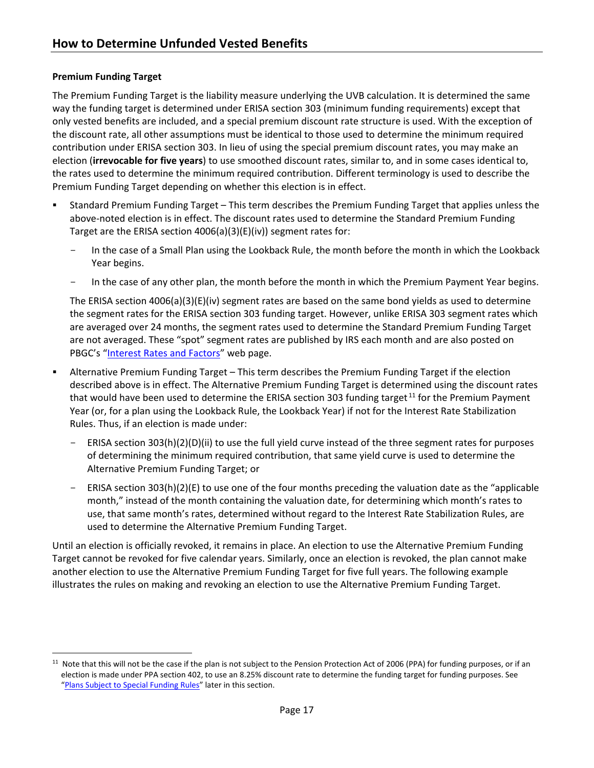### Premium Funding Target

The Premium Funding Target is the liability measure underlying the UVB calculation. It is determined the same way the funding target is determined under ERISA section 303 (minimum funding requirements) except that only vested benefits are included, and a special premium discount rate structure is used. With the exception of the discount rate, all other assumptions must be identical to those used to determine the minimum required contribution under ERISA section 303. In lieu of using the special premium discount rates, you may make an election (**irrevocable for five years**) to use smoothed discount rates, similar to, and in some cases identical to, the rates used to determine the minimum required contribution. Different terminology is used to describe the Premium Funding Target depending on whether this election is in effect.

- Standard Premium Funding Target – This term describes the Premium Funding Target that applies unless the above-noted election is in effect. The discount rates used to determine the Standard Premium Funding Target are the ERISA section 4006(a)(3)(E)(iv)) segment rates for:
  - In the case of a Small Plan using the Lookback Rule, the month before the month in which the Lookback Year begins.
  - In the case of any other plan, the month before the month in which the Premium Payment Year begins.

  The ERISA section 4006(a)(3)(E)(iv) segment rates are based on the same bond yields as used to determine the segment rates for the ERISA section 303 funding target. However, unlike ERISA 303 segment rates which are averaged over 24 months, the segment rates used to determine the Standard Premium Funding Target are not averaged. These "spot" segment rates are published by IRS each month and are also posted on PBGC's "Interest Rates and Factors" web page.

- Alternative Premium Funding Target – This term describes the Premium Funding Target if the election described above is in effect. The Alternative Premium Funding Target is determined using the discount rates that would have been used to determine the ERISA section 303 funding target[11] for the Premium Payment Year (or, for a plan using the Lookback Rule, the Lookback Year) if not for the Interest Rate Stabilization Rules. Thus, if an election is made under:
  - ERISA section 303(h)(2)(D)(ii) to use the full yield curve instead of the three segment rates for purposes of determining the minimum required contribution, that same yield curve is used to determine the Alternative Premium Funding Target; or
  - ERISA section 303(h)(2)(E) to use one of the four months preceding the valuation date as the "applicable month," instead of the month containing the valuation date, for determining which month's rates to use, that same month's rates, determined without regard to the Interest Rate Stabilization Rules, are used to determine the Alternative Premium Funding Target.

Until an election is officially revoked, it remains in place. An election to use the Alternative Premium Funding Target cannot be revoked for five calendar years. Similarly, once an election is revoked, the plan cannot make another election to use the Alternative Premium Funding Target for five full years. The following example illustrates the rules on making and revoking an election to use the Alternative Premium Funding Target.

[11] Note that this will not be the case if the plan is not subject to the Pension Protection Act of 2006 (PPA) for funding purposes, or if an election is made under PPA section 402, to use an 8.25% discount rate to determine the funding target for funding purposes. See "Plans Subject to Special Funding Rules" later in this section.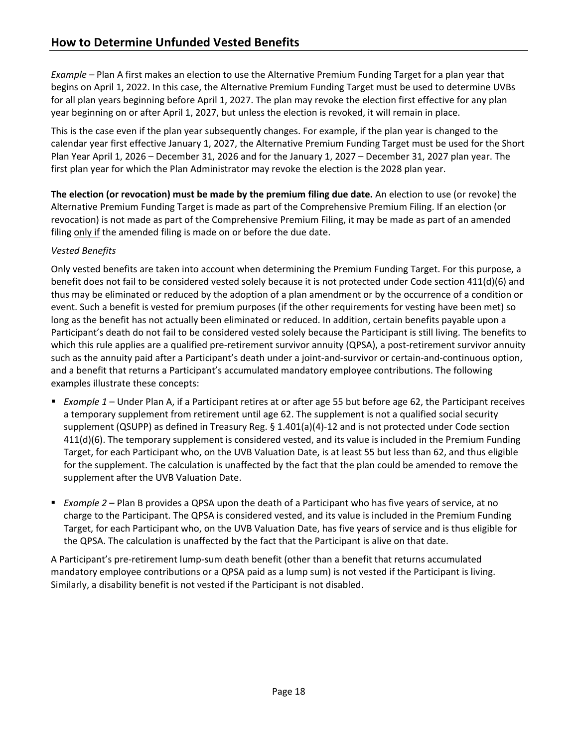*Example* – Plan A first makes an election to use the Alternative Premium Funding Target for a plan year that begins on April 1, 2022. In this case, the Alternative Premium Funding Target must be used to determine UVBs for all plan years beginning before April 1, 2027. The plan may revoke the election first effective for any plan year beginning on or after April 1, 2027, but unless the election is revoked, it will remain in place.

This is the case even if the plan year subsequently changes. For example, if the plan year is changed to the calendar year first effective January 1, 2027, the Alternative Premium Funding Target must be used for the Short Plan Year April 1, 2026 – December 31, 2026 and for the January 1, 2027 – December 31, 2027 plan year. The first plan year for which the Plan Administrator may revoke the election is the 2028 plan year.

**The election (or revocation) must be made by the premium filing due date.** An election to use (or revoke) the Alternative Premium Funding Target is made as part of the Comprehensive Premium Filing. If an election (or revocation) is not made as part of the Comprehensive Premium Filing, it may be made as part of an amended filing <u>only if</u> the amended filing is made on or before the due date.

*Vested Benefits*

Only vested benefits are taken into account when determining the Premium Funding Target. For this purpose, a benefit does not fail to be considered vested solely because it is not protected under Code section 411(d)(6) and thus may be eliminated or reduced by the adoption of a plan amendment or by the occurrence of a condition or event. Such a benefit is vested for premium purposes (if the other requirements for vesting have been met) so long as the benefit has not actually been eliminated or reduced. In addition, certain benefits payable upon a Participant's death do not fail to be considered vested solely because the Participant is still living. The benefits to which this rule applies are a qualified pre-retirement survivor annuity (QPSA), a post-retirement survivor annuity such as the annuity paid after a Participant's death under a joint-and-survivor or certain-and-continuous option, and a benefit that returns a Participant's accumulated mandatory employee contributions. The following examples illustrate these concepts:

- *Example 1* – Under Plan A, if a Participant retires at or after age 55 but before age 62, the Participant receives a temporary supplement from retirement until age 62. The supplement is not a qualified social security supplement (QSUPP) as defined in Treasury Reg. § 1.401(a)(4)-12 and is not protected under Code section 411(d)(6). The temporary supplement is considered vested, and its value is included in the Premium Funding Target, for each Participant who, on the UVB Valuation Date, is at least 55 but less than 62, and thus eligible for the supplement. The calculation is unaffected by the fact that the plan could be amended to remove the supplement after the UVB Valuation Date.

- *Example 2* – Plan B provides a QPSA upon the death of a Participant who has five years of service, at no charge to the Participant. The QPSA is considered vested, and its value is included in the Premium Funding Target, for each Participant who, on the UVB Valuation Date, has five years of service and is thus eligible for the QPSA. The calculation is unaffected by the fact that the Participant is alive on that date.

A Participant's pre-retirement lump-sum death benefit (other than a benefit that returns accumulated mandatory employee contributions or a QPSA paid as a lump sum) is not vested if the Participant is living. Similarly, a disability benefit is not vested if the Participant is not disabled.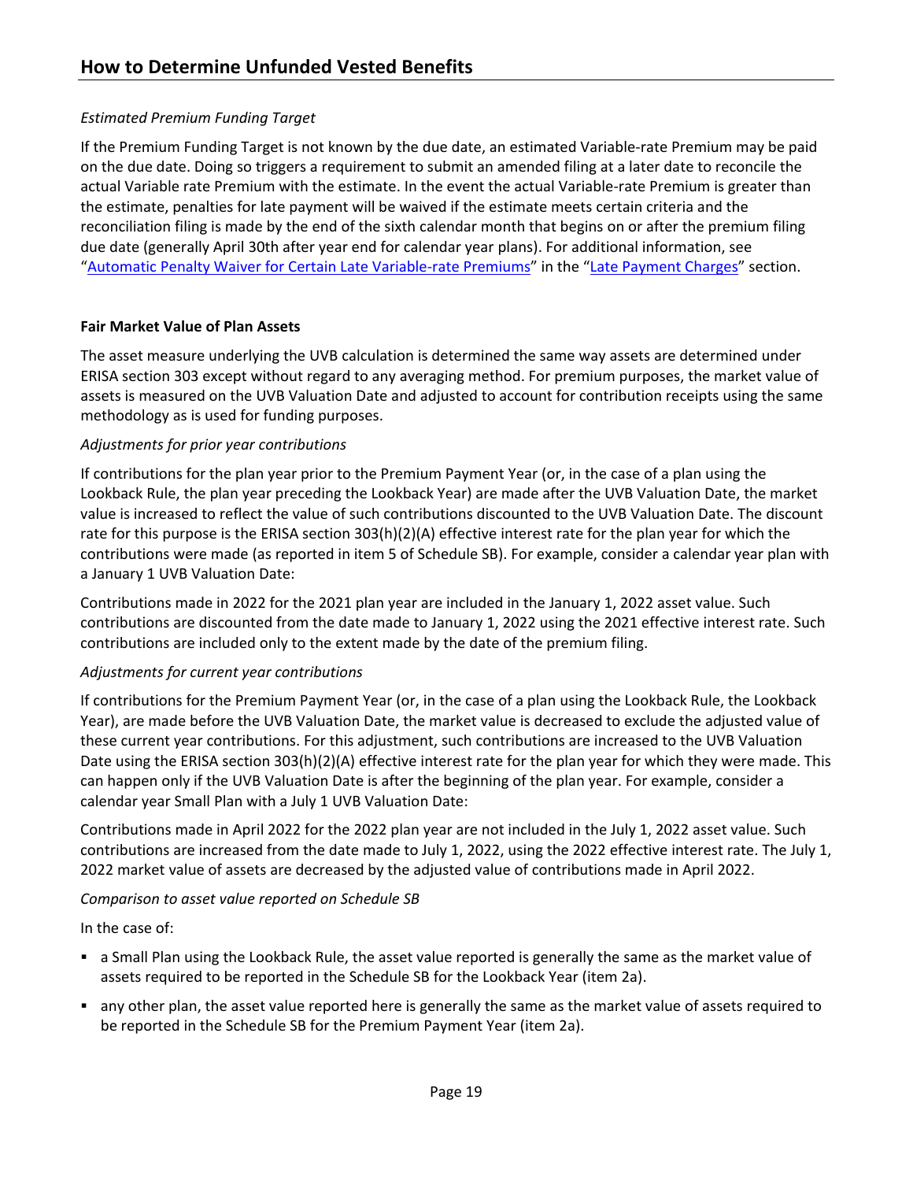*Estimated Premium Funding Target*

If the Premium Funding Target is not known by the due date, an estimated Variable-rate Premium may be paid on the due date. Doing so triggers a requirement to submit an amended filing at a later date to reconcile the actual Variable rate Premium with the estimate. In the event the actual Variable-rate Premium is greater than the estimate, penalties for late payment will be waived if the estimate meets certain criteria and the reconciliation filing is made by the end of the sixth calendar month that begins on or after the premium filing due date (generally April 30th after year end for calendar year plans). For additional information, see "Automatic Penalty Waiver for Certain Late Variable-rate Premiums" in the "Late Payment Charges" section.

**Fair Market Value of Plan Assets**

The asset measure underlying the UVB calculation is determined the same way assets are determined under ERISA section 303 except without regard to any averaging method. For premium purposes, the market value of assets is measured on the UVB Valuation Date and adjusted to account for contribution receipts using the same methodology as is used for funding purposes.

*Adjustments for prior year contributions*

If contributions for the plan year prior to the Premium Payment Year (or, in the case of a plan using the Lookback Rule, the plan year preceding the Lookback Year) are made after the UVB Valuation Date, the market value is increased to reflect the value of such contributions discounted to the UVB Valuation Date. The discount rate for this purpose is the ERISA section 303(h)(2)(A) effective interest rate for the plan year for which the contributions were made (as reported in item 5 of Schedule SB). For example, consider a calendar year plan with a January 1 UVB Valuation Date:

Contributions made in 2022 for the 2021 plan year are included in the January 1, 2022 asset value. Such contributions are discounted from the date made to January 1, 2022 using the 2021 effective interest rate. Such contributions are included only to the extent made by the date of the premium filing.

*Adjustments for current year contributions*

If contributions for the Premium Payment Year (or, in the case of a plan using the Lookback Rule, the Lookback Year), are made before the UVB Valuation Date, the market value is decreased to exclude the adjusted value of these current year contributions. For this adjustment, such contributions are increased to the UVB Valuation Date using the ERISA section 303(h)(2)(A) effective interest rate for the plan year for which they were made. This can happen only if the UVB Valuation Date is after the beginning of the plan year. For example, consider a calendar year Small Plan with a July 1 UVB Valuation Date:

Contributions made in April 2022 for the 2022 plan year are not included in the July 1, 2022 asset value. Such contributions are increased from the date made to July 1, 2022, using the 2022 effective interest rate. The July 1, 2022 market value of assets are decreased by the adjusted value of contributions made in April 2022.

*Comparison to asset value reported on Schedule SB*

In the case of:

- a Small Plan using the Lookback Rule, the asset value reported is generally the same as the market value of assets required to be reported in the Schedule SB for the Lookback Year (item 2a).
- any other plan, the asset value reported here is generally the same as the market value of assets required to be reported in the Schedule SB for the Premium Payment Year (item 2a).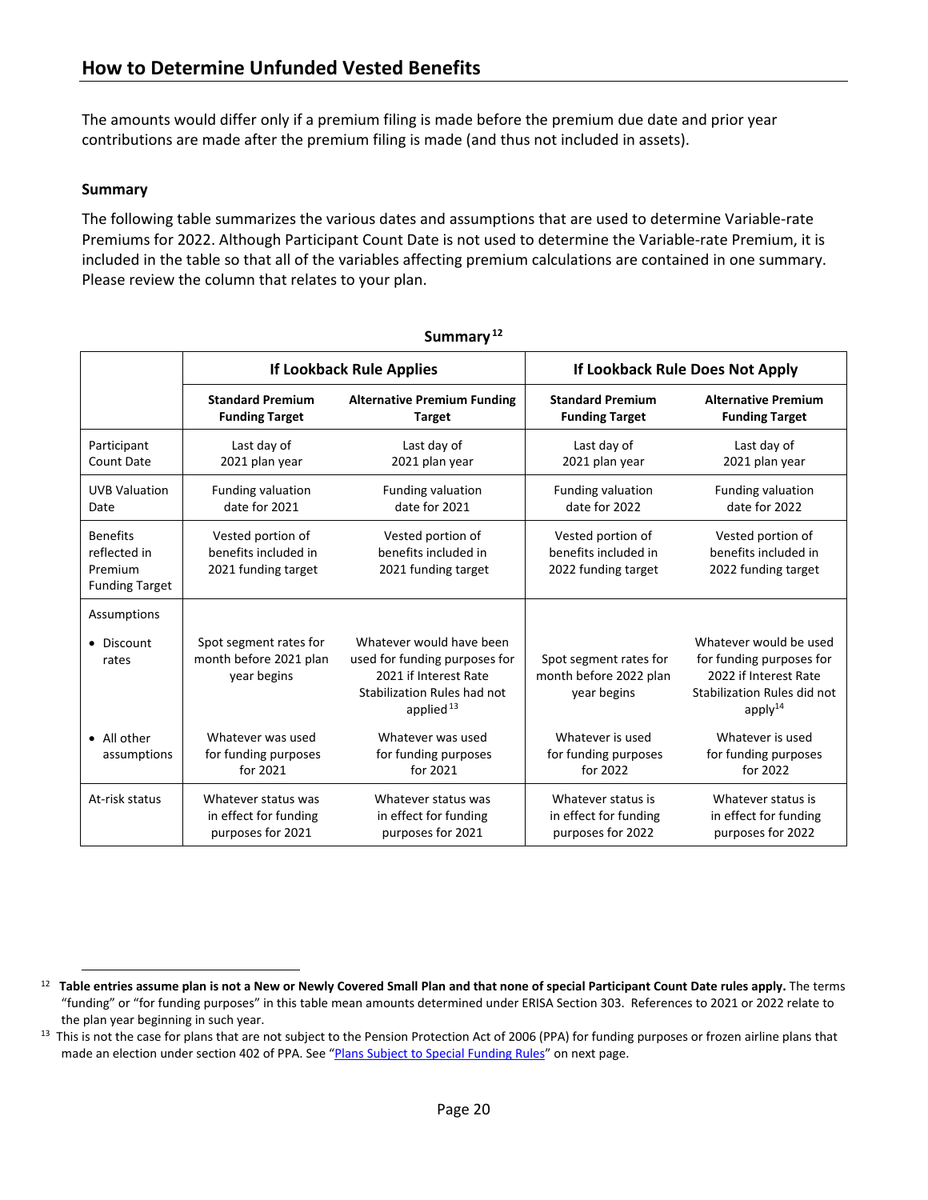## How to Determine Unfunded Vested Benefits

The amounts would differ only if a premium filing is made before the premium due date and prior year contributions are made after the premium filing is made (and thus not included in assets).

**Summary**

The following table summarizes the various dates and assumptions that are used to determine Variable-rate Premiums for 2022. Although Participant Count Date is not used to determine the Variable-rate Premium, it is included in the table so that all of the variables affecting premium calculations are contained in one summary. Please review the column that relates to your plan.

**Summary**[12]

| | **If Lookback Rule Applies** | | **If Lookback Rule Does Not Apply** | |
|---|---|---|---|---|
| | **Standard Premium Funding Target** | **Alternative Premium Funding Target** | **Standard Premium Funding Target** | **Alternative Premium Funding Target** |
| Participant Count Date | Last day of 2021 plan year | Last day of 2021 plan year | Last day of 2021 plan year | Last day of 2021 plan year |
| UVB Valuation Date | Funding valuation date for 2021 | Funding valuation date for 2021 | Funding valuation date for 2022 | Funding valuation date for 2022 |
| Benefits reflected in Premium Funding Target | Vested portion of benefits included in 2021 funding target | Vested portion of benefits included in 2021 funding target | Vested portion of benefits included in 2022 funding target | Vested portion of benefits included in 2022 funding target |
| Assumptions | | | | |
| • Discount rates | Spot segment rates for month before 2021 plan year begins | Whatever would have been used for funding purposes for 2021 if Interest Rate Stabilization Rules had not applied[13] | Spot segment rates for month before 2022 plan year begins | Whatever would be used for funding purposes for 2022 if Interest Rate Stabilization Rules did not apply[14] |
| • All other assumptions | Whatever was used for funding purposes for 2021 | Whatever was used for funding purposes for 2021 | Whatever is used for funding purposes for 2022 | Whatever is used for funding purposes for 2022 |
| At-risk status | Whatever status was in effect for funding purposes for 2021 | Whatever status was in effect for funding purposes for 2021 | Whatever status is in effect for funding purposes for 2022 | Whatever status is in effect for funding purposes for 2022 |

[12] **Table entries assume plan is not a New or Newly Covered Small Plan and that none of special Participant Count Date rules apply.** The terms "funding" or "for funding purposes" in this table mean amounts determined under ERISA Section 303. References to 2021 or 2022 relate to the plan year beginning in such year.

[13] This is not the case for plans that are not subject to the Pension Protection Act of 2006 (PPA) for funding purposes or frozen airline plans that made an election under section 402 of PPA. See "Plans Subject to Special Funding Rules" on next page.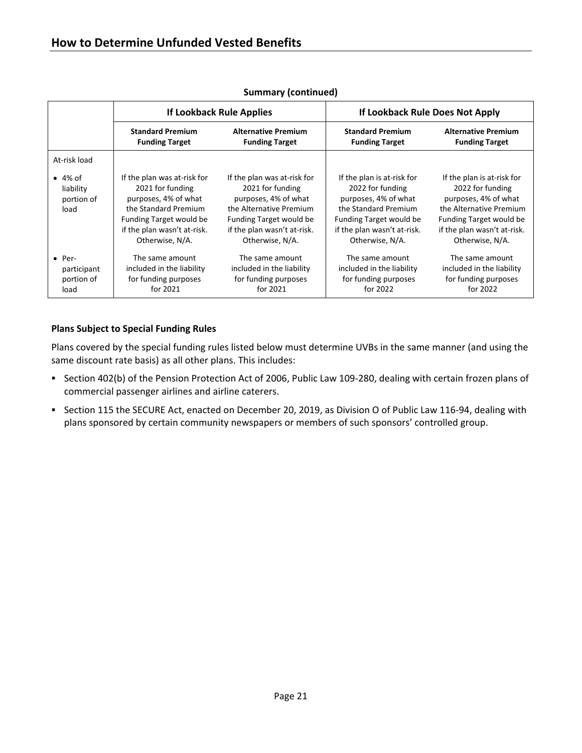## How to Determine Unfunded Vested Benefits

**Summary (continued)**

| | If Lookback Rule Applies | | If Lookback Rule Does Not Apply | |
|---|---|---|---|---|
| | **Standard Premium Funding Target** | **Alternative Premium Funding Target** | **Standard Premium Funding Target** | **Alternative Premium Funding Target** |
| At-risk load | | | | |
| • 4% of liability portion of load | If the plan was at-risk for 2021 for funding purposes, 4% of what the Standard Premium Funding Target would be if the plan wasn't at-risk. Otherwise, N/A. | If the plan was at-risk for 2021 for funding purposes, 4% of what the Alternative Premium Funding Target would be if the plan wasn't at-risk. Otherwise, N/A. | If the plan is at-risk for 2022 for funding purposes, 4% of what the Standard Premium Funding Target would be if the plan wasn't at-risk. Otherwise, N/A. | If the plan is at-risk for 2022 for funding purposes, 4% of what the Alternative Premium Funding Target would be if the plan wasn't at-risk. Otherwise, N/A. |
| • Per-participant portion of load | The same amount included in the liability for funding purposes for 2021 | The same amount included in the liability for funding purposes for 2021 | The same amount included in the liability for funding purposes for 2022 | The same amount included in the liability for funding purposes for 2022 |

**Plans Subject to Special Funding Rules**

Plans covered by the special funding rules listed below must determine UVBs in the same manner (and using the same discount rate basis) as all other plans. This includes:

- Section 402(b) of the Pension Protection Act of 2006, Public Law 109-280, dealing with certain frozen plans of commercial passenger airlines and airline caterers.
- Section 115 the SECURE Act, enacted on December 20, 2019, as Division O of Public Law 116-94, dealing with plans sponsored by certain community newspapers or members of such sponsors' controlled group.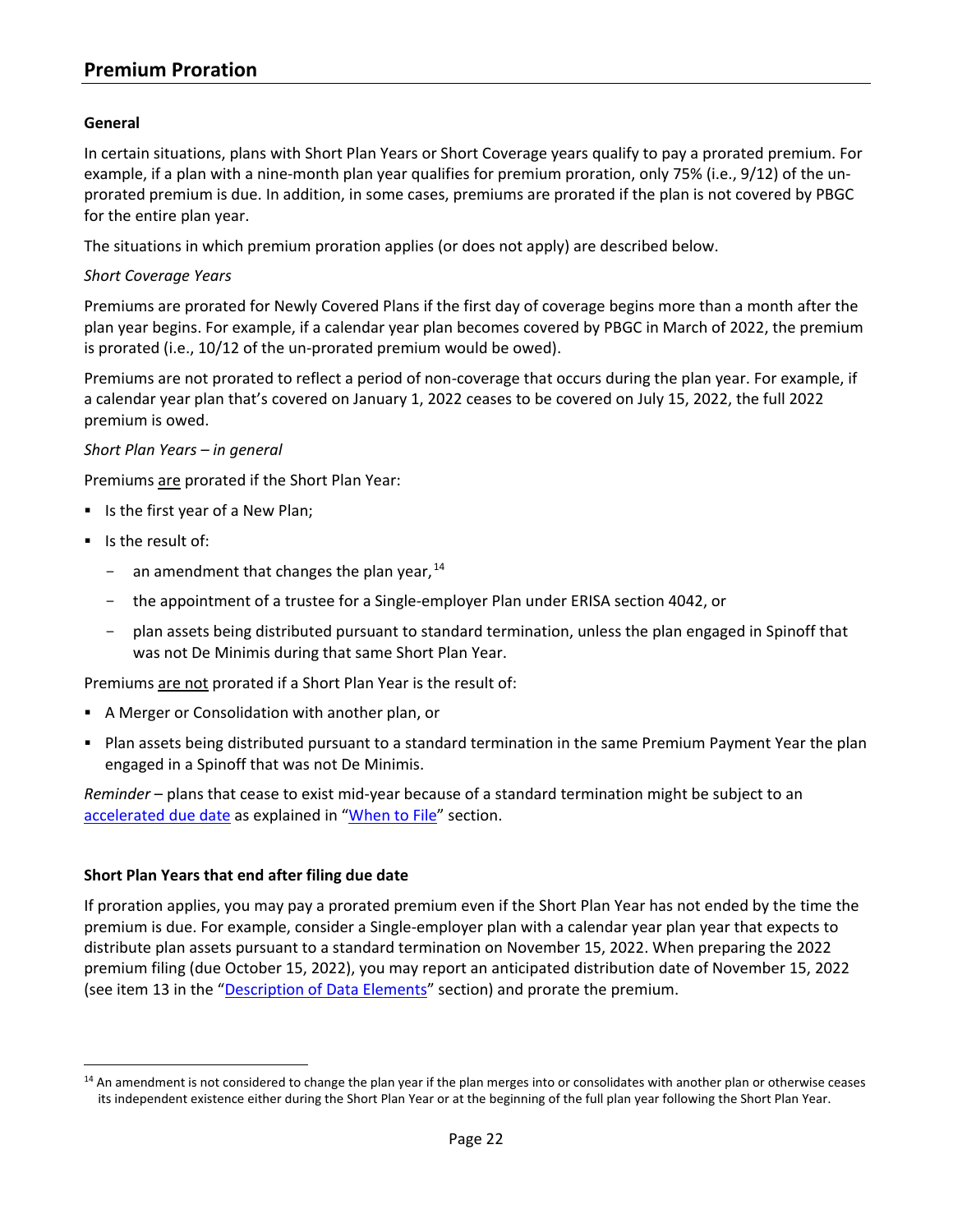## Premium Proration

**General**

In certain situations, plans with Short Plan Years or Short Coverage years qualify to pay a prorated premium. For example, if a plan with a nine-month plan year qualifies for premium proration, only 75% (i.e., 9/12) of the un-prorated premium is due. In addition, in some cases, premiums are prorated if the plan is not covered by PBGC for the entire plan year.

The situations in which premium proration applies (or does not apply) are described below.

*Short Coverage Years*

Premiums are prorated for Newly Covered Plans if the first day of coverage begins more than a month after the plan year begins. For example, if a calendar year plan becomes covered by PBGC in March of 2022, the premium is prorated (i.e., 10/12 of the un-prorated premium would be owed).

Premiums are not prorated to reflect a period of non-coverage that occurs during the plan year. For example, if a calendar year plan that's covered on January 1, 2022 ceases to be covered on July 15, 2022, the full 2022 premium is owed.

*Short Plan Years – in general*

Premiums <u>are</u> prorated if the Short Plan Year:

- Is the first year of a New Plan;
- Is the result of:
  - an amendment that changes the plan year,[14]
  - the appointment of a trustee for a Single-employer Plan under ERISA section 4042, or
  - plan assets being distributed pursuant to standard termination, unless the plan engaged in Spinoff that was not De Minimis during that same Short Plan Year.

Premiums <u>are not</u> prorated if a Short Plan Year is the result of:

- A Merger or Consolidation with another plan, or
- Plan assets being distributed pursuant to a standard termination in the same Premium Payment Year the plan engaged in a Spinoff that was not De Minimis.

*Reminder* – plans that cease to exist mid-year because of a standard termination might be subject to an accelerated due date as explained in "When to File" section.

**Short Plan Years that end after filing due date**

If proration applies, you may pay a prorated premium even if the Short Plan Year has not ended by the time the premium is due. For example, consider a Single-employer plan with a calendar year plan year that expects to distribute plan assets pursuant to a standard termination on November 15, 2022. When preparing the 2022 premium filing (due October 15, 2022), you may report an anticipated distribution date of November 15, 2022 (see item 13 in the "Description of Data Elements" section) and prorate the premium.

---

[14] An amendment is not considered to change the plan year if the plan merges into or consolidates with another plan or otherwise ceases its independent existence either during the Short Plan Year or at the beginning of the full plan year following the Short Plan Year.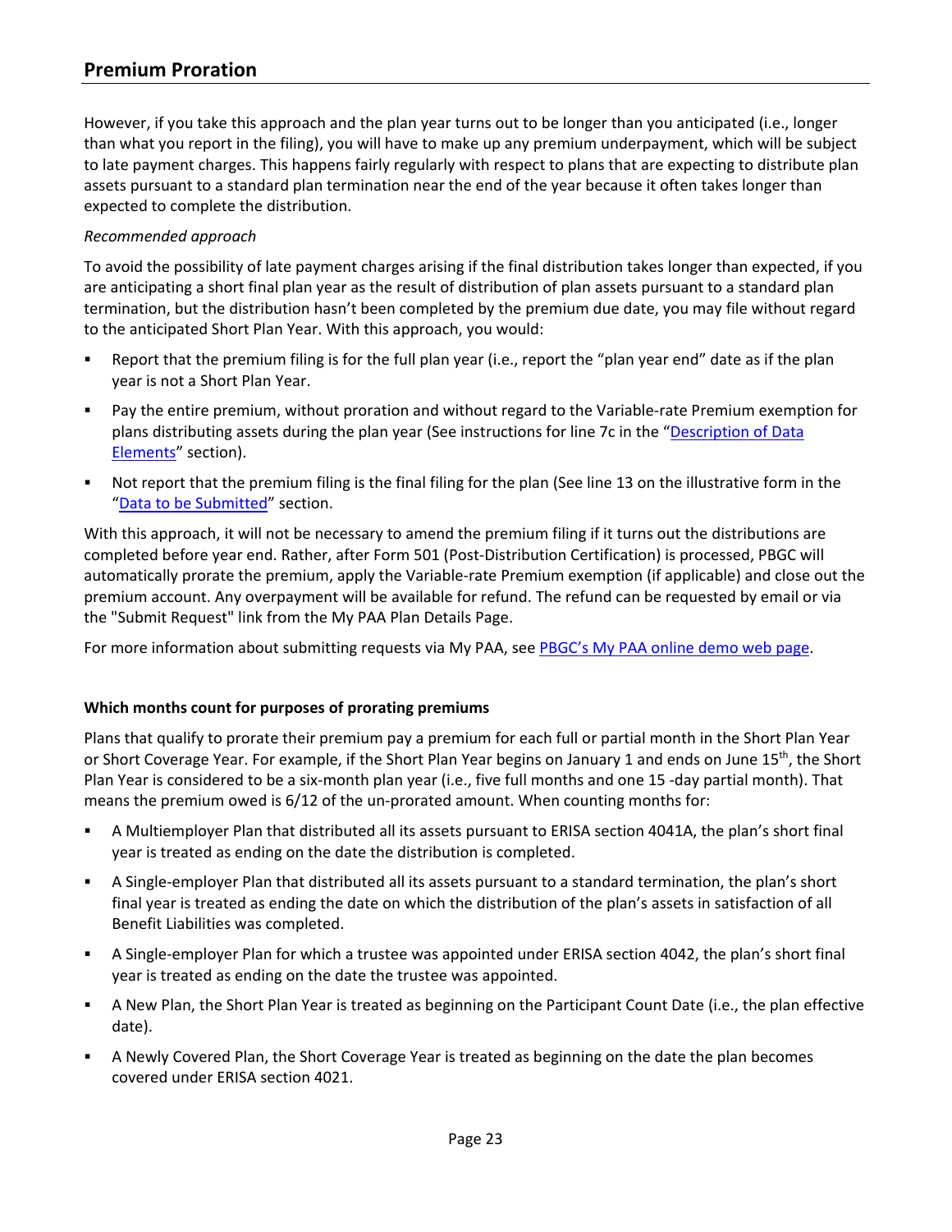However, if you take this approach and the plan year turns out to be longer than you anticipated (i.e., longer than what you report in the filing), you will have to make up any premium underpayment, which will be subject to late payment charges. This happens fairly regularly with respect to plans that are expecting to distribute plan assets pursuant to a standard plan termination near the end of the year because it often takes longer than expected to complete the distribution.

*Recommended approach*

To avoid the possibility of late payment charges arising if the final distribution takes longer than expected, if you are anticipating a short final plan year as the result of distribution of plan assets pursuant to a standard plan termination, but the distribution hasn't been completed by the premium due date, you may file without regard to the anticipated Short Plan Year. With this approach, you would:

- Report that the premium filing is for the full plan year (i.e., report the "plan year end" date as if the plan year is not a Short Plan Year.
- Pay the entire premium, without proration and without regard to the Variable-rate Premium exemption for plans distributing assets during the plan year (See instructions for line 7c in the "Description of Data Elements" section).
- Not report that the premium filing is the final filing for the plan (See line 13 on the illustrative form in the "Data to be Submitted" section.

With this approach, it will not be necessary to amend the premium filing if it turns out the distributions are completed before year end. Rather, after Form 501 (Post-Distribution Certification) is processed, PBGC will automatically prorate the premium, apply the Variable-rate Premium exemption (if applicable) and close out the premium account. Any overpayment will be available for refund. The refund can be requested by email or via the "Submit Request" link from the My PAA Plan Details Page.

For more information about submitting requests via My PAA, see PBGC's My PAA online demo web page.

**Which months count for purposes of prorating premiums**

Plans that qualify to prorate their premium pay a premium for each full or partial month in the Short Plan Year or Short Coverage Year. For example, if the Short Plan Year begins on January 1 and ends on June 15th, the Short Plan Year is considered to be a six-month plan year (i.e., five full months and one 15 -day partial month). That means the premium owed is 6/12 of the un-prorated amount. When counting months for:

- A Multiemployer Plan that distributed all its assets pursuant to ERISA section 4041A, the plan's short final year is treated as ending on the date the distribution is completed.
- A Single-employer Plan that distributed all its assets pursuant to a standard termination, the plan's short final year is treated as ending the date on which the distribution of the plan's assets in satisfaction of all Benefit Liabilities was completed.
- A Single-employer Plan for which a trustee was appointed under ERISA section 4042, the plan's short final year is treated as ending on the date the trustee was appointed.
- A New Plan, the Short Plan Year is treated as beginning on the Participant Count Date (i.e., the plan effective date).
- A Newly Covered Plan, the Short Coverage Year is treated as beginning on the date the plan becomes covered under ERISA section 4021.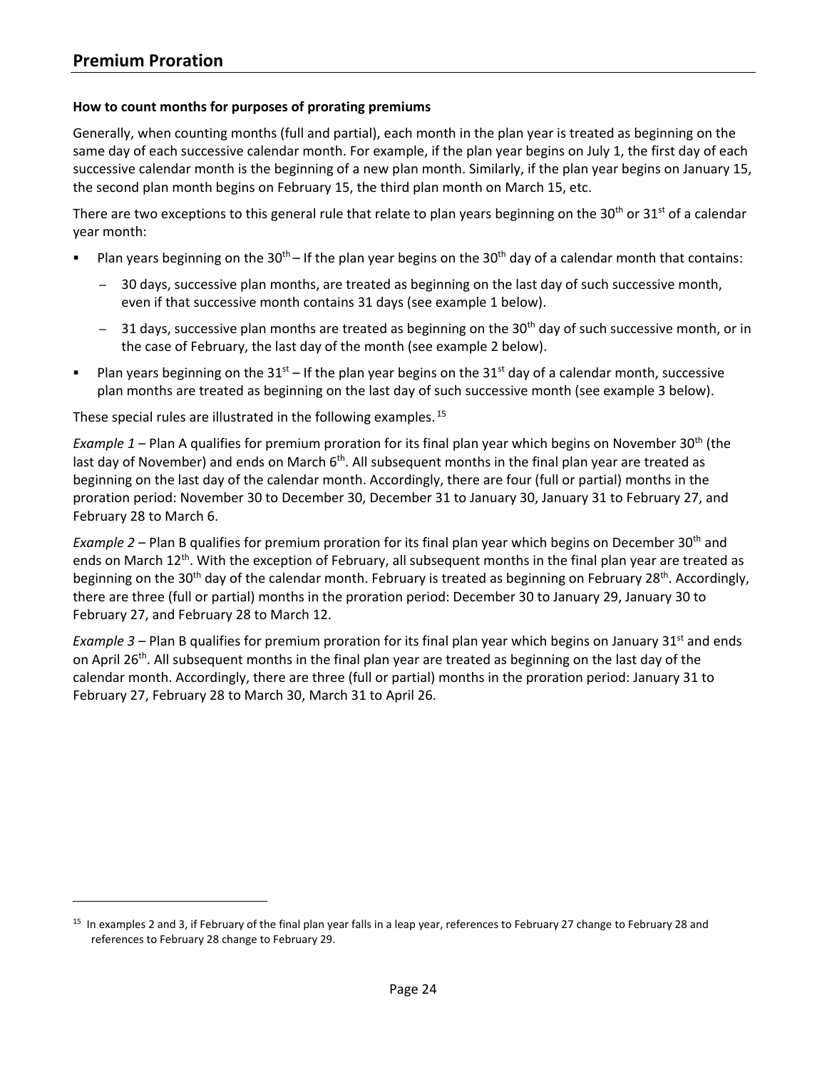## Premium Proration

**How to count months for purposes of prorating premiums**

Generally, when counting months (full and partial), each month in the plan year is treated as beginning on the same day of each successive calendar month. For example, if the plan year begins on July 1, the first day of each successive calendar month is the beginning of a new plan month. Similarly, if the plan year begins on January 15, the second plan month begins on February 15, the third plan month on March 15, etc.

There are two exceptions to this general rule that relate to plan years beginning on the 30th or 31st of a calendar year month:

- Plan years beginning on the 30th – If the plan year begins on the 30th day of a calendar month that contains:
  - 30 days, successive plan months, are treated as beginning on the last day of such successive month, even if that successive month contains 31 days (see example 1 below).
  - 31 days, successive plan months are treated as beginning on the 30th day of such successive month, or in the case of February, the last day of the month (see example 2 below).
- Plan years beginning on the 31st – If the plan year begins on the 31st day of a calendar month, successive plan months are treated as beginning on the last day of such successive month (see example 3 below).

These special rules are illustrated in the following examples.[15]

*Example 1* – Plan A qualifies for premium proration for its final plan year which begins on November 30th (the last day of November) and ends on March 6th. All subsequent months in the final plan year are treated as beginning on the last day of the calendar month. Accordingly, there are four (full or partial) months in the proration period: November 30 to December 30, December 31 to January 30, January 31 to February 27, and February 28 to March 6.

*Example 2* – Plan B qualifies for premium proration for its final plan year which begins on December 30th and ends on March 12th. With the exception of February, all subsequent months in the final plan year are treated as beginning on the 30th day of the calendar month. February is treated as beginning on February 28th. Accordingly, there are three (full or partial) months in the proration period: December 30 to January 29, January 30 to February 27, and February 28 to March 12.

*Example 3* – Plan B qualifies for premium proration for its final plan year which begins on January 31st and ends on April 26th. All subsequent months in the final plan year are treated as beginning on the last day of the calendar month. Accordingly, there are three (full or partial) months in the proration period: January 31 to February 27, February 28 to March 30, March 31 to April 26.

---

[15] In examples 2 and 3, if February of the final plan year falls in a leap year, references to February 27 change to February 28 and references to February 28 change to February 29.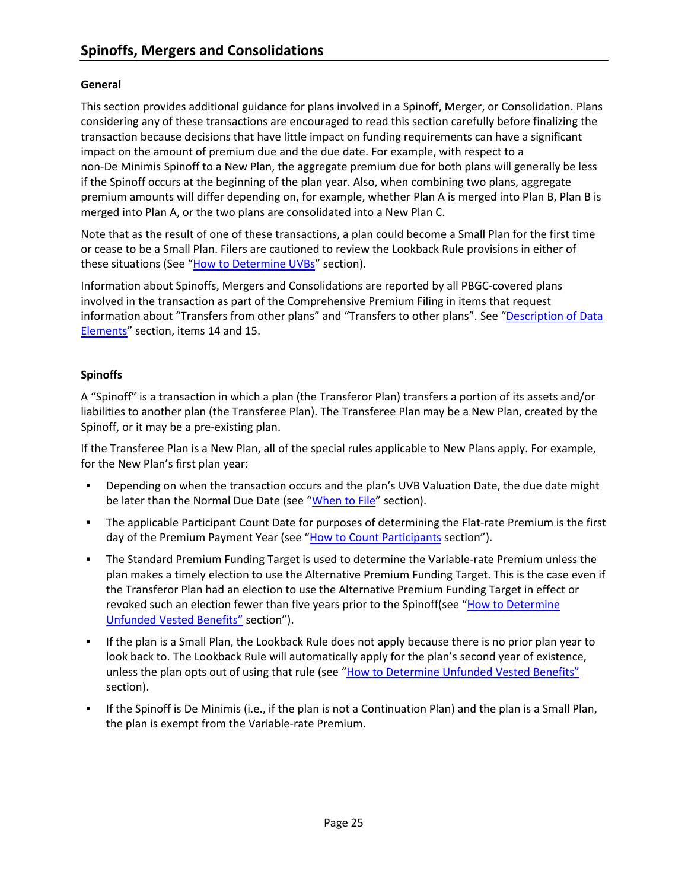## Spinoffs, Mergers and Consolidations

### General

This section provides additional guidance for plans involved in a Spinoff, Merger, or Consolidation. Plans considering any of these transactions are encouraged to read this section carefully before finalizing the transaction because decisions that have little impact on funding requirements can have a significant impact on the amount of premium due and the due date. For example, with respect to a non-De Minimis Spinoff to a New Plan, the aggregate premium due for both plans will generally be less if the Spinoff occurs at the beginning of the plan year. Also, when combining two plans, aggregate premium amounts will differ depending on, for example, whether Plan A is merged into Plan B, Plan B is merged into Plan A, or the two plans are consolidated into a New Plan C.

Note that as the result of one of these transactions, a plan could become a Small Plan for the first time or cease to be a Small Plan. Filers are cautioned to review the Lookback Rule provisions in either of these situations (See "How to Determine UVBs" section).

Information about Spinoffs, Mergers and Consolidations are reported by all PBGC-covered plans involved in the transaction as part of the Comprehensive Premium Filing in items that request information about "Transfers from other plans" and "Transfers to other plans". See "Description of Data Elements" section, items 14 and 15.

### Spinoffs

A "Spinoff" is a transaction in which a plan (the Transferor Plan) transfers a portion of its assets and/or liabilities to another plan (the Transferee Plan). The Transferee Plan may be a New Plan, created by the Spinoff, or it may be a pre-existing plan.

If the Transferee Plan is a New Plan, all of the special rules applicable to New Plans apply. For example, for the New Plan's first plan year:

- Depending on when the transaction occurs and the plan's UVB Valuation Date, the due date might be later than the Normal Due Date (see "When to File" section).
- The applicable Participant Count Date for purposes of determining the Flat-rate Premium is the first day of the Premium Payment Year (see "How to Count Participants section").
- The Standard Premium Funding Target is used to determine the Variable-rate Premium unless the plan makes a timely election to use the Alternative Premium Funding Target. This is the case even if the Transferor Plan had an election to use the Alternative Premium Funding Target in effect or revoked such an election fewer than five years prior to the Spinoff(see "How to Determine Unfunded Vested Benefits" section").
- If the plan is a Small Plan, the Lookback Rule does not apply because there is no prior plan year to look back to. The Lookback Rule will automatically apply for the plan's second year of existence, unless the plan opts out of using that rule (see "How to Determine Unfunded Vested Benefits" section).
- If the Spinoff is De Minimis (i.e., if the plan is not a Continuation Plan) and the plan is a Small Plan, the plan is exempt from the Variable-rate Premium.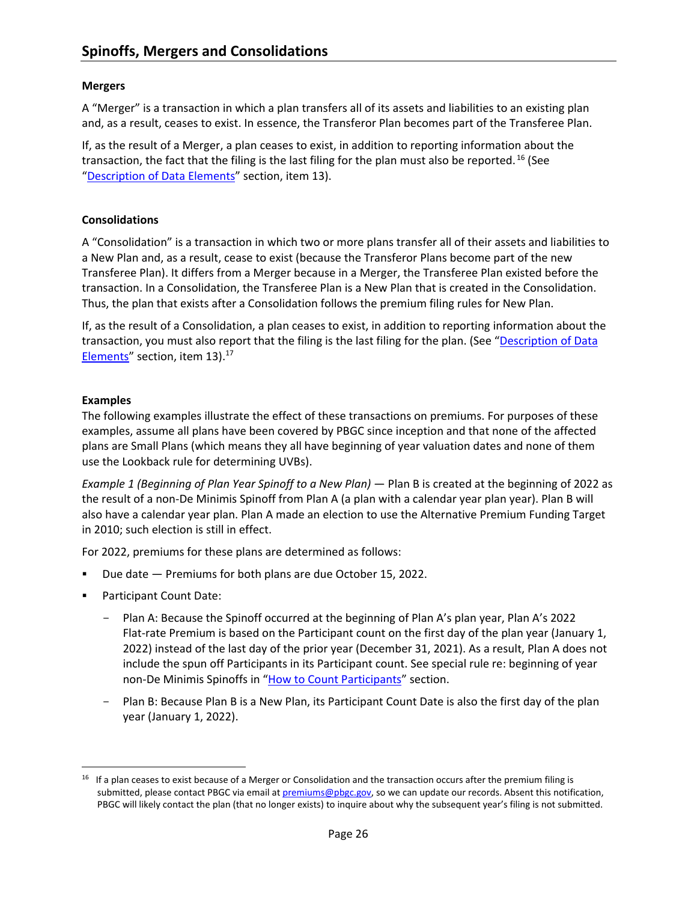## Spinoffs, Mergers and Consolidations

### Mergers

A "Merger" is a transaction in which a plan transfers all of its assets and liabilities to an existing plan and, as a result, ceases to exist. In essence, the Transferor Plan becomes part of the Transferee Plan.

If, as the result of a Merger, a plan ceases to exist, in addition to reporting information about the transaction, the fact that the filing is the last filing for the plan must also be reported.[16] (See "Description of Data Elements" section, item 13).

### Consolidations

A "Consolidation" is a transaction in which two or more plans transfer all of their assets and liabilities to a New Plan and, as a result, cease to exist (because the Transferor Plans become part of the new Transferee Plan). It differs from a Merger because in a Merger, the Transferee Plan existed before the transaction. In a Consolidation, the Transferee Plan is a New Plan that is created in the Consolidation. Thus, the plan that exists after a Consolidation follows the premium filing rules for New Plan.

If, as the result of a Consolidation, a plan ceases to exist, in addition to reporting information about the transaction, you must also report that the filing is the last filing for the plan. (See "Description of Data Elements" section, item 13).[17]

### Examples

The following examples illustrate the effect of these transactions on premiums. For purposes of these examples, assume all plans have been covered by PBGC since inception and that none of the affected plans are Small Plans (which means they all have beginning of year valuation dates and none of them use the Lookback rule for determining UVBs).

*Example 1 (Beginning of Plan Year Spinoff to a New Plan)* — Plan B is created at the beginning of 2022 as the result of a non-De Minimis Spinoff from Plan A (a plan with a calendar year plan year). Plan B will also have a calendar year plan. Plan A made an election to use the Alternative Premium Funding Target in 2010; such election is still in effect.

For 2022, premiums for these plans are determined as follows:

- Due date — Premiums for both plans are due October 15, 2022.
- Participant Count Date:
  - Plan A: Because the Spinoff occurred at the beginning of Plan A's plan year, Plan A's 2022 Flat-rate Premium is based on the Participant count on the first day of the plan year (January 1, 2022) instead of the last day of the prior year (December 31, 2021). As a result, Plan A does not include the spun off Participants in its Participant count. See special rule re: beginning of year non-De Minimis Spinoffs in "How to Count Participants" section.
  - Plan B: Because Plan B is a New Plan, its Participant Count Date is also the first day of the plan year (January 1, 2022).

---

[16] If a plan ceases to exist because of a Merger or Consolidation and the transaction occurs after the premium filing is submitted, please contact PBGC via email at premiums@pbgc.gov, so we can update our records. Absent this notification, PBGC will likely contact the plan (that no longer exists) to inquire about why the subsequent year's filing is not submitted.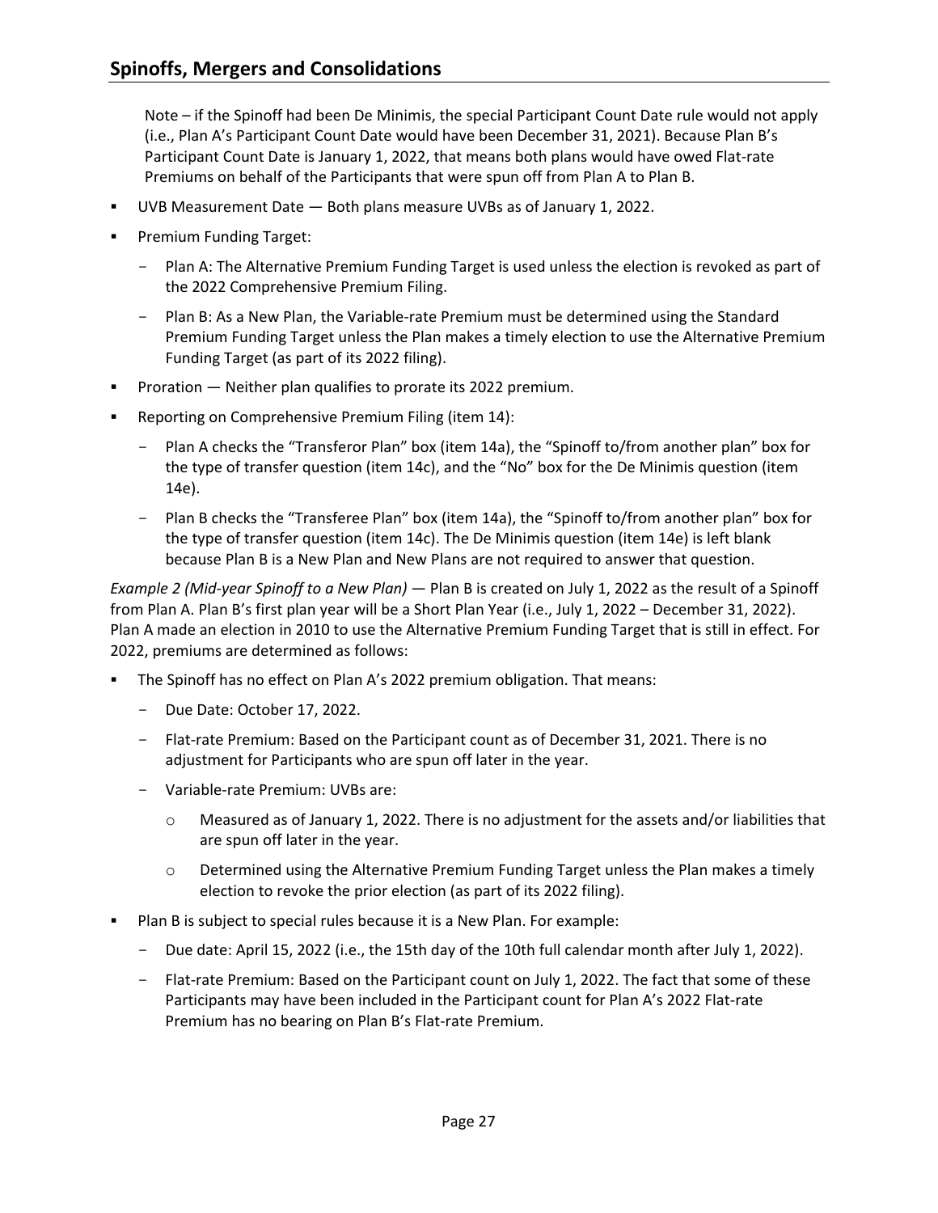Note – if the Spinoff had been De Minimis, the special Participant Count Date rule would not apply (i.e., Plan A's Participant Count Date would have been December 31, 2021). Because Plan B's Participant Count Date is January 1, 2022, that means both plans would have owed Flat-rate Premiums on behalf of the Participants that were spun off from Plan A to Plan B.

- UVB Measurement Date — Both plans measure UVBs as of January 1, 2022.
- Premium Funding Target:
  - Plan A: The Alternative Premium Funding Target is used unless the election is revoked as part of the 2022 Comprehensive Premium Filing.
  - Plan B: As a New Plan, the Variable-rate Premium must be determined using the Standard Premium Funding Target unless the Plan makes a timely election to use the Alternative Premium Funding Target (as part of its 2022 filing).
- Proration — Neither plan qualifies to prorate its 2022 premium.
- Reporting on Comprehensive Premium Filing (item 14):
  - Plan A checks the "Transferor Plan" box (item 14a), the "Spinoff to/from another plan" box for the type of transfer question (item 14c), and the "No" box for the De Minimis question (item 14e).
  - Plan B checks the "Transferee Plan" box (item 14a), the "Spinoff to/from another plan" box for the type of transfer question (item 14c). The De Minimis question (item 14e) is left blank because Plan B is a New Plan and New Plans are not required to answer that question.

*Example 2 (Mid-year Spinoff to a New Plan)* — Plan B is created on July 1, 2022 as the result of a Spinoff from Plan A. Plan B's first plan year will be a Short Plan Year (i.e., July 1, 2022 – December 31, 2022). Plan A made an election in 2010 to use the Alternative Premium Funding Target that is still in effect. For 2022, premiums are determined as follows:

- The Spinoff has no effect on Plan A's 2022 premium obligation. That means:
  - Due Date: October 17, 2022.
  - Flat-rate Premium: Based on the Participant count as of December 31, 2021. There is no adjustment for Participants who are spun off later in the year.
  - Variable-rate Premium: UVBs are:
    - Measured as of January 1, 2022. There is no adjustment for the assets and/or liabilities that are spun off later in the year.
    - Determined using the Alternative Premium Funding Target unless the Plan makes a timely election to revoke the prior election (as part of its 2022 filing).
- Plan B is subject to special rules because it is a New Plan. For example:
  - Due date: April 15, 2022 (i.e., the 15th day of the 10th full calendar month after July 1, 2022).
  - Flat-rate Premium: Based on the Participant count on July 1, 2022. The fact that some of these Participants may have been included in the Participant count for Plan A's 2022 Flat-rate Premium has no bearing on Plan B's Flat-rate Premium.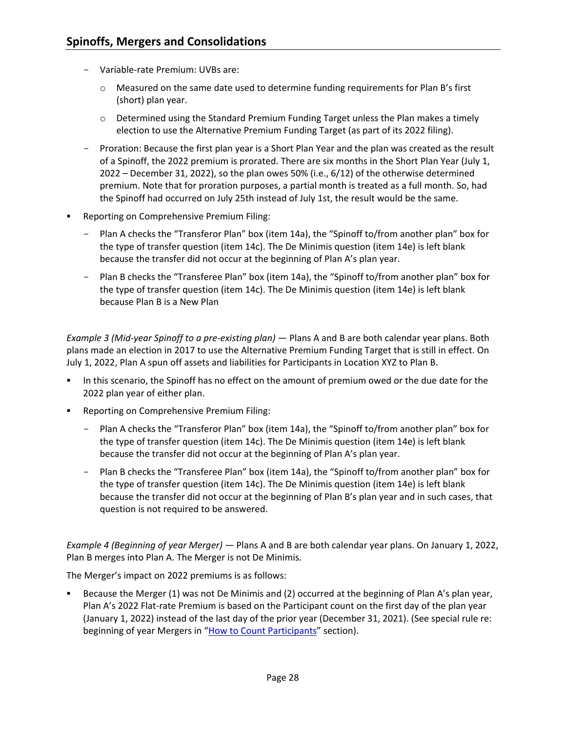- Variable-rate Premium: UVBs are:
  - Measured on the same date used to determine funding requirements for Plan B's first (short) plan year.
  - Determined using the Standard Premium Funding Target unless the Plan makes a timely election to use the Alternative Premium Funding Target (as part of its 2022 filing).
- Proration: Because the first plan year is a Short Plan Year and the plan was created as the result of a Spinoff, the 2022 premium is prorated. There are six months in the Short Plan Year (July 1, 2022 – December 31, 2022), so the plan owes 50% (i.e., 6/12) of the otherwise determined premium. Note that for proration purposes, a partial month is treated as a full month. So, had the Spinoff had occurred on July 25th instead of July 1st, the result would be the same.

- Reporting on Comprehensive Premium Filing:
  - Plan A checks the "Transferor Plan" box (item 14a), the "Spinoff to/from another plan" box for the type of transfer question (item 14c). The De Minimis question (item 14e) is left blank because the transfer did not occur at the beginning of Plan A's plan year.
  - Plan B checks the "Transferee Plan" box (item 14a), the "Spinoff to/from another plan" box for the type of transfer question (item 14c). The De Minimis question (item 14e) is left blank because Plan B is a New Plan

*Example 3 (Mid-year Spinoff to a pre-existing plan)* — Plans A and B are both calendar year plans. Both plans made an election in 2017 to use the Alternative Premium Funding Target that is still in effect. On July 1, 2022, Plan A spun off assets and liabilities for Participants in Location XYZ to Plan B.

- In this scenario, the Spinoff has no effect on the amount of premium owed or the due date for the 2022 plan year of either plan.
- Reporting on Comprehensive Premium Filing:
  - Plan A checks the "Transferor Plan" box (item 14a), the "Spinoff to/from another plan" box for the type of transfer question (item 14c). The De Minimis question (item 14e) is left blank because the transfer did not occur at the beginning of Plan A's plan year.
  - Plan B checks the "Transferee Plan" box (item 14a), the "Spinoff to/from another plan" box for the type of transfer question (item 14c). The De Minimis question (item 14e) is left blank because the transfer did not occur at the beginning of Plan B's plan year and in such cases, that question is not required to be answered.

*Example 4 (Beginning of year Merger)* — Plans A and B are both calendar year plans. On January 1, 2022, Plan B merges into Plan A. The Merger is not De Minimis*.*

The Merger's impact on 2022 premiums is as follows:

- Because the Merger (1) was not De Minimis and (2) occurred at the beginning of Plan A's plan year, Plan A's 2022 Flat-rate Premium is based on the Participant count on the first day of the plan year (January 1, 2022) instead of the last day of the prior year (December 31, 2021). (See special rule re: beginning of year Mergers in "How to Count Participants" section).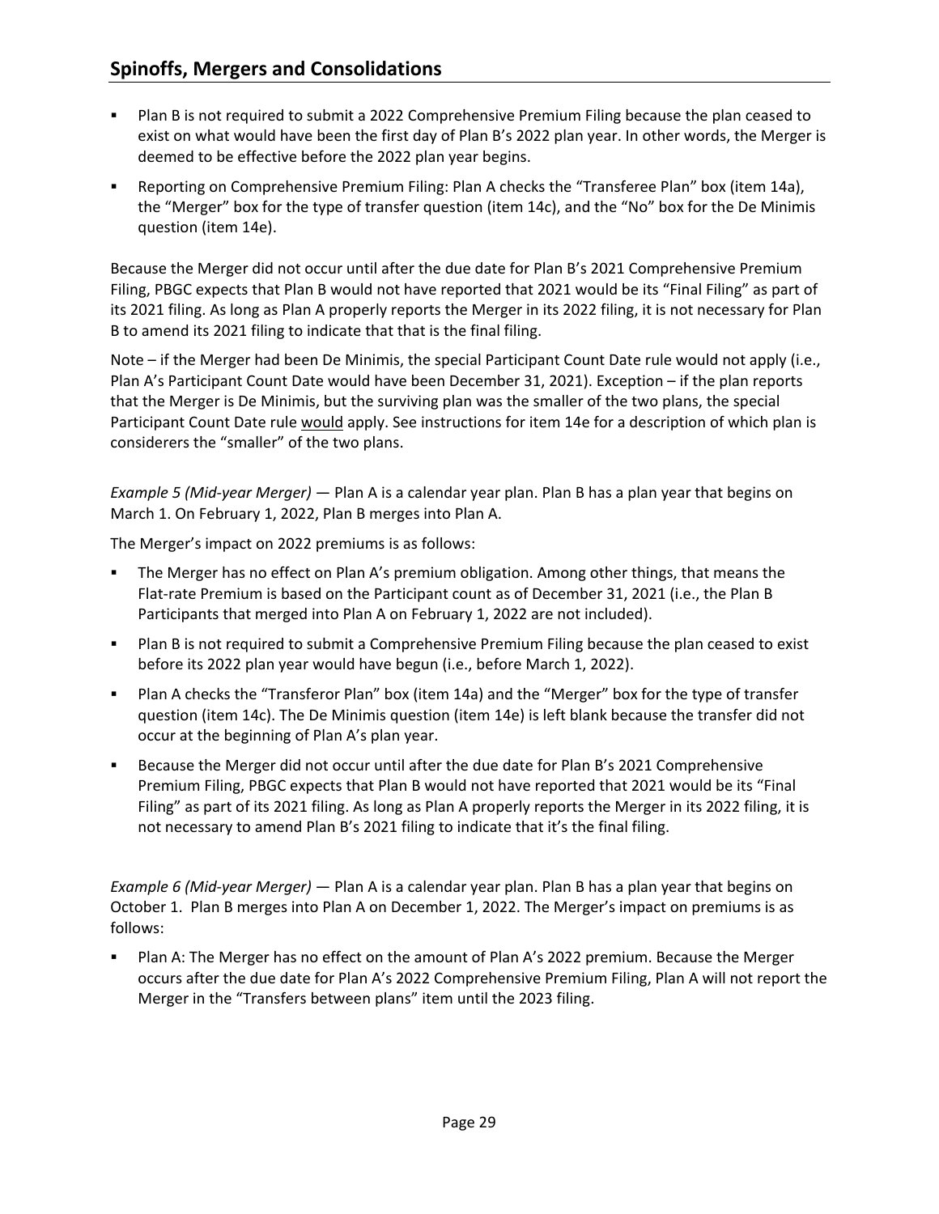- Plan B is not required to submit a 2022 Comprehensive Premium Filing because the plan ceased to exist on what would have been the first day of Plan B's 2022 plan year. In other words, the Merger is deemed to be effective before the 2022 plan year begins.
- Reporting on Comprehensive Premium Filing: Plan A checks the "Transferee Plan" box (item 14a), the "Merger" box for the type of transfer question (item 14c), and the "No" box for the De Minimis question (item 14e).

Because the Merger did not occur until after the due date for Plan B's 2021 Comprehensive Premium Filing, PBGC expects that Plan B would not have reported that 2021 would be its "Final Filing" as part of its 2021 filing. As long as Plan A properly reports the Merger in its 2022 filing, it is not necessary for Plan B to amend its 2021 filing to indicate that that is the final filing.

Note – if the Merger had been De Minimis, the special Participant Count Date rule would not apply (i.e., Plan A's Participant Count Date would have been December 31, 2021). Exception – if the plan reports that the Merger is De Minimis, but the surviving plan was the smaller of the two plans, the special Participant Count Date rule would apply. See instructions for item 14e for a description of which plan is considerers the "smaller" of the two plans.

*Example 5 (Mid-year Merger)* — Plan A is a calendar year plan. Plan B has a plan year that begins on March 1. On February 1, 2022, Plan B merges into Plan A.

The Merger's impact on 2022 premiums is as follows:

- The Merger has no effect on Plan A's premium obligation. Among other things, that means the Flat-rate Premium is based on the Participant count as of December 31, 2021 (i.e., the Plan B Participants that merged into Plan A on February 1, 2022 are not included).
- Plan B is not required to submit a Comprehensive Premium Filing because the plan ceased to exist before its 2022 plan year would have begun (i.e., before March 1, 2022).
- Plan A checks the "Transferor Plan" box (item 14a) and the "Merger" box for the type of transfer question (item 14c). The De Minimis question (item 14e) is left blank because the transfer did not occur at the beginning of Plan A's plan year.
- Because the Merger did not occur until after the due date for Plan B's 2021 Comprehensive Premium Filing, PBGC expects that Plan B would not have reported that 2021 would be its "Final Filing" as part of its 2021 filing. As long as Plan A properly reports the Merger in its 2022 filing, it is not necessary to amend Plan B's 2021 filing to indicate that it's the final filing.

*Example 6 (Mid-year Merger)* — Plan A is a calendar year plan. Plan B has a plan year that begins on October 1. Plan B merges into Plan A on December 1, 2022. The Merger's impact on premiums is as follows:

- Plan A: The Merger has no effect on the amount of Plan A's 2022 premium. Because the Merger occurs after the due date for Plan A's 2022 Comprehensive Premium Filing, Plan A will not report the Merger in the "Transfers between plans" item until the 2023 filing.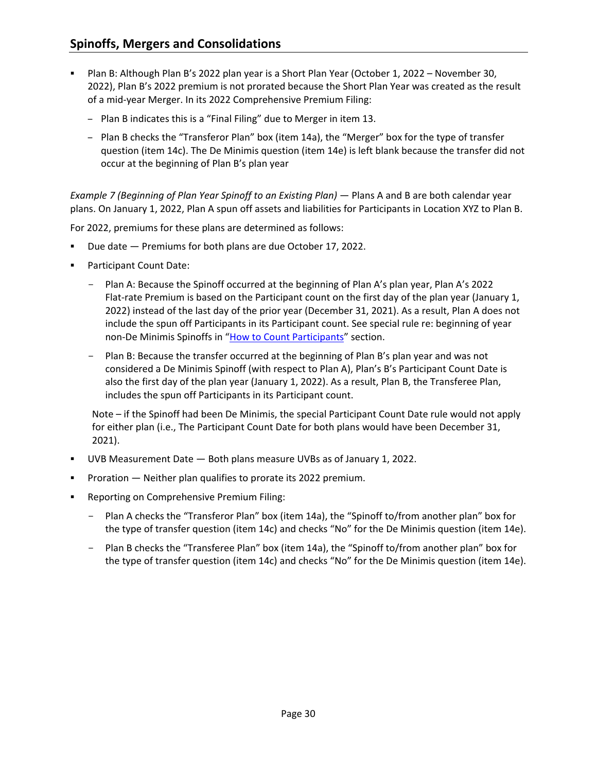- Plan B: Although Plan B's 2022 plan year is a Short Plan Year (October 1, 2022 – November 30, 2022), Plan B's 2022 premium is not prorated because the Short Plan Year was created as the result of a mid-year Merger. In its 2022 Comprehensive Premium Filing:
  - Plan B indicates this is a "Final Filing" due to Merger in item 13.
  - Plan B checks the "Transferor Plan" box (item 14a), the "Merger" box for the type of transfer question (item 14c). The De Minimis question (item 14e) is left blank because the transfer did not occur at the beginning of Plan B's plan year

*Example 7 (Beginning of Plan Year Spinoff to an Existing Plan)* — Plans A and B are both calendar year plans. On January 1, 2022, Plan A spun off assets and liabilities for Participants in Location XYZ to Plan B.

For 2022, premiums for these plans are determined as follows:

- Due date — Premiums for both plans are due October 17, 2022.
- Participant Count Date:
  - Plan A: Because the Spinoff occurred at the beginning of Plan A's plan year, Plan A's 2022 Flat-rate Premium is based on the Participant count on the first day of the plan year (January 1, 2022) instead of the last day of the prior year (December 31, 2021). As a result, Plan A does not include the spun off Participants in its Participant count. See special rule re: beginning of year non-De Minimis Spinoffs in "How to Count Participants" section.
  - Plan B: Because the transfer occurred at the beginning of Plan B's plan year and was not considered a De Minimis Spinoff (with respect to Plan A), Plan's B's Participant Count Date is also the first day of the plan year (January 1, 2022). As a result, Plan B, the Transferee Plan, includes the spun off Participants in its Participant count.

  Note – if the Spinoff had been De Minimis, the special Participant Count Date rule would not apply for either plan (i.e., The Participant Count Date for both plans would have been December 31, 2021).
- UVB Measurement Date — Both plans measure UVBs as of January 1, 2022.
- Proration — Neither plan qualifies to prorate its 2022 premium.
- Reporting on Comprehensive Premium Filing:
  - Plan A checks the "Transferor Plan" box (item 14a), the "Spinoff to/from another plan" box for the type of transfer question (item 14c) and checks "No" for the De Minimis question (item 14e).
  - Plan B checks the "Transferee Plan" box (item 14a), the "Spinoff to/from another plan" box for the type of transfer question (item 14c) and checks "No" for the De Minimis question (item 14e).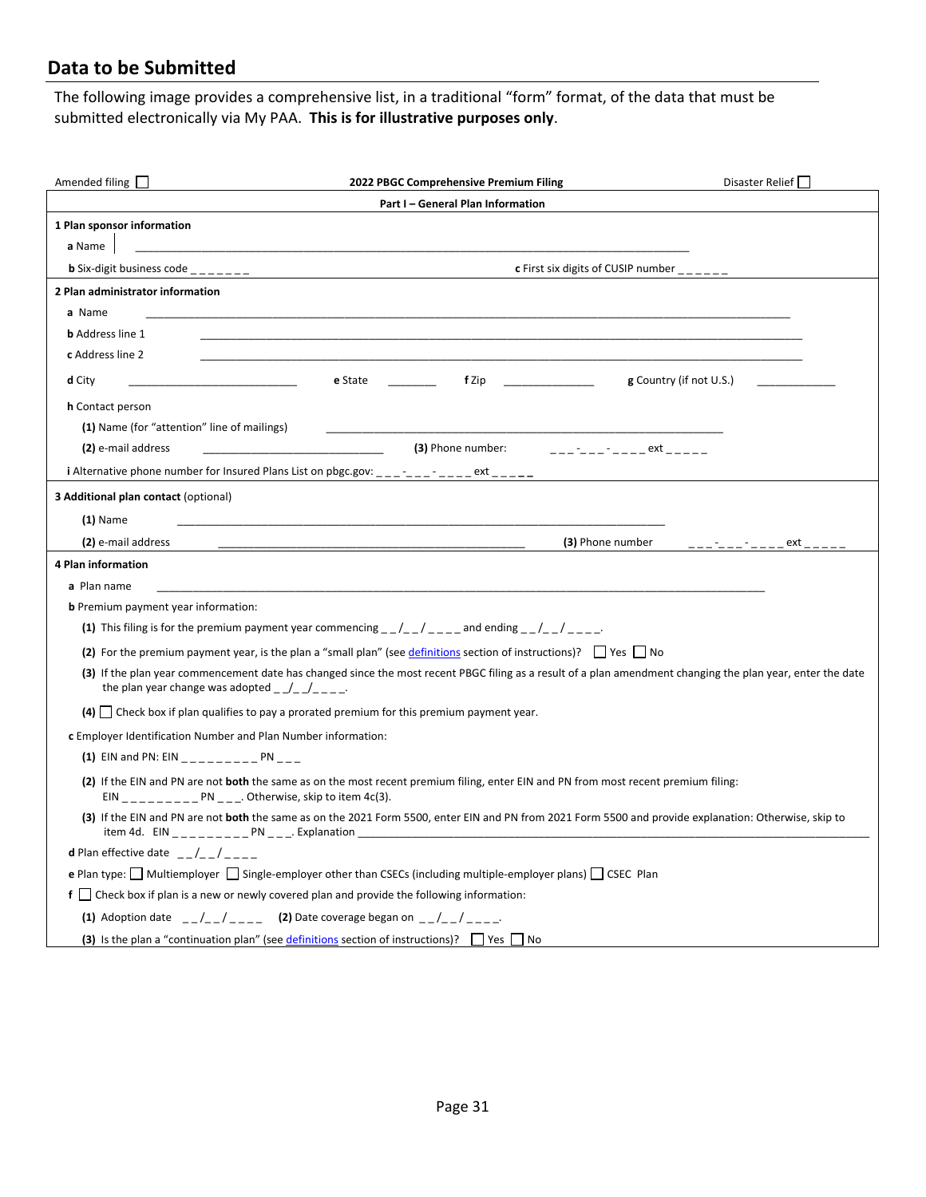## Data to be Submitted

The following image provides a comprehensive list, in a traditional "form" format, of the data that must be submitted electronically via My PAA. **This is for illustrative purposes only**.

Amended filing ☐ **2022 PBGC Comprehensive Premium Filing** Disaster Relief ☐

**Part I – General Plan Information**

**1 Plan sponsor information**

**a** Name ____________________________________________

**b** Six-digit business code _ _ _ _ _ _ **c** First six digits of CUSIP number _ _ _ _ _ _

**2 Plan administrator information**

**a** Name ____________________________________________

**b** Address line 1 ____________________________________________

**c** Address line 2 ____________________________________________

**d** City ______________ **e** State ________ **f** Zip ______________ **g** Country (if not U.S.) ____________

**h** Contact person

**(1)** Name (for "attention" line of mailings) ____________________________________________

**(2)** e-mail address ______________________ **(3)** Phone number: _ _ _-_ _ _-_ _ _ _ ext _ _ _ _ _

**i** Alternative phone number for Insured Plans List on pbgc.gov: _ _ _-_ _ _-_ _ _ _ ext _ _ _ _ _

**3 Additional plan contact** (optional)

**(1)** Name ____________________________________________

**(2)** e-mail address ______________________ **(3)** Phone number _ _ _-_ _ _-_ _ _ _ ext _ _ _ _ _

**4 Plan information**

**a** Plan name ____________________________________________

**b** Premium payment year information:

**(1)** This filing is for the premium payment year commencing _ _/_ _/_ _ _ _ and ending _ _/_ _/_ _ _ _.

**(2)** For the premium payment year, is the plan a "small plan" (see definitions section of instructions)? ☐ Yes ☐ No

**(3)** If the plan year commencement date has changed since the most recent PBGC filing as a result of a plan amendment changing the plan year, enter the date the plan year change was adopted _ _/_ _/_ _ _ _.

**(4)** ☐ Check box if plan qualifies to pay a prorated premium for this premium payment year.

**c** Employer Identification Number and Plan Number information:

**(1)** EIN and PN: EIN _ _ _ _ _ _ _ _ _ PN _ _ _

**(2)** If the EIN and PN are not **both** the same as on the most recent premium filing, enter EIN and PN from most recent premium filing: EIN _ _ _ _ _ _ _ _ _ PN _ _ _. Otherwise, skip to item 4c(3).

**(3)** If the EIN and PN are not **both** the same as on the 2021 Form 5500, enter EIN and PN from 2021 Form 5500 and provide explanation: Otherwise, skip to item 4d. EIN _ _ _ _ _ _ _ _ _ PN _ _ _. Explanation ____________________________________________

**d** Plan effective date _ _/_ _/_ _ _ _

**e** Plan type: ☐ Multiemployer ☐ Single-employer other than CSECs (including multiple-employer plans) ☐ CSEC Plan

**f** ☐ Check box if plan is a new or newly covered plan and provide the following information:

**(1)** Adoption date _ _/_ _/_ _ _ _ **(2)** Date coverage began on _ _/_ _/_ _ _ _.

**(3)** Is the plan a "continuation plan" (see definitions section of instructions)? ☐ Yes ☐ No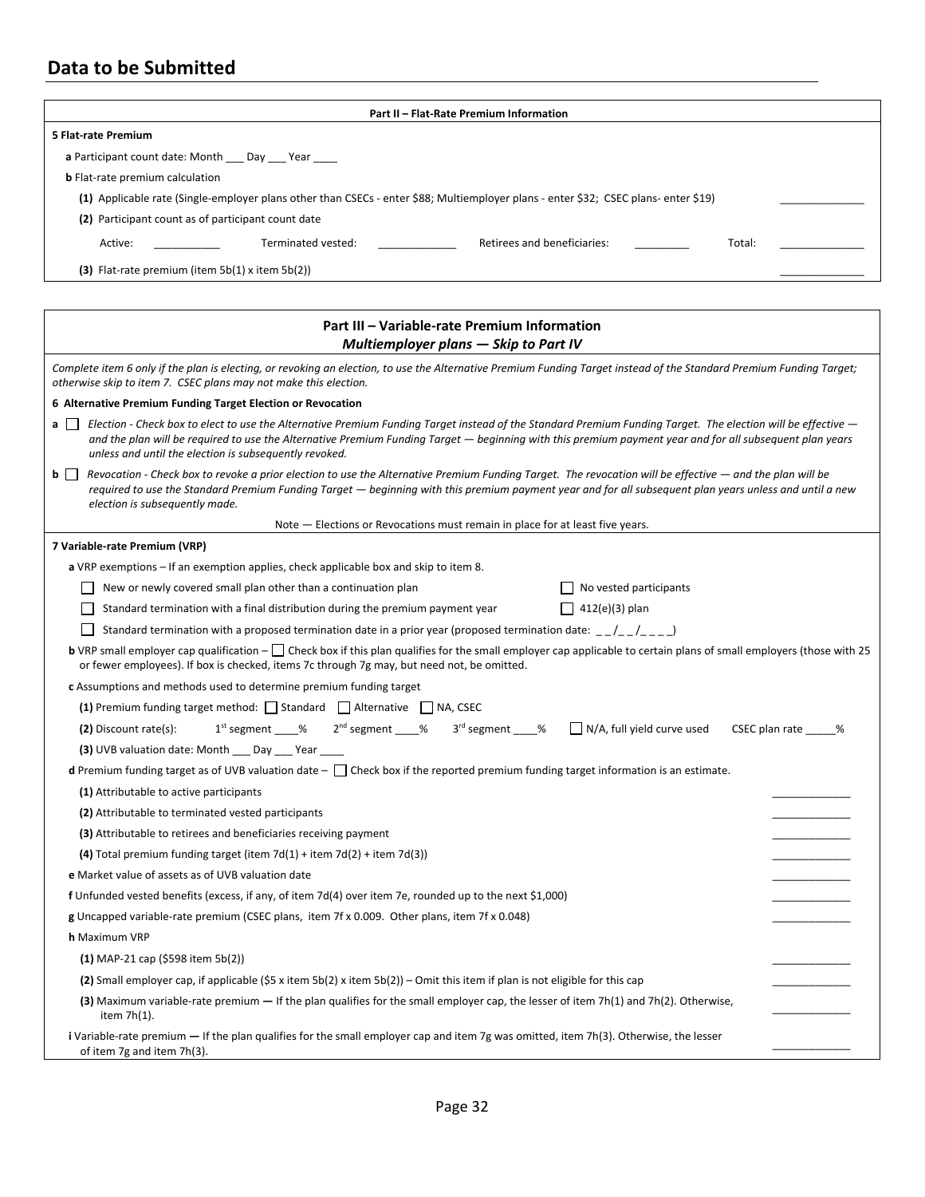## Data to be Submitted

**Part II – Flat-Rate Premium Information**

**5 Flat-rate Premium**

**a** Participant count date: Month ___ Day ___ Year ____

**b** Flat-rate premium calculation

**(1)** Applicable rate (Single-employer plans other than CSECs - enter $88; Multiemployer plans - enter $32; CSEC plans- enter $19) ______________

**(2)** Participant count as of participant count date

Active: ___________ Terminated vested: _____________ Retirees and beneficiaries: _________ Total: ______________

**(3)** Flat-rate premium (item 5b(1) x item 5b(2)) ______________

**Part III – Variable-rate Premium Information**

***Multiemployer plans — Skip to Part IV***

*Complete item 6 only if the plan is electing, or revoking an election, to use the Alternative Premium Funding Target instead of the Standard Premium Funding Target; otherwise skip to item 7. CSEC plans may not make this election.*

**6 Alternative Premium Funding Target Election or Revocation**

**a** ☐ *Election - Check box to elect to use the Alternative Premium Funding Target instead of the Standard Premium Funding Target. The election will be effective — and the plan will be required to use the Alternative Premium Funding Target — beginning with this premium payment year and for all subsequent plan years unless and until the election is subsequently revoked.*

**b** ☐ *Revocation - Check box to revoke a prior election to use the Alternative Premium Funding Target. The revocation will be effective — and the plan will be required to use the Standard Premium Funding Target — beginning with this premium payment year and for all subsequent plan years unless and until a new election is subsequently made.*

Note — Elections or Revocations must remain in place for at least five years.

**7 Variable-rate Premium (VRP)**

**a** VRP exemptions – If an exemption applies, check applicable box and skip to item 8.

☐ New or newly covered small plan other than a continuation plan ☐ No vested participants

☐ Standard termination with a final distribution during the premium payment year ☐ 412(e)(3) plan

☐ Standard termination with a proposed termination date in a prior year (proposed termination date: _ _/_ _/_ _ _ _)

**b** VRP small employer cap qualification – ☐ Check box if this plan qualifies for the small employer cap applicable to certain plans of small employers (those with 25 or fewer employees). If box is checked, items 7c through 7g may, but need not, be omitted.

**c** Assumptions and methods used to determine premium funding target

**(1)** Premium funding target method: ☐ Standard ☐ Alternative ☐ NA, CSEC

**(2)** Discount rate(s): 1st segment ____% 2nd segment ____% 3rd segment ____% ☐ N/A, full yield curve used CSEC plan rate _____%

**(3)** UVB valuation date: Month ___ Day ___ Year ____

**d** Premium funding target as of UVB valuation date – ☐ Check box if the reported premium funding target information is an estimate.

**(1)** Attributable to active participants _____________

**(2)** Attributable to terminated vested participants _____________

**(3)** Attributable to retirees and beneficiaries receiving payment _____________

**(4)** Total premium funding target (item 7d(1) + item 7d(2) + item 7d(3)) _____________

**e** Market value of assets as of UVB valuation date _____________

**f** Unfunded vested benefits (excess, if any, of item 7d(4) over item 7e, rounded up to the next $1,000) _____________

**g** Uncapped variable-rate premium (CSEC plans, item 7f x 0.009. Other plans, item 7f x 0.048) _____________

**h** Maximum VRP

**(1)** MAP-21 cap ($598 item 5b(2)) _____________

**(2)** Small employer cap, if applicable ($5 x item 5b(2) x item 5b(2)) – Omit this item if plan is not eligible for this cap _____________

**(3)** Maximum variable-rate premium **—** If the plan qualifies for the small employer cap, the lesser of item 7h(1) and 7h(2). Otherwise, item 7h(1). _____________

**i** Variable-rate premium **—** If the plan qualifies for the small employer cap and item 7g was omitted, item 7h(3). Otherwise, the lesser of item 7g and item 7h(3). _____________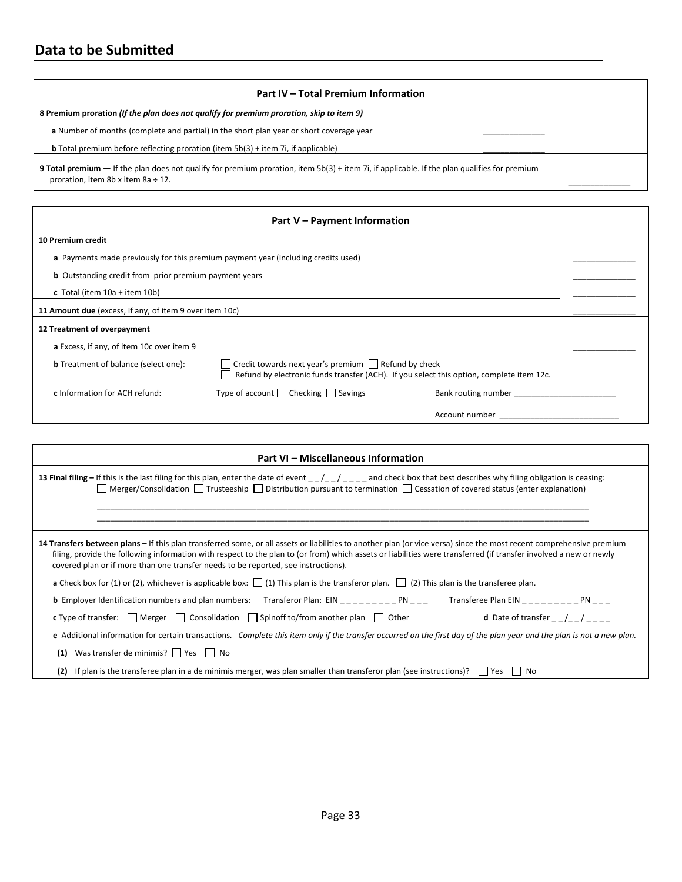## Data to be Submitted

### Part IV – Total Premium Information

**8 Premium proration** ***(If the plan does not qualify for premium proration, skip to item 9)***

**a** Number of months (complete and partial) in the short plan year or short coverage year _____________

**b** Total premium before reflecting proration (item 5b(3) + item 7i, if applicable) _____________

**9 Total premium —** If the plan does not qualify for premium proration, item 5b(3) + item 7i, if applicable. If the plan qualifies for premium proration, item 8b x item 8a ÷ 12. _____________

### Part V – Payment Information

**10 Premium credit**

**a** Payments made previously for this premium payment year (including credits used) _____________

**b** Outstanding credit from prior premium payment years _____________

**c** Total (item 10a + item 10b) _____________

**11 Amount due** (excess, if any, of item 9 over item 10c) _____________

**12 Treatment of overpayment**

**a** Excess, if any, of item 10c over item 9 _____________

**b** Treatment of balance (select one): ☐ Credit towards next year's premium ☐ Refund by check ☐ Refund by electronic funds transfer (ACH). If you select this option, complete item 12c.

**c** Information for ACH refund: Type of account ☐ Checking ☐ Savings Bank routing number ______________________

Account number __________________________

### Part VI – Miscellaneous Information

**13 Final filing –** If this is the last filing for this plan, enter the date of event _ _ /_ _ / _ _ _ _ and check box that best describes why filing obligation is ceasing:
☐ Merger/Consolidation ☐ Trusteeship ☐ Distribution pursuant to termination ☐ Cessation of covered status (enter explanation)

______________________________________________________________________________________________________

______________________________________________________________________________________________________

**14 Transfers between plans –** If this plan transferred some, or all assets or liabilities to another plan (or vice versa) since the most recent comprehensive premium filing, provide the following information with respect to the plan to (or from) which assets or liabilities were transferred (if transfer involved a new or newly covered plan or if more than one transfer needs to be reported, see instructions).

**a** Check box for (1) or (2), whichever is applicable box: ☐ (1) This plan is the transferor plan. ☐ (2) This plan is the transferee plan.

**b** Employer Identification numbers and plan numbers: Transferor Plan: EIN _ _ _ _ _ _ _ _ _ PN _ _ _ Transferee Plan EIN _ _ _ _ _ _ _ _ _ PN _ _ _

**c** Type of transfer: ☐ Merger ☐ Consolidation ☐ Spinoff to/from another plan ☐ Other **d** Date of transfer _ _ /_ _ / _ _ _ _

**e** Additional information for certain transactions. *Complete this item only if the transfer occurred on the first day of the plan year and the plan is not a new plan.*

**(1)** Was transfer de minimis? ☐ Yes ☐ No

**(2)** If plan is the transferee plan in a de minimis merger, was plan smaller than transferor plan (see instructions)? ☐ Yes ☐ No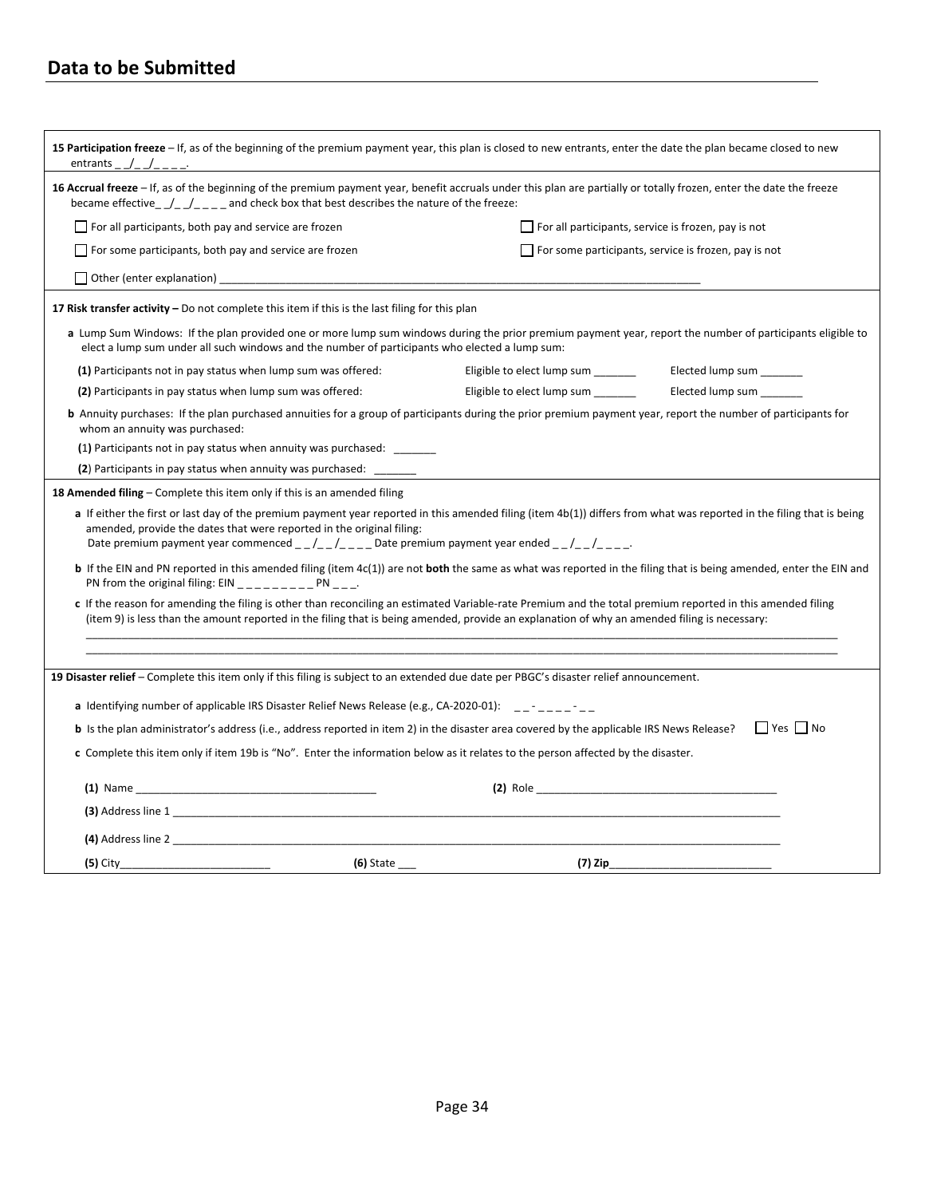## Data to be Submitted

**15 Participation freeze** – If, as of the beginning of the premium payment year, this plan is closed to new entrants, enter the date the plan became closed to new entrants _ _/_ _/_ _ _ _.

**16 Accrual freeze** – If, as of the beginning of the premium payment year, benefit accruals under this plan are partially or totally frozen, enter the date the freeze became effective_ _/_ _/_ _ _ _ and check box that best describes the nature of the freeze:

- ☐ For all participants, both pay and service are frozen
- ☐ For all participants, service is frozen, pay is not
- ☐ For some participants, both pay and service are frozen
- ☐ For some participants, service is frozen, pay is not
- ☐ Other (enter explanation) ____________________________________________________________________________

**17 Risk transfer activity –** Do not complete this item if this is the last filing for this plan

**a** Lump Sum Windows: If the plan provided one or more lump sum windows during the prior premium payment year, report the number of participants eligible to elect a lump sum under all such windows and the number of participants who elected a lump sum:

**(1)** Participants not in pay status when lump sum was offered: Eligible to elect lump sum _______ Elected lump sum _______

**(2)** Participants in pay status when lump sum was offered: Eligible to elect lump sum _______ Elected lump sum _______

**b** Annuity purchases: If the plan purchased annuities for a group of participants during the prior premium payment year, report the number of participants for whom an annuity was purchased:

**(1)** Participants not in pay status when annuity was purchased: _______

**(2)** Participants in pay status when annuity was purchased: _______

**18 Amended filing** – Complete this item only if this is an amended filing

**a** If either the first or last day of the premium payment year reported in this amended filing (item 4b(1)) differs from what was reported in the filing that is being amended, provide the dates that were reported in the original filing:
Date premium payment year commenced _ _/_ _/_ _ _ _ Date premium payment year ended _ _/_ _/_ _ _ _.

**b** If the EIN and PN reported in this amended filing (item 4c(1)) are not **both** the same as what was reported in the filing that is being amended, enter the EIN and PN from the original filing: EIN _ _ _ _ _ _ _ _ _ PN _ _ _.

**c** If the reason for amending the filing is other than reconciling an estimated Variable-rate Premium and the total premium reported in this amended filing (item 9) is less than the amount reported in the filing that is being amended, provide an explanation of why an amended filing is necessary:

____________________________________________________________________________________________________________

____________________________________________________________________________________________________________

**19 Disaster relief** – Complete this item only if this filing is subject to an extended due date per PBGC's disaster relief announcement.

**a** Identifying number of applicable IRS Disaster Relief News Release (e.g., CA-2020-01): _ _-_ _ _ _-_ _

**b** Is the plan administrator's address (i.e., address reported in item 2) in the disaster area covered by the applicable IRS News Release? ☐ Yes ☐ No

**c** Complete this item only if item 19b is "No". Enter the information below as it relates to the person affected by the disaster.

**(1)** Name ________________________________________ **(2)** Role ________________________________________

**(3)** Address line 1 ____________________________________________________________________________________________

**(4)** Address line 2 ____________________________________________________________________________________________

**(5)** City________________________ **(6)** State ___ **(7) Zip**__________________________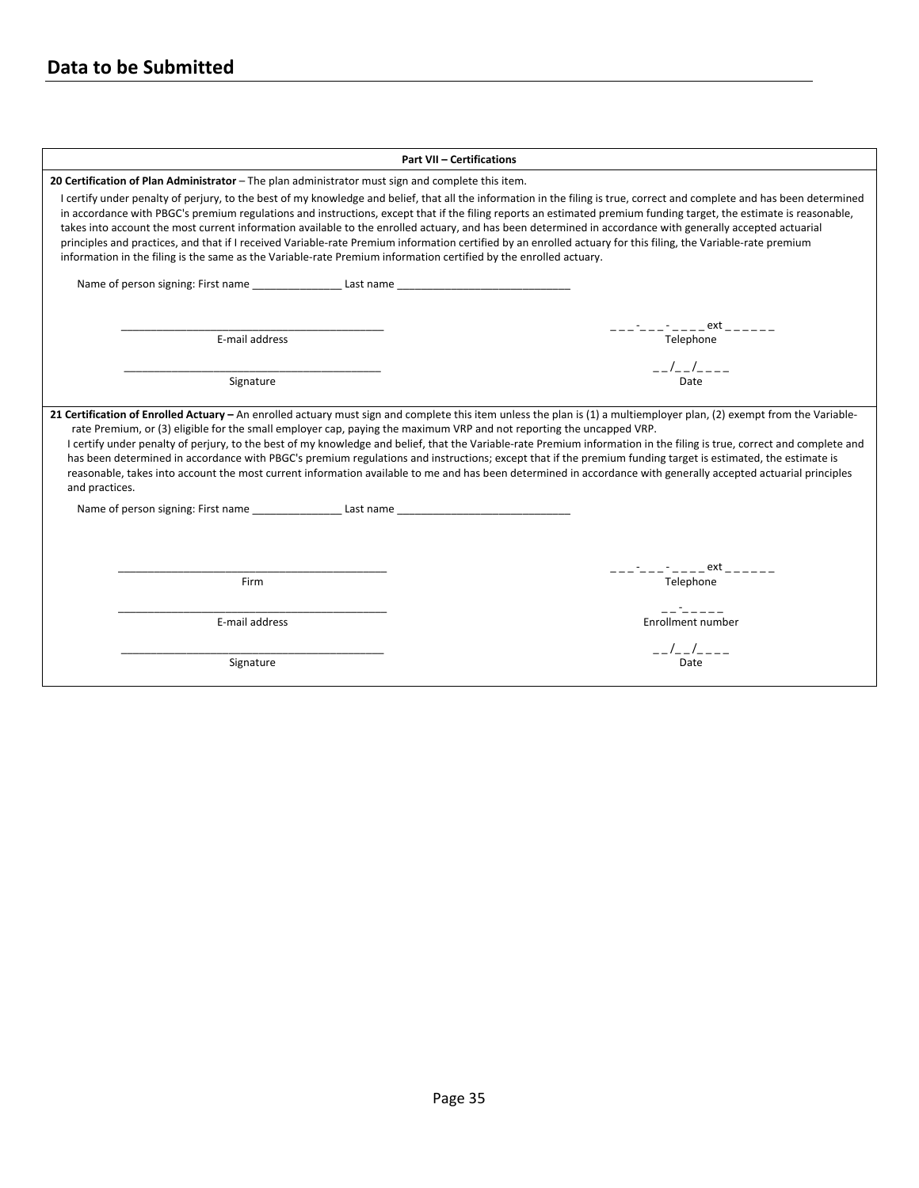## Data to be Submitted

**Part VII – Certifications**

**20 Certification of Plan Administrator** – The plan administrator must sign and complete this item.

I certify under penalty of perjury, to the best of my knowledge and belief, that all the information in the filing is true, correct and complete and has been determined in accordance with PBGC's premium regulations and instructions, except that if the filing reports an estimated premium funding target, the estimate is reasonable, takes into account the most current information available to the enrolled actuary, and has been determined in accordance with generally accepted actuarial principles and practices, and that if I received Variable-rate Premium information certified by an enrolled actuary for this filing, the Variable-rate premium information in the filing is the same as the Variable-rate Premium information certified by the enrolled actuary.

Name of person signing: First name _______________ Last name _____________________________

_____________________________________________
E-mail address

_ _ _-_ _ _-_ _ _ _ ext _ _ _ _ _ _
Telephone

_____________________________________________
Signature

_ _/_ _/_ _ _ _
Date

**21 Certification of Enrolled Actuary –** An enrolled actuary must sign and complete this item unless the plan is (1) a multiemployer plan, (2) exempt from the Variable-rate Premium, or (3) eligible for the small employer cap, paying the maximum VRP and not reporting the uncapped VRP.

I certify under penalty of perjury, to the best of my knowledge and belief, that the Variable-rate Premium information in the filing is true, correct and complete and has been determined in accordance with PBGC's premium regulations and instructions; except that if the premium funding target is estimated, the estimate is reasonable, takes into account the most current information available to me and has been determined in accordance with generally accepted actuarial principles and practices.

Name of person signing: First name _______________ Last name _____________________________

_____________________________________________
Firm

_ _ _-_ _ _-_ _ _ _ ext _ _ _ _ _ _
Telephone

_____________________________________________
E-mail address

_ _-_ _ _ _ _
Enrollment number

_____________________________________________
Signature

_ _/_ _/_ _ _ _
Date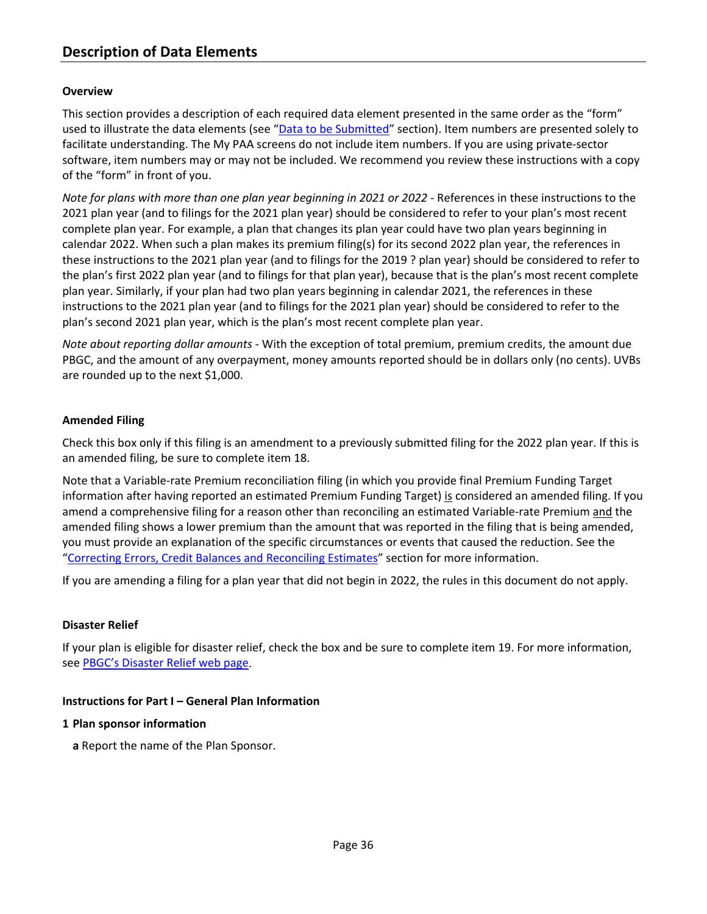## Description of Data Elements

**Overview**

This section provides a description of each required data element presented in the same order as the "form" used to illustrate the data elements (see "Data to be Submitted" section). Item numbers are presented solely to facilitate understanding. The My PAA screens do not include item numbers. If you are using private-sector software, item numbers may or may not be included. We recommend you review these instructions with a copy of the "form" in front of you.

*Note for plans with more than one plan year beginning in 2021 or 2022* - References in these instructions to the 2021 plan year (and to filings for the 2021 plan year) should be considered to refer to your plan's most recent complete plan year. For example, a plan that changes its plan year could have two plan years beginning in calendar 2022. When such a plan makes its premium filing(s) for its second 2022 plan year, the references in these instructions to the 2021 plan year (and to filings for the 2019 ? plan year) should be considered to refer to the plan's first 2022 plan year (and to filings for that plan year), because that is the plan's most recent complete plan year. Similarly, if your plan had two plan years beginning in calendar 2021, the references in these instructions to the 2021 plan year (and to filings for the 2021 plan year) should be considered to refer to the plan's second 2021 plan year, which is the plan's most recent complete plan year.

*Note about reporting dollar amounts* - With the exception of total premium, premium credits, the amount due PBGC, and the amount of any overpayment, money amounts reported should be in dollars only (no cents). UVBs are rounded up to the next $1,000.

**Amended Filing**

Check this box only if this filing is an amendment to a previously submitted filing for the 2022 plan year. If this is an amended filing, be sure to complete item 18.

Note that a Variable-rate Premium reconciliation filing (in which you provide final Premium Funding Target information after having reported an estimated Premium Funding Target) is considered an amended filing. If you amend a comprehensive filing for a reason other than reconciling an estimated Variable-rate Premium and the amended filing shows a lower premium than the amount that was reported in the filing that is being amended, you must provide an explanation of the specific circumstances or events that caused the reduction. See the "Correcting Errors, Credit Balances and Reconciling Estimates" section for more information.

If you are amending a filing for a plan year that did not begin in 2022, the rules in this document do not apply.

**Disaster Relief**

If your plan is eligible for disaster relief, check the box and be sure to complete item 19. For more information, see PBGC's Disaster Relief web page.

**Instructions for Part I – General Plan Information**

**1 Plan sponsor information**

**a** Report the name of the Plan Sponsor.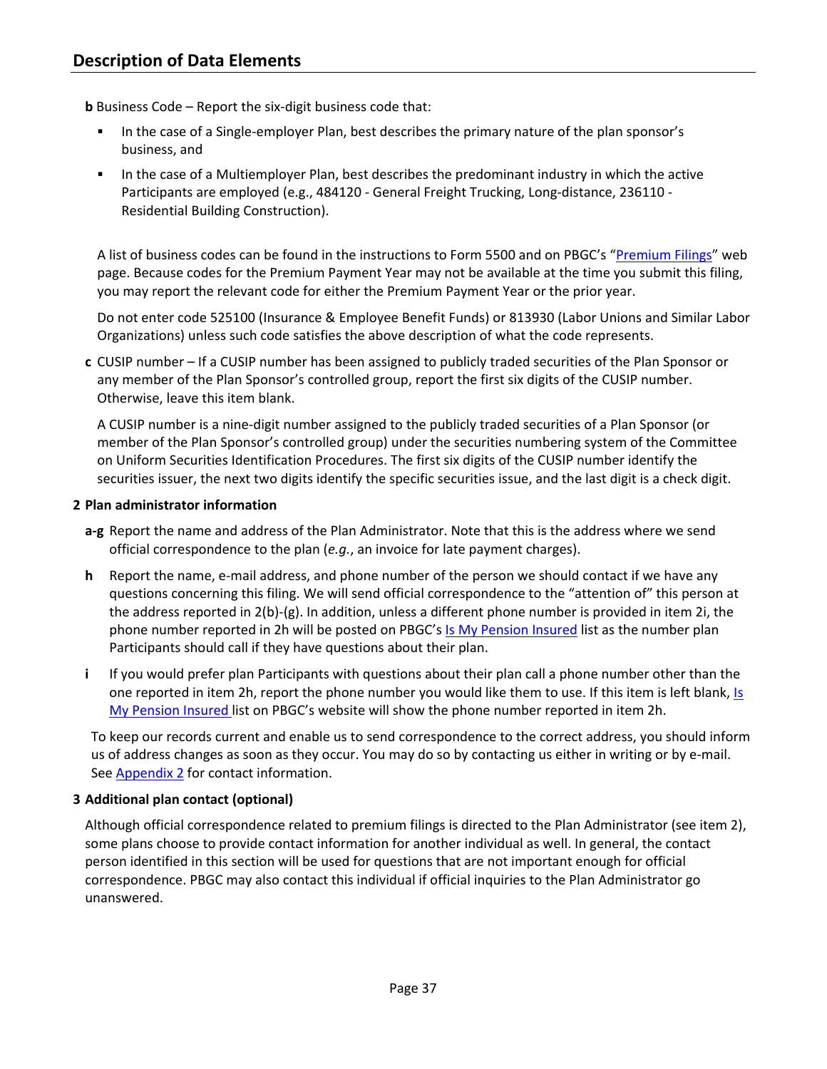## Description of Data Elements

**b** Business Code – Report the six-digit business code that:

- In the case of a Single-employer Plan, best describes the primary nature of the plan sponsor's business, and
- In the case of a Multiemployer Plan, best describes the predominant industry in which the active Participants are employed (e.g., 484120 - General Freight Trucking, Long-distance, 236110 - Residential Building Construction).

A list of business codes can be found in the instructions to Form 5500 and on PBGC's "Premium Filings" web page. Because codes for the Premium Payment Year may not be available at the time you submit this filing, you may report the relevant code for either the Premium Payment Year or the prior year.

Do not enter code 525100 (Insurance & Employee Benefit Funds) or 813930 (Labor Unions and Similar Labor Organizations) unless such code satisfies the above description of what the code represents.

**c** CUSIP number – If a CUSIP number has been assigned to publicly traded securities of the Plan Sponsor or any member of the Plan Sponsor's controlled group, report the first six digits of the CUSIP number. Otherwise, leave this item blank.

A CUSIP number is a nine-digit number assigned to the publicly traded securities of a Plan Sponsor (or member of the Plan Sponsor's controlled group) under the securities numbering system of the Committee on Uniform Securities Identification Procedures. The first six digits of the CUSIP number identify the securities issuer, the next two digits identify the specific securities issue, and the last digit is a check digit.

**2 Plan administrator information**

**a-g** Report the name and address of the Plan Administrator. Note that this is the address where we send official correspondence to the plan (*e.g.*, an invoice for late payment charges).

**h** Report the name, e-mail address, and phone number of the person we should contact if we have any questions concerning this filing. We will send official correspondence to the "attention of" this person at the address reported in 2(b)-(g). In addition, unless a different phone number is provided in item 2i, the phone number reported in 2h will be posted on PBGC's Is My Pension Insured list as the number plan Participants should call if they have questions about their plan.

**i** If you would prefer plan Participants with questions about their plan call a phone number other than the one reported in item 2h, report the phone number you would like them to use. If this item is left blank, Is My Pension Insured list on PBGC's website will show the phone number reported in item 2h.

To keep our records current and enable us to send correspondence to the correct address, you should inform us of address changes as soon as they occur. You may do so by contacting us either in writing or by e-mail. See Appendix 2 for contact information.

**3 Additional plan contact (optional)**

Although official correspondence related to premium filings is directed to the Plan Administrator (see item 2), some plans choose to provide contact information for another individual as well. In general, the contact person identified in this section will be used for questions that are not important enough for official correspondence. PBGC may also contact this individual if official inquiries to the Plan Administrator go unanswered.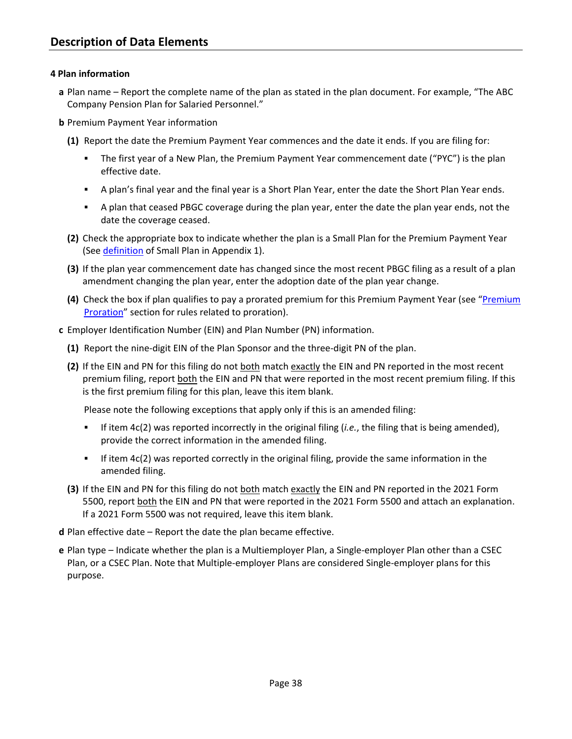## Description of Data Elements

**4 Plan information**

**a** Plan name – Report the complete name of the plan as stated in the plan document. For example, "The ABC Company Pension Plan for Salaried Personnel."

**b** Premium Payment Year information

**(1)** Report the date the Premium Payment Year commences and the date it ends. If you are filing for:

- The first year of a New Plan, the Premium Payment Year commencement date ("PYC") is the plan effective date.
- A plan's final year and the final year is a Short Plan Year, enter the date the Short Plan Year ends.
- A plan that ceased PBGC coverage during the plan year, enter the date the plan year ends, not the date the coverage ceased.

**(2)** Check the appropriate box to indicate whether the plan is a Small Plan for the Premium Payment Year (See definition of Small Plan in Appendix 1).

**(3)** If the plan year commencement date has changed since the most recent PBGC filing as a result of a plan amendment changing the plan year, enter the adoption date of the plan year change.

**(4)** Check the box if plan qualifies to pay a prorated premium for this Premium Payment Year (see "Premium Proration" section for rules related to proration).

**c** Employer Identification Number (EIN) and Plan Number (PN) information.

**(1)** Report the nine-digit EIN of the Plan Sponsor and the three-digit PN of the plan.

**(2)** If the EIN and PN for this filing do not both match exactly the EIN and PN reported in the most recent premium filing, report both the EIN and PN that were reported in the most recent premium filing. If this is the first premium filing for this plan, leave this item blank.

Please note the following exceptions that apply only if this is an amended filing:

- If item 4c(2) was reported incorrectly in the original filing (*i.e.*, the filing that is being amended), provide the correct information in the amended filing.
- If item 4c(2) was reported correctly in the original filing, provide the same information in the amended filing.

**(3)** If the EIN and PN for this filing do not both match exactly the EIN and PN reported in the 2021 Form 5500, report both the EIN and PN that were reported in the 2021 Form 5500 and attach an explanation. If a 2021 Form 5500 was not required, leave this item blank.

**d** Plan effective date – Report the date the plan became effective.

**e** Plan type – Indicate whether the plan is a Multiemployer Plan, a Single-employer Plan other than a CSEC Plan, or a CSEC Plan. Note that Multiple-employer Plans are considered Single-employer plans for this purpose.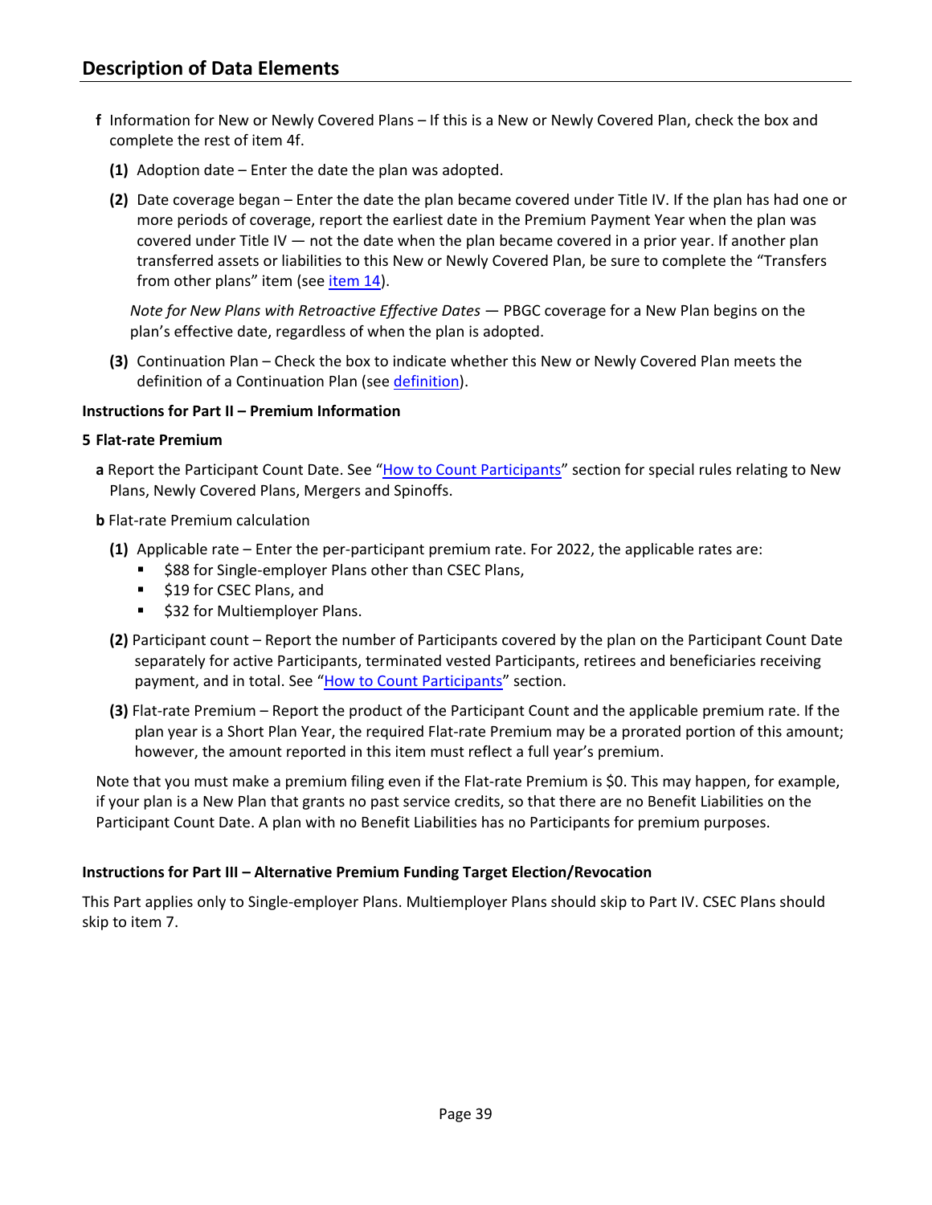## Description of Data Elements

**f** Information for New or Newly Covered Plans – If this is a New or Newly Covered Plan, check the box and complete the rest of item 4f.

**(1)** Adoption date – Enter the date the plan was adopted.

**(2)** Date coverage began – Enter the date the plan became covered under Title IV. If the plan has had one or more periods of coverage, report the earliest date in the Premium Payment Year when the plan was covered under Title IV — not the date when the plan became covered in a prior year. If another plan transferred assets or liabilities to this New or Newly Covered Plan, be sure to complete the "Transfers from other plans" item (see item 14).

*Note for New Plans with Retroactive Effective Dates* — PBGC coverage for a New Plan begins on the plan's effective date, regardless of when the plan is adopted.

**(3)** Continuation Plan – Check the box to indicate whether this New or Newly Covered Plan meets the definition of a Continuation Plan (see definition).

**Instructions for Part II – Premium Information**

**5 Flat-rate Premium**

**a** Report the Participant Count Date. See "How to Count Participants" section for special rules relating to New Plans, Newly Covered Plans, Mergers and Spinoffs.

**b** Flat-rate Premium calculation

**(1)** Applicable rate – Enter the per-participant premium rate. For 2022, the applicable rates are:

- $88 for Single-employer Plans other than CSEC Plans,
- $19 for CSEC Plans, and
- $32 for Multiemployer Plans.

**(2)** Participant count – Report the number of Participants covered by the plan on the Participant Count Date separately for active Participants, terminated vested Participants, retirees and beneficiaries receiving payment, and in total. See "How to Count Participants" section.

**(3)** Flat-rate Premium – Report the product of the Participant Count and the applicable premium rate. If the plan year is a Short Plan Year, the required Flat-rate Premium may be a prorated portion of this amount; however, the amount reported in this item must reflect a full year's premium.

Note that you must make a premium filing even if the Flat-rate Premium is $0. This may happen, for example, if your plan is a New Plan that grants no past service credits, so that there are no Benefit Liabilities on the Participant Count Date. A plan with no Benefit Liabilities has no Participants for premium purposes.

**Instructions for Part III – Alternative Premium Funding Target Election/Revocation**

This Part applies only to Single-employer Plans. Multiemployer Plans should skip to Part IV. CSEC Plans should skip to item 7.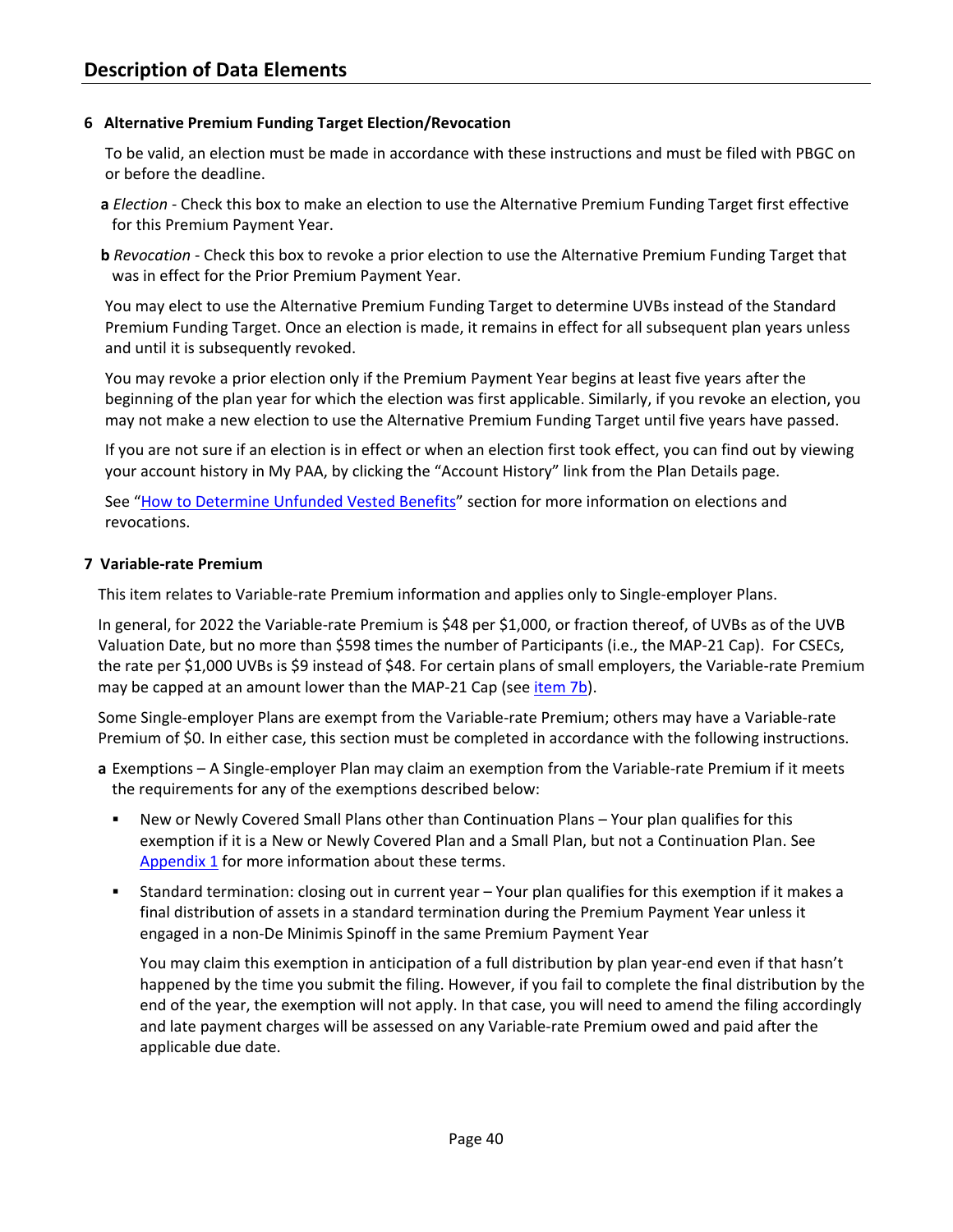## Description of Data Elements

**6 Alternative Premium Funding Target Election/Revocation**

To be valid, an election must be made in accordance with these instructions and must be filed with PBGC on or before the deadline.

**a** *Election* - Check this box to make an election to use the Alternative Premium Funding Target first effective for this Premium Payment Year.

**b** *Revocation* - Check this box to revoke a prior election to use the Alternative Premium Funding Target that was in effect for the Prior Premium Payment Year.

You may elect to use the Alternative Premium Funding Target to determine UVBs instead of the Standard Premium Funding Target. Once an election is made, it remains in effect for all subsequent plan years unless and until it is subsequently revoked.

You may revoke a prior election only if the Premium Payment Year begins at least five years after the beginning of the plan year for which the election was first applicable. Similarly, if you revoke an election, you may not make a new election to use the Alternative Premium Funding Target until five years have passed.

If you are not sure if an election is in effect or when an election first took effect, you can find out by viewing your account history in My PAA, by clicking the "Account History" link from the Plan Details page.

See "How to Determine Unfunded Vested Benefits" section for more information on elections and revocations.

**7 Variable-rate Premium**

This item relates to Variable-rate Premium information and applies only to Single-employer Plans.

In general, for 2022 the Variable-rate Premium is $48 per $1,000, or fraction thereof, of UVBs as of the UVB Valuation Date, but no more than $598 times the number of Participants (i.e., the MAP-21 Cap). For CSECs, the rate per $1,000 UVBs is $9 instead of $48. For certain plans of small employers, the Variable-rate Premium may be capped at an amount lower than the MAP-21 Cap (see item 7b).

Some Single-employer Plans are exempt from the Variable-rate Premium; others may have a Variable-rate Premium of $0. In either case, this section must be completed in accordance with the following instructions.

**a** Exemptions – A Single-employer Plan may claim an exemption from the Variable-rate Premium if it meets the requirements for any of the exemptions described below:

- New or Newly Covered Small Plans other than Continuation Plans – Your plan qualifies for this exemption if it is a New or Newly Covered Plan and a Small Plan, but not a Continuation Plan. See Appendix 1 for more information about these terms.
- Standard termination: closing out in current year – Your plan qualifies for this exemption if it makes a final distribution of assets in a standard termination during the Premium Payment Year unless it engaged in a non-De Minimis Spinoff in the same Premium Payment Year

  You may claim this exemption in anticipation of a full distribution by plan year-end even if that hasn't happened by the time you submit the filing. However, if you fail to complete the final distribution by the end of the year, the exemption will not apply. In that case, you will need to amend the filing accordingly and late payment charges will be assessed on any Variable-rate Premium owed and paid after the applicable due date.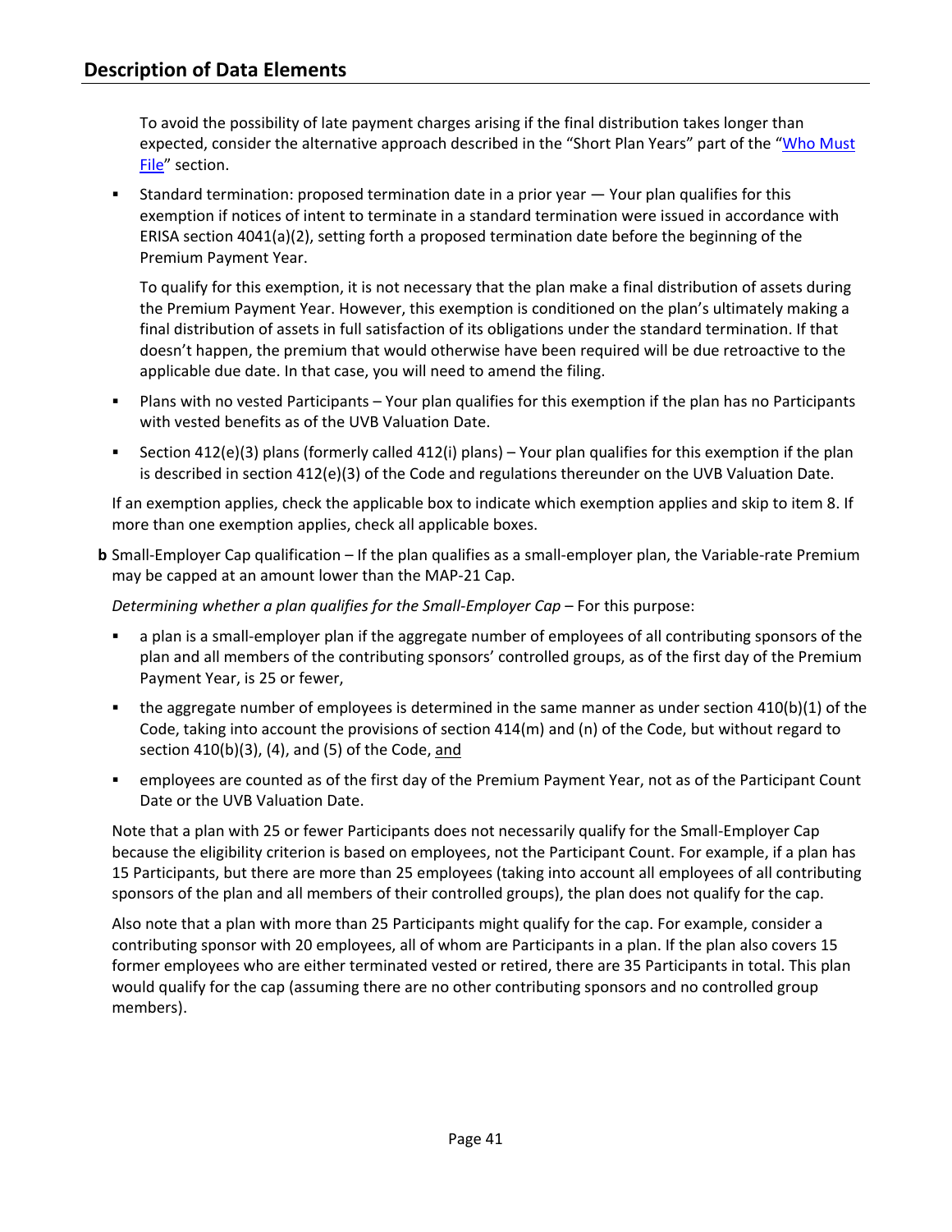To avoid the possibility of late payment charges arising if the final distribution takes longer than expected, consider the alternative approach described in the "Short Plan Years" part of the "Who Must File" section.

- Standard termination: proposed termination date in a prior year — Your plan qualifies for this exemption if notices of intent to terminate in a standard termination were issued in accordance with ERISA section 4041(a)(2), setting forth a proposed termination date before the beginning of the Premium Payment Year.

  To qualify for this exemption, it is not necessary that the plan make a final distribution of assets during the Premium Payment Year. However, this exemption is conditioned on the plan's ultimately making a final distribution of assets in full satisfaction of its obligations under the standard termination. If that doesn't happen, the premium that would otherwise have been required will be due retroactive to the applicable due date. In that case, you will need to amend the filing.

- Plans with no vested Participants – Your plan qualifies for this exemption if the plan has no Participants with vested benefits as of the UVB Valuation Date.

- Section 412(e)(3) plans (formerly called 412(i) plans) – Your plan qualifies for this exemption if the plan is described in section 412(e)(3) of the Code and regulations thereunder on the UVB Valuation Date.

If an exemption applies, check the applicable box to indicate which exemption applies and skip to item 8. If more than one exemption applies, check all applicable boxes.

**b** Small-Employer Cap qualification – If the plan qualifies as a small-employer plan, the Variable-rate Premium may be capped at an amount lower than the MAP-21 Cap.

*Determining whether a plan qualifies for the Small-Employer Cap* – For this purpose:

- a plan is a small-employer plan if the aggregate number of employees of all contributing sponsors of the plan and all members of the contributing sponsors' controlled groups, as of the first day of the Premium Payment Year, is 25 or fewer,

- the aggregate number of employees is determined in the same manner as under section 410(b)(1) of the Code, taking into account the provisions of section 414(m) and (n) of the Code, but without regard to section 410(b)(3), (4), and (5) of the Code, <u>and</u>

- employees are counted as of the first day of the Premium Payment Year, not as of the Participant Count Date or the UVB Valuation Date.

Note that a plan with 25 or fewer Participants does not necessarily qualify for the Small-Employer Cap because the eligibility criterion is based on employees, not the Participant Count. For example, if a plan has 15 Participants, but there are more than 25 employees (taking into account all employees of all contributing sponsors of the plan and all members of their controlled groups), the plan does not qualify for the cap.

Also note that a plan with more than 25 Participants might qualify for the cap. For example, consider a contributing sponsor with 20 employees, all of whom are Participants in a plan. If the plan also covers 15 former employees who are either terminated vested or retired, there are 35 Participants in total. This plan would qualify for the cap (assuming there are no other contributing sponsors and no controlled group members).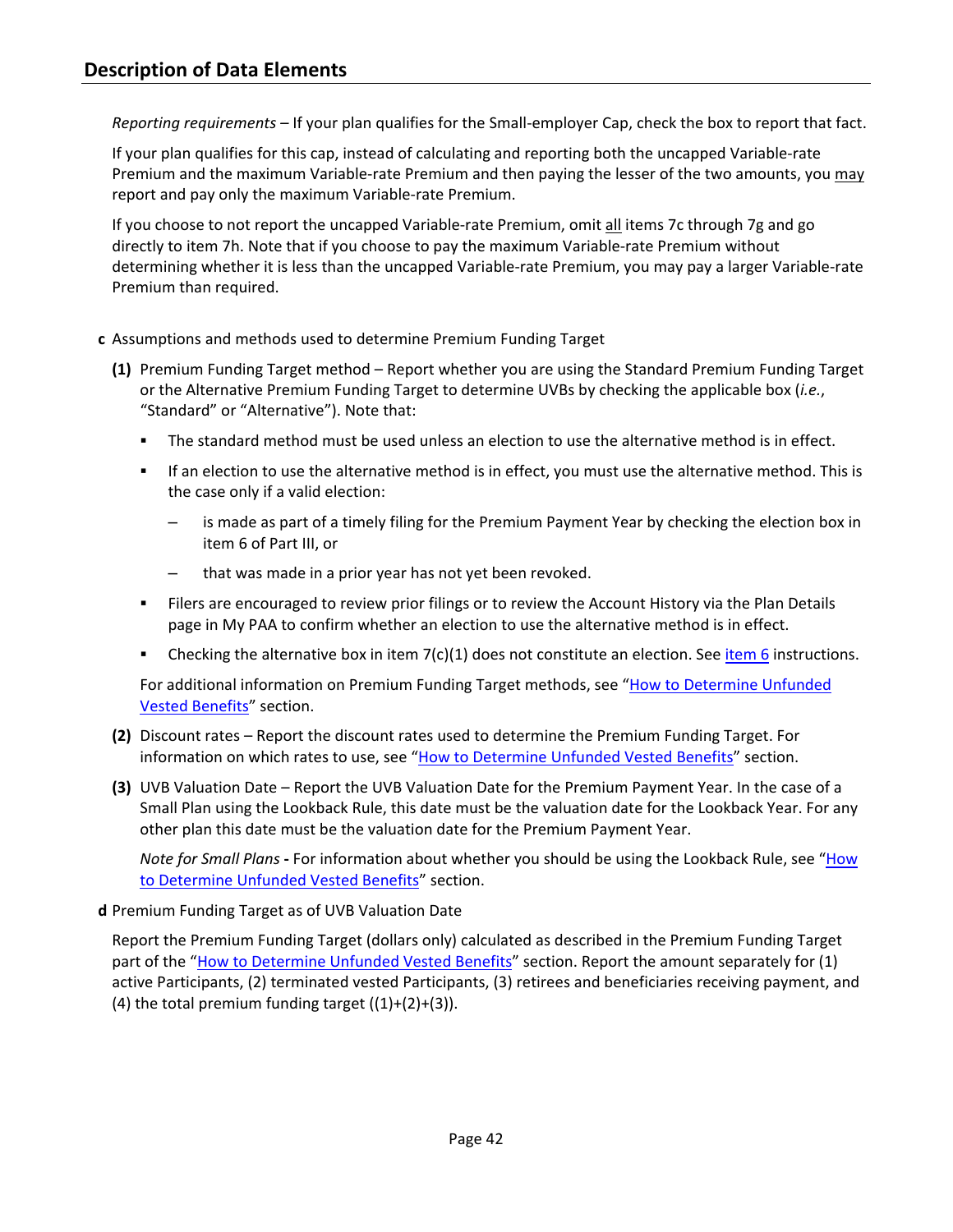## Description of Data Elements

*Reporting requirements* – If your plan qualifies for the Small-employer Cap, check the box to report that fact.

If your plan qualifies for this cap, instead of calculating and reporting both the uncapped Variable-rate Premium and the maximum Variable-rate Premium and then paying the lesser of the two amounts, you may report and pay only the maximum Variable-rate Premium.

If you choose to not report the uncapped Variable-rate Premium, omit all items 7c through 7g and go directly to item 7h. Note that if you choose to pay the maximum Variable-rate Premium without determining whether it is less than the uncapped Variable-rate Premium, you may pay a larger Variable-rate Premium than required.

**c** Assumptions and methods used to determine Premium Funding Target

**(1)** Premium Funding Target method – Report whether you are using the Standard Premium Funding Target or the Alternative Premium Funding Target to determine UVBs by checking the applicable box (*i.e.*, "Standard" or "Alternative"). Note that:

- The standard method must be used unless an election to use the alternative method is in effect.
- If an election to use the alternative method is in effect, you must use the alternative method. This is the case only if a valid election:
  - is made as part of a timely filing for the Premium Payment Year by checking the election box in item 6 of Part III, or
  - that was made in a prior year has not yet been revoked.
- Filers are encouraged to review prior filings or to review the Account History via the Plan Details page in My PAA to confirm whether an election to use the alternative method is in effect.
- Checking the alternative box in item 7(c)(1) does not constitute an election. See item 6 instructions.

For additional information on Premium Funding Target methods, see "How to Determine Unfunded Vested Benefits" section.

**(2)** Discount rates – Report the discount rates used to determine the Premium Funding Target. For information on which rates to use, see "How to Determine Unfunded Vested Benefits" section.

**(3)** UVB Valuation Date – Report the UVB Valuation Date for the Premium Payment Year. In the case of a Small Plan using the Lookback Rule, this date must be the valuation date for the Lookback Year. For any other plan this date must be the valuation date for the Premium Payment Year.

*Note for Small Plans* **-** For information about whether you should be using the Lookback Rule, see "How to Determine Unfunded Vested Benefits" section.

**d** Premium Funding Target as of UVB Valuation Date

Report the Premium Funding Target (dollars only) calculated as described in the Premium Funding Target part of the "How to Determine Unfunded Vested Benefits" section. Report the amount separately for (1) active Participants, (2) terminated vested Participants, (3) retirees and beneficiaries receiving payment, and (4) the total premium funding target ((1)+(2)+(3)).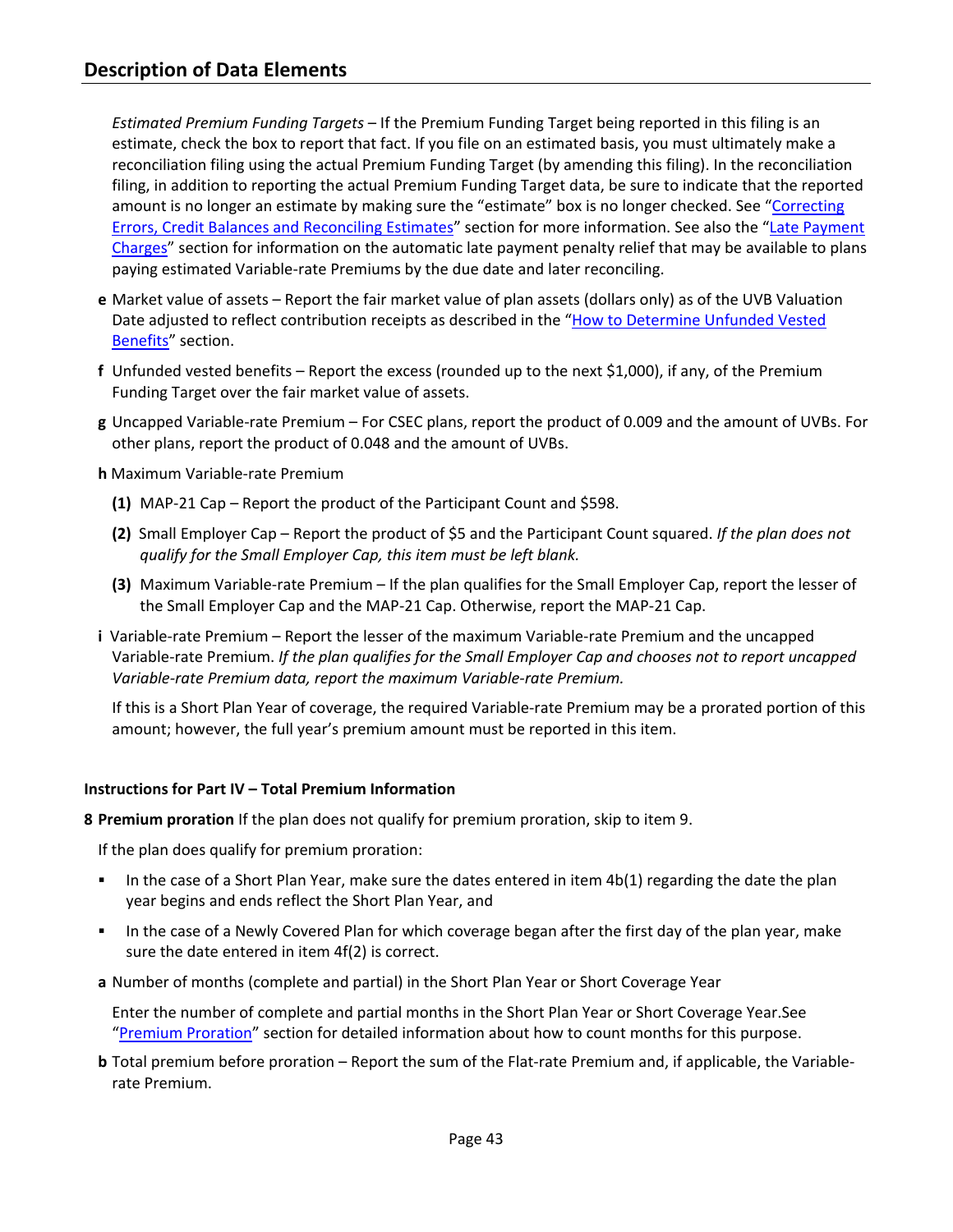## Description of Data Elements

*Estimated Premium Funding Targets* – If the Premium Funding Target being reported in this filing is an estimate, check the box to report that fact. If you file on an estimated basis, you must ultimately make a reconciliation filing using the actual Premium Funding Target (by amending this filing). In the reconciliation filing, in addition to reporting the actual Premium Funding Target data, be sure to indicate that the reported amount is no longer an estimate by making sure the "estimate" box is no longer checked. See "Correcting Errors, Credit Balances and Reconciling Estimates" section for more information. See also the "Late Payment Charges" section for information on the automatic late payment penalty relief that may be available to plans paying estimated Variable-rate Premiums by the due date and later reconciling.

**e** Market value of assets – Report the fair market value of plan assets (dollars only) as of the UVB Valuation Date adjusted to reflect contribution receipts as described in the "How to Determine Unfunded Vested Benefits" section.

**f** Unfunded vested benefits – Report the excess (rounded up to the next $1,000), if any, of the Premium Funding Target over the fair market value of assets.

**g** Uncapped Variable-rate Premium – For CSEC plans, report the product of 0.009 and the amount of UVBs. For other plans, report the product of 0.048 and the amount of UVBs.

**h** Maximum Variable-rate Premium

**(1)** MAP-21 Cap – Report the product of the Participant Count and $598.

**(2)** Small Employer Cap – Report the product of $5 and the Participant Count squared. *If the plan does not qualify for the Small Employer Cap, this item must be left blank.*

**(3)** Maximum Variable-rate Premium – If the plan qualifies for the Small Employer Cap, report the lesser of the Small Employer Cap and the MAP-21 Cap. Otherwise, report the MAP-21 Cap.

**i** Variable-rate Premium – Report the lesser of the maximum Variable-rate Premium and the uncapped Variable-rate Premium. *If the plan qualifies for the Small Employer Cap and chooses not to report uncapped Variable-rate Premium data, report the maximum Variable-rate Premium.*

If this is a Short Plan Year of coverage, the required Variable-rate Premium may be a prorated portion of this amount; however, the full year's premium amount must be reported in this item.

### Instructions for Part IV – Total Premium Information

**8 Premium proration** If the plan does not qualify for premium proration, skip to item 9.

If the plan does qualify for premium proration:

- In the case of a Short Plan Year, make sure the dates entered in item 4b(1) regarding the date the plan year begins and ends reflect the Short Plan Year, and
- In the case of a Newly Covered Plan for which coverage began after the first day of the plan year, make sure the date entered in item 4f(2) is correct.

**a** Number of months (complete and partial) in the Short Plan Year or Short Coverage Year

Enter the number of complete and partial months in the Short Plan Year or Short Coverage Year.See "Premium Proration" section for detailed information about how to count months for this purpose.

**b** Total premium before proration – Report the sum of the Flat-rate Premium and, if applicable, the Variable-rate Premium.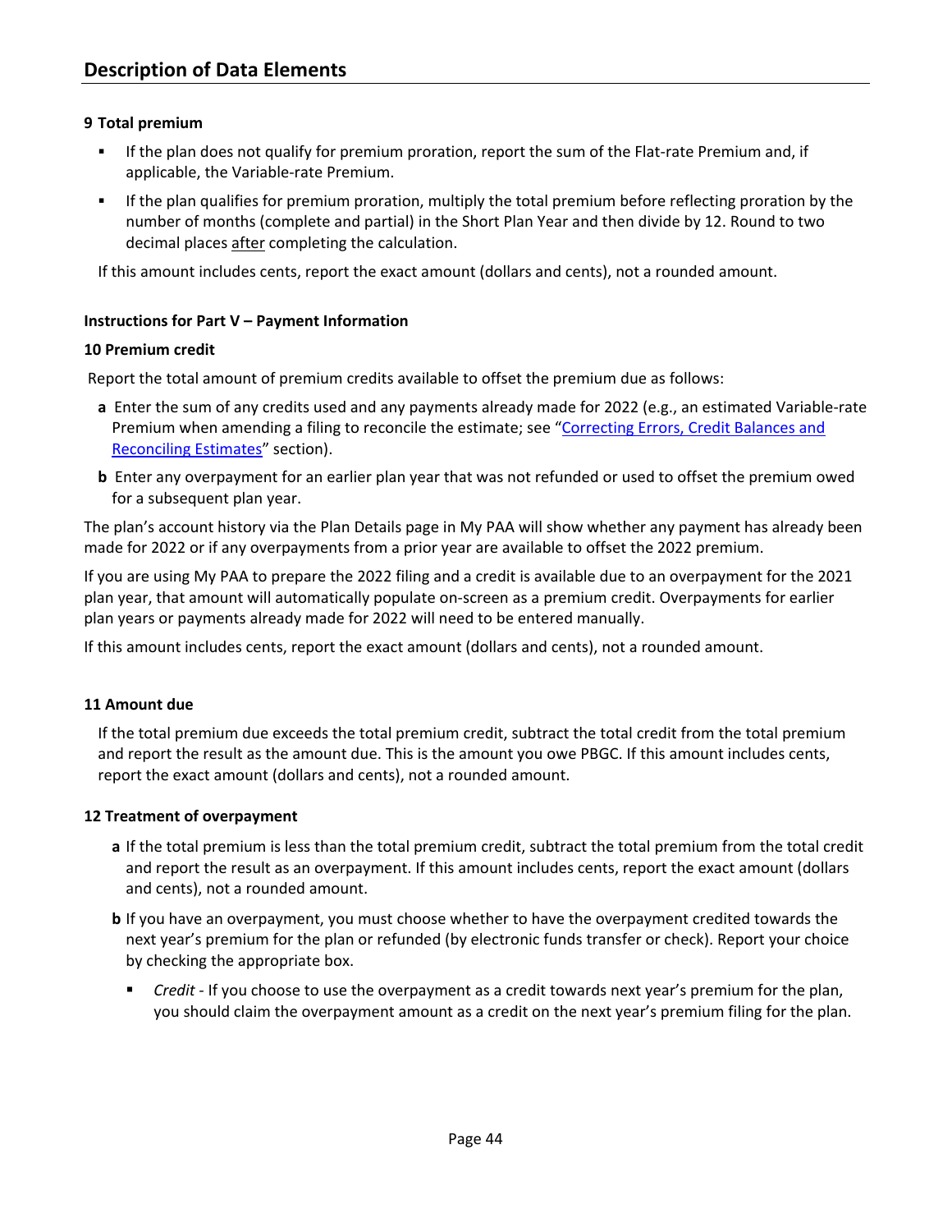## Description of Data Elements

**9 Total premium**

- If the plan does not qualify for premium proration, report the sum of the Flat-rate Premium and, if applicable, the Variable-rate Premium.
- If the plan qualifies for premium proration, multiply the total premium before reflecting proration by the number of months (complete and partial) in the Short Plan Year and then divide by 12. Round to two decimal places after completing the calculation.

If this amount includes cents, report the exact amount (dollars and cents), not a rounded amount.

**Instructions for Part V – Payment Information**

**10 Premium credit**

Report the total amount of premium credits available to offset the premium due as follows:

**a** Enter the sum of any credits used and any payments already made for 2022 (e.g., an estimated Variable-rate Premium when amending a filing to reconcile the estimate; see "Correcting Errors, Credit Balances and Reconciling Estimates" section).

**b** Enter any overpayment for an earlier plan year that was not refunded or used to offset the premium owed for a subsequent plan year.

The plan's account history via the Plan Details page in My PAA will show whether any payment has already been made for 2022 or if any overpayments from a prior year are available to offset the 2022 premium.

If you are using My PAA to prepare the 2022 filing and a credit is available due to an overpayment for the 2021 plan year, that amount will automatically populate on-screen as a premium credit. Overpayments for earlier plan years or payments already made for 2022 will need to be entered manually.

If this amount includes cents, report the exact amount (dollars and cents), not a rounded amount.

**11 Amount due**

If the total premium due exceeds the total premium credit, subtract the total credit from the total premium and report the result as the amount due. This is the amount you owe PBGC. If this amount includes cents, report the exact amount (dollars and cents), not a rounded amount.

**12 Treatment of overpayment**

**a** If the total premium is less than the total premium credit, subtract the total premium from the total credit and report the result as an overpayment. If this amount includes cents, report the exact amount (dollars and cents), not a rounded amount.

**b** If you have an overpayment, you must choose whether to have the overpayment credited towards the next year's premium for the plan or refunded (by electronic funds transfer or check). Report your choice by checking the appropriate box.

- *Credit* - If you choose to use the overpayment as a credit towards next year's premium for the plan, you should claim the overpayment amount as a credit on the next year's premium filing for the plan.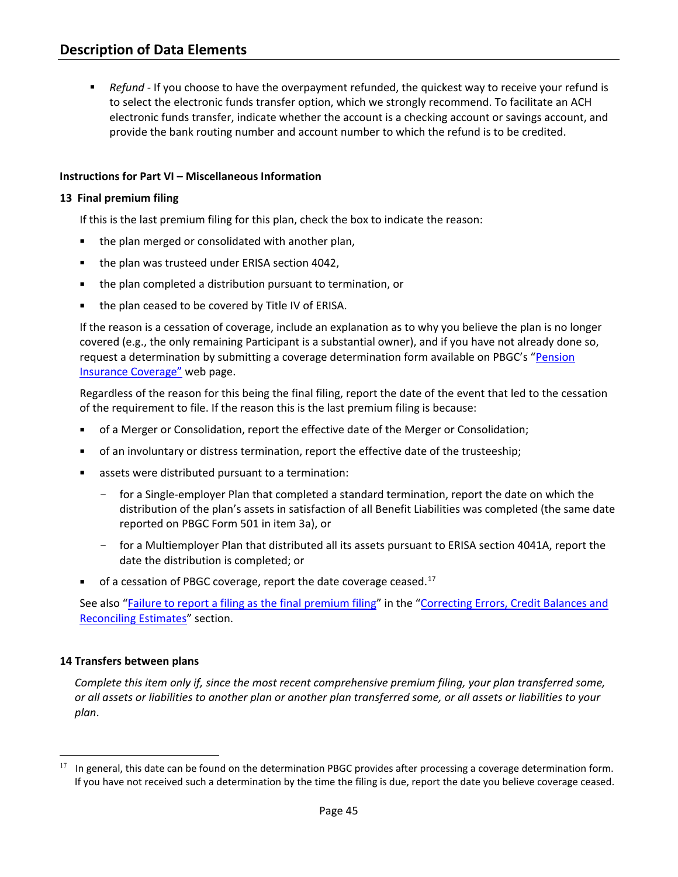- *Refund* - If you choose to have the overpayment refunded, the quickest way to receive your refund is to select the electronic funds transfer option, which we strongly recommend. To facilitate an ACH electronic funds transfer, indicate whether the account is a checking account or savings account, and provide the bank routing number and account number to which the refund is to be credited.

### Instructions for Part VI – Miscellaneous Information

#### 13 Final premium filing

If this is the last premium filing for this plan, check the box to indicate the reason:

- the plan merged or consolidated with another plan,
- the plan was trusteed under ERISA section 4042,
- the plan completed a distribution pursuant to termination, or
- the plan ceased to be covered by Title IV of ERISA.

If the reason is a cessation of coverage, include an explanation as to why you believe the plan is no longer covered (e.g., the only remaining Participant is a substantial owner), and if you have not already done so, request a determination by submitting a coverage determination form available on PBGC's "Pension Insurance Coverage" web page.

Regardless of the reason for this being the final filing, report the date of the event that led to the cessation of the requirement to file. If the reason this is the last premium filing is because:

- of a Merger or Consolidation, report the effective date of the Merger or Consolidation;
- of an involuntary or distress termination, report the effective date of the trusteeship;
- assets were distributed pursuant to a termination:
  - for a Single-employer Plan that completed a standard termination, report the date on which the distribution of the plan's assets in satisfaction of all Benefit Liabilities was completed (the same date reported on PBGC Form 501 in item 3a), or
  - for a Multiemployer Plan that distributed all its assets pursuant to ERISA section 4041A, report the date the distribution is completed; or
- of a cessation of PBGC coverage, report the date coverage ceased.[17]

See also "Failure to report a filing as the final premium filing" in the "Correcting Errors, Credit Balances and Reconciling Estimates" section.

#### 14 Transfers between plans

*Complete this item only if, since the most recent comprehensive premium filing, your plan transferred some, or all assets or liabilities to another plan or another plan transferred some, or all assets or liabilities to your plan*.

---

[17] In general, this date can be found on the determination PBGC provides after processing a coverage determination form. If you have not received such a determination by the time the filing is due, report the date you believe coverage ceased.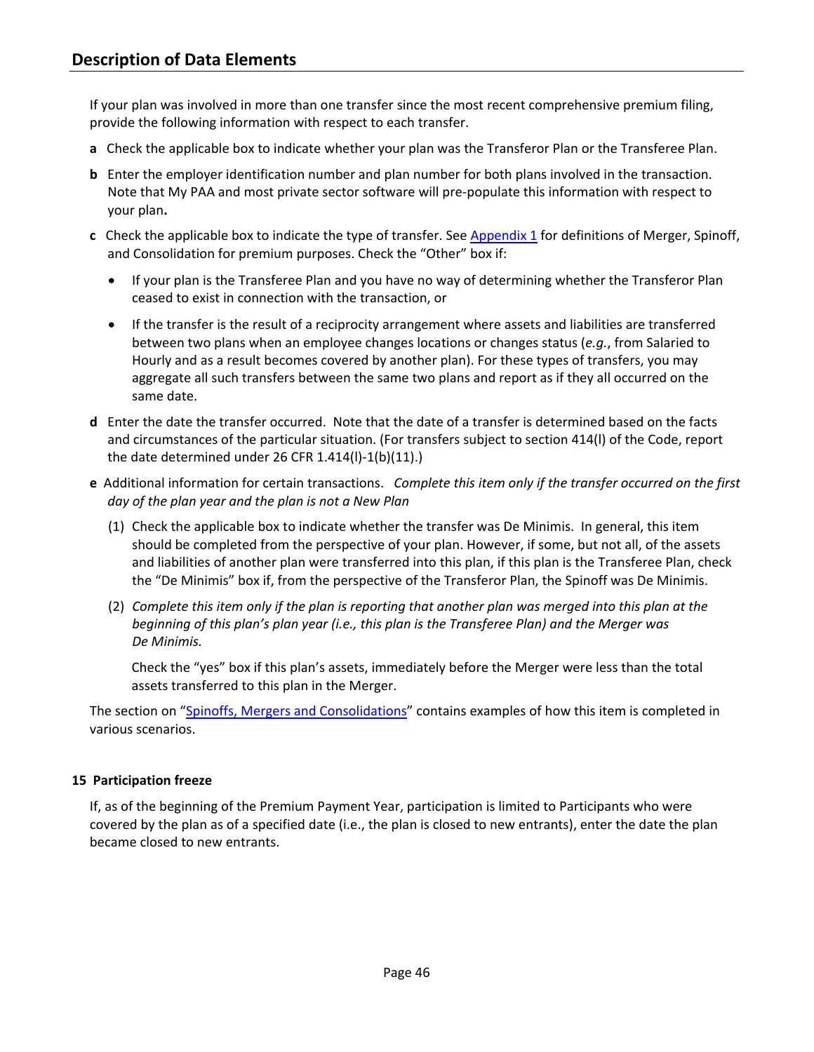## Description of Data Elements

If your plan was involved in more than one transfer since the most recent comprehensive premium filing, provide the following information with respect to each transfer.

**a** Check the applicable box to indicate whether your plan was the Transferor Plan or the Transferee Plan.

**b** Enter the employer identification number and plan number for both plans involved in the transaction. Note that My PAA and most private sector software will pre-populate this information with respect to your plan**.**

**c** Check the applicable box to indicate the type of transfer. See Appendix 1 for definitions of Merger, Spinoff, and Consolidation for premium purposes. Check the "Other" box if:

- If your plan is the Transferee Plan and you have no way of determining whether the Transferor Plan ceased to exist in connection with the transaction, or
- If the transfer is the result of a reciprocity arrangement where assets and liabilities are transferred between two plans when an employee changes locations or changes status (*e.g.*, from Salaried to Hourly and as a result becomes covered by another plan). For these types of transfers, you may aggregate all such transfers between the same two plans and report as if they all occurred on the same date.

**d** Enter the date the transfer occurred. Note that the date of a transfer is determined based on the facts and circumstances of the particular situation. (For transfers subject to section 414(l) of the Code, report the date determined under 26 CFR 1.414(l)-1(b)(11).)

**e** Additional information for certain transactions. *Complete this item only if the transfer occurred on the first day of the plan year and the plan is not a New Plan*

(1) Check the applicable box to indicate whether the transfer was De Minimis. In general, this item should be completed from the perspective of your plan. However, if some, but not all, of the assets and liabilities of another plan were transferred into this plan, if this plan is the Transferee Plan, check the "De Minimis" box if, from the perspective of the Transferor Plan, the Spinoff was De Minimis.

(2) *Complete this item only if the plan is reporting that another plan was merged into this plan at the beginning of this plan's plan year (i.e., this plan is the Transferee Plan) and the Merger was De Minimis.*

Check the "yes" box if this plan's assets, immediately before the Merger were less than the total assets transferred to this plan in the Merger.

The section on "Spinoffs, Mergers and Consolidations" contains examples of how this item is completed in various scenarios.

### 15 Participation freeze

If, as of the beginning of the Premium Payment Year, participation is limited to Participants who were covered by the plan as of a specified date (i.e., the plan is closed to new entrants), enter the date the plan became closed to new entrants.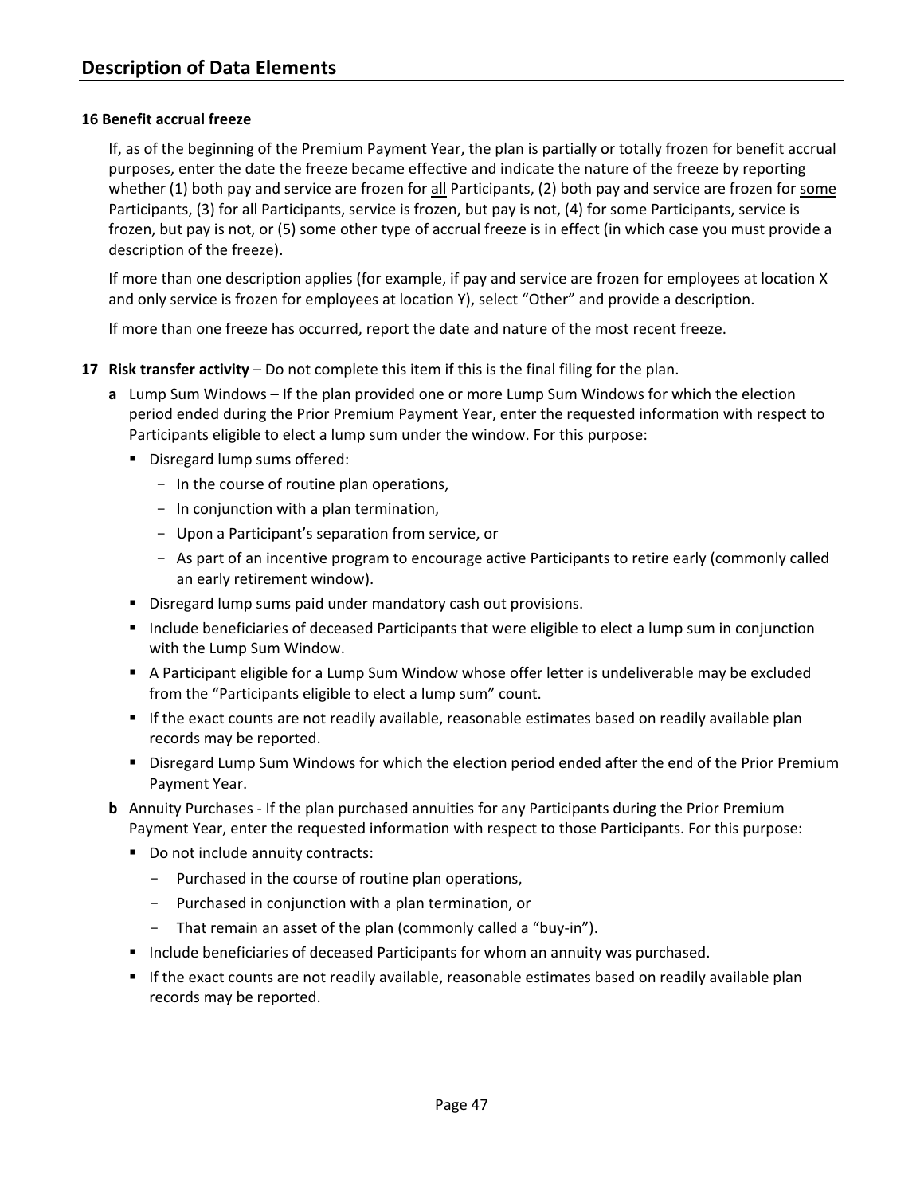## Description of Data Elements

**16 Benefit accrual freeze**

If, as of the beginning of the Premium Payment Year, the plan is partially or totally frozen for benefit accrual purposes, enter the date the freeze became effective and indicate the nature of the freeze by reporting whether (1) both pay and service are frozen for all Participants, (2) both pay and service are frozen for some Participants, (3) for all Participants, service is frozen, but pay is not, (4) for some Participants, service is frozen, but pay is not, or (5) some other type of accrual freeze is in effect (in which case you must provide a description of the freeze).

If more than one description applies (for example, if pay and service are frozen for employees at location X and only service is frozen for employees at location Y), select "Other" and provide a description.

If more than one freeze has occurred, report the date and nature of the most recent freeze.

**17 Risk transfer activity** – Do not complete this item if this is the final filing for the plan.

**a** Lump Sum Windows – If the plan provided one or more Lump Sum Windows for which the election period ended during the Prior Premium Payment Year, enter the requested information with respect to Participants eligible to elect a lump sum under the window. For this purpose:

- Disregard lump sums offered:
  - In the course of routine plan operations,
  - In conjunction with a plan termination,
  - Upon a Participant's separation from service, or
  - As part of an incentive program to encourage active Participants to retire early (commonly called an early retirement window).
- Disregard lump sums paid under mandatory cash out provisions.
- Include beneficiaries of deceased Participants that were eligible to elect a lump sum in conjunction with the Lump Sum Window.
- A Participant eligible for a Lump Sum Window whose offer letter is undeliverable may be excluded from the "Participants eligible to elect a lump sum" count.
- If the exact counts are not readily available, reasonable estimates based on readily available plan records may be reported.
- Disregard Lump Sum Windows for which the election period ended after the end of the Prior Premium Payment Year.

**b** Annuity Purchases - If the plan purchased annuities for any Participants during the Prior Premium Payment Year, enter the requested information with respect to those Participants. For this purpose:

- Do not include annuity contracts:
  - Purchased in the course of routine plan operations,
  - Purchased in conjunction with a plan termination, or
  - That remain an asset of the plan (commonly called a "buy-in").
- Include beneficiaries of deceased Participants for whom an annuity was purchased.
- If the exact counts are not readily available, reasonable estimates based on readily available plan records may be reported.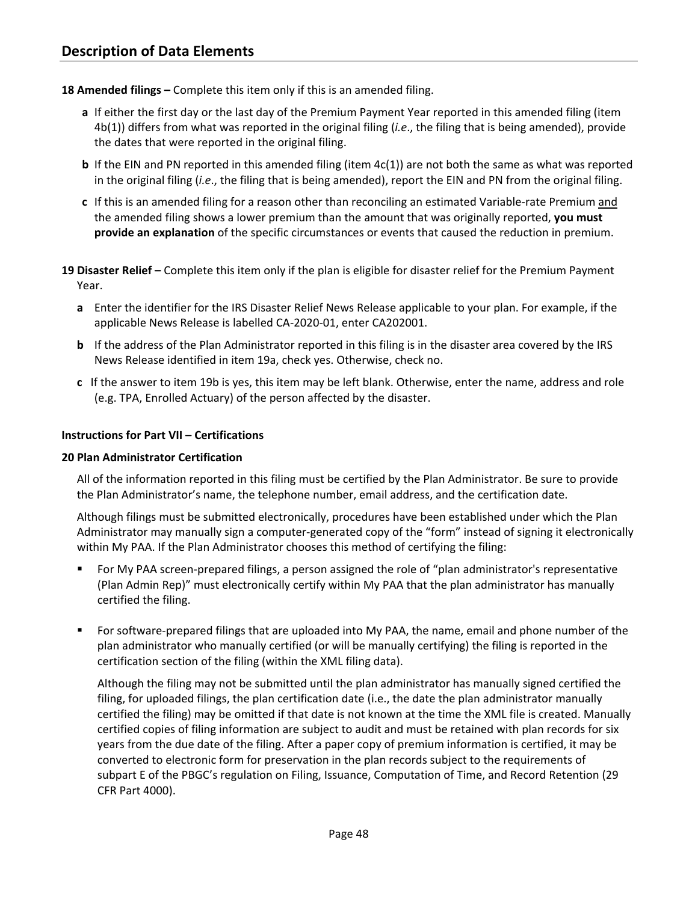## Description of Data Elements

**18 Amended filings –** Complete this item only if this is an amended filing.

- **a** If either the first day or the last day of the Premium Payment Year reported in this amended filing (item 4b(1)) differs from what was reported in the original filing (*i.e*., the filing that is being amended), provide the dates that were reported in the original filing.
- **b** If the EIN and PN reported in this amended filing (item 4c(1)) are not both the same as what was reported in the original filing (*i.e*., the filing that is being amended), report the EIN and PN from the original filing.
- **c** If this is an amended filing for a reason other than reconciling an estimated Variable-rate Premium <u>and</u> the amended filing shows a lower premium than the amount that was originally reported, **you must provide an explanation** of the specific circumstances or events that caused the reduction in premium.

**19 Disaster Relief –** Complete this item only if the plan is eligible for disaster relief for the Premium Payment Year.

- **a** Enter the identifier for the IRS Disaster Relief News Release applicable to your plan. For example, if the applicable News Release is labelled CA-2020-01, enter CA202001.
- **b** If the address of the Plan Administrator reported in this filing is in the disaster area covered by the IRS News Release identified in item 19a, check yes. Otherwise, check no.
- **c** If the answer to item 19b is yes, this item may be left blank. Otherwise, enter the name, address and role (e.g. TPA, Enrolled Actuary) of the person affected by the disaster.

**Instructions for Part VII – Certifications**

**20 Plan Administrator Certification**

All of the information reported in this filing must be certified by the Plan Administrator. Be sure to provide the Plan Administrator's name, the telephone number, email address, and the certification date.

Although filings must be submitted electronically, procedures have been established under which the Plan Administrator may manually sign a computer-generated copy of the "form" instead of signing it electronically within My PAA. If the Plan Administrator chooses this method of certifying the filing:

- For My PAA screen-prepared filings, a person assigned the role of "plan administrator's representative (Plan Admin Rep)" must electronically certify within My PAA that the plan administrator has manually certified the filing.
- For software-prepared filings that are uploaded into My PAA, the name, email and phone number of the plan administrator who manually certified (or will be manually certifying) the filing is reported in the certification section of the filing (within the XML filing data).

  Although the filing may not be submitted until the plan administrator has manually signed certified the filing, for uploaded filings, the plan certification date (i.e., the date the plan administrator manually certified the filing) may be omitted if that date is not known at the time the XML file is created. Manually certified copies of filing information are subject to audit and must be retained with plan records for six years from the due date of the filing. After a paper copy of premium information is certified, it may be converted to electronic form for preservation in the plan records subject to the requirements of subpart E of the PBGC's regulation on Filing, Issuance, Computation of Time, and Record Retention (29 CFR Part 4000).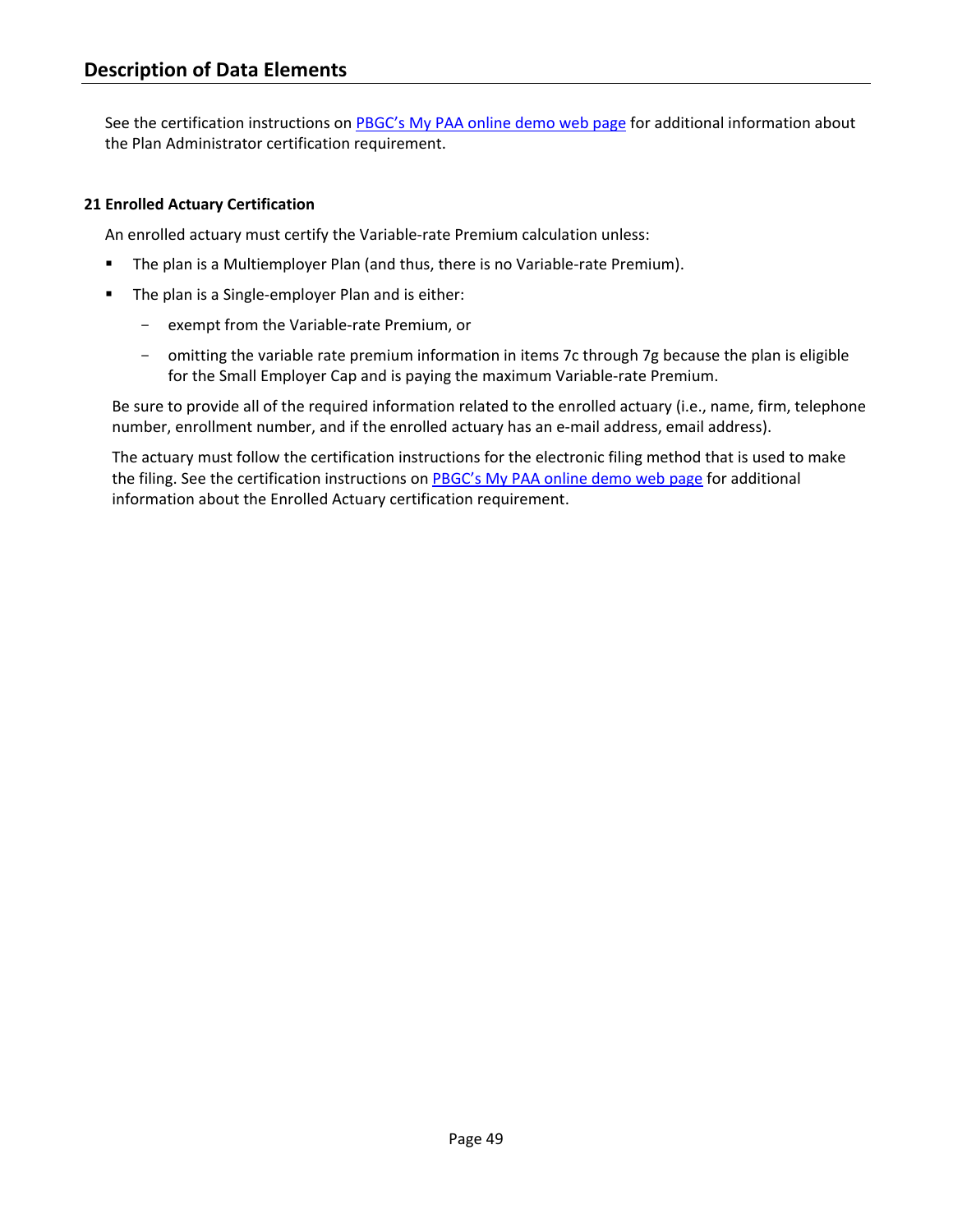See the certification instructions on PBGC's My PAA online demo web page for additional information about the Plan Administrator certification requirement.

### 21 Enrolled Actuary Certification

An enrolled actuary must certify the Variable-rate Premium calculation unless:

- The plan is a Multiemployer Plan (and thus, there is no Variable-rate Premium).
- The plan is a Single-employer Plan and is either:
  - exempt from the Variable-rate Premium, or
  - omitting the variable rate premium information in items 7c through 7g because the plan is eligible for the Small Employer Cap and is paying the maximum Variable-rate Premium.

Be sure to provide all of the required information related to the enrolled actuary (i.e., name, firm, telephone number, enrollment number, and if the enrolled actuary has an e-mail address, email address).

The actuary must follow the certification instructions for the electronic filing method that is used to make the filing. See the certification instructions on PBGC's My PAA online demo web page for additional information about the Enrolled Actuary certification requirement.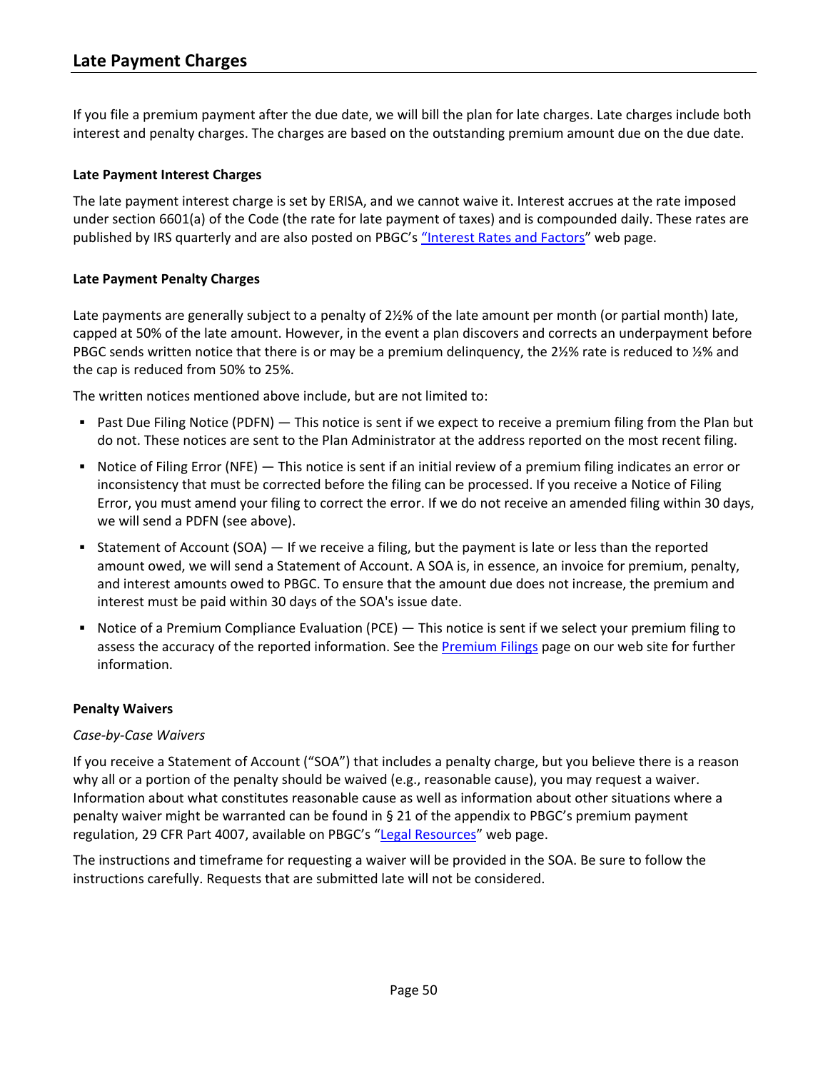## Late Payment Charges

If you file a premium payment after the due date, we will bill the plan for late charges. Late charges include both interest and penalty charges. The charges are based on the outstanding premium amount due on the due date.

### Late Payment Interest Charges

The late payment interest charge is set by ERISA, and we cannot waive it. Interest accrues at the rate imposed under section 6601(a) of the Code (the rate for late payment of taxes) and is compounded daily. These rates are published by IRS quarterly and are also posted on PBGC's "Interest Rates and Factors" web page.

### Late Payment Penalty Charges

Late payments are generally subject to a penalty of 2½% of the late amount per month (or partial month) late, capped at 50% of the late amount. However, in the event a plan discovers and corrects an underpayment before PBGC sends written notice that there is or may be a premium delinquency, the 2½% rate is reduced to ½% and the cap is reduced from 50% to 25%.

The written notices mentioned above include, but are not limited to:

- Past Due Filing Notice (PDFN) — This notice is sent if we expect to receive a premium filing from the Plan but do not. These notices are sent to the Plan Administrator at the address reported on the most recent filing.
- Notice of Filing Error (NFE) — This notice is sent if an initial review of a premium filing indicates an error or inconsistency that must be corrected before the filing can be processed. If you receive a Notice of Filing Error, you must amend your filing to correct the error. If we do not receive an amended filing within 30 days, we will send a PDFN (see above).
- Statement of Account (SOA) — If we receive a filing, but the payment is late or less than the reported amount owed, we will send a Statement of Account. A SOA is, in essence, an invoice for premium, penalty, and interest amounts owed to PBGC. To ensure that the amount due does not increase, the premium and interest must be paid within 30 days of the SOA's issue date.
- Notice of a Premium Compliance Evaluation (PCE) — This notice is sent if we select your premium filing to assess the accuracy of the reported information. See the Premium Filings page on our web site for further information.

### Penalty Waivers

*Case-by-Case Waivers*

If you receive a Statement of Account ("SOA") that includes a penalty charge, but you believe there is a reason why all or a portion of the penalty should be waived (e.g., reasonable cause), you may request a waiver. Information about what constitutes reasonable cause as well as information about other situations where a penalty waiver might be warranted can be found in § 21 of the appendix to PBGC's premium payment regulation, 29 CFR Part 4007, available on PBGC's "Legal Resources" web page.

The instructions and timeframe for requesting a waiver will be provided in the SOA. Be sure to follow the instructions carefully. Requests that are submitted late will not be considered.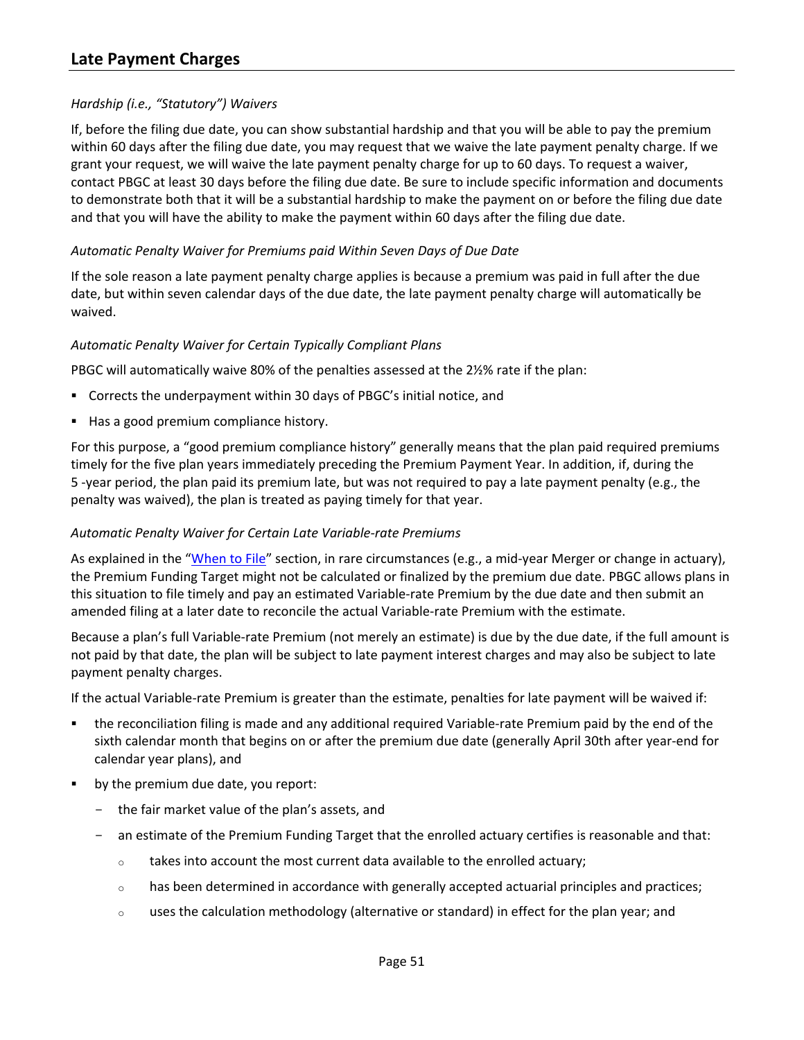## Late Payment Charges

*Hardship (i.e., "Statutory") Waivers*

If, before the filing due date, you can show substantial hardship and that you will be able to pay the premium within 60 days after the filing due date, you may request that we waive the late payment penalty charge. If we grant your request, we will waive the late payment penalty charge for up to 60 days. To request a waiver, contact PBGC at least 30 days before the filing due date. Be sure to include specific information and documents to demonstrate both that it will be a substantial hardship to make the payment on or before the filing due date and that you will have the ability to make the payment within 60 days after the filing due date.

*Automatic Penalty Waiver for Premiums paid Within Seven Days of Due Date*

If the sole reason a late payment penalty charge applies is because a premium was paid in full after the due date, but within seven calendar days of the due date, the late payment penalty charge will automatically be waived.

*Automatic Penalty Waiver for Certain Typically Compliant Plans*

PBGC will automatically waive 80% of the penalties assessed at the 2½% rate if the plan:

- Corrects the underpayment within 30 days of PBGC's initial notice, and
- Has a good premium compliance history.

For this purpose, a "good premium compliance history" generally means that the plan paid required premiums timely for the five plan years immediately preceding the Premium Payment Year. In addition, if, during the 5 -year period, the plan paid its premium late, but was not required to pay a late payment penalty (e.g., the penalty was waived), the plan is treated as paying timely for that year.

*Automatic Penalty Waiver for Certain Late Variable-rate Premiums*

As explained in the "When to File" section, in rare circumstances (e.g., a mid-year Merger or change in actuary), the Premium Funding Target might not be calculated or finalized by the premium due date. PBGC allows plans in this situation to file timely and pay an estimated Variable-rate Premium by the due date and then submit an amended filing at a later date to reconcile the actual Variable-rate Premium with the estimate.

Because a plan's full Variable-rate Premium (not merely an estimate) is due by the due date, if the full amount is not paid by that date, the plan will be subject to late payment interest charges and may also be subject to late payment penalty charges.

If the actual Variable-rate Premium is greater than the estimate, penalties for late payment will be waived if:

- the reconciliation filing is made and any additional required Variable-rate Premium paid by the end of the sixth calendar month that begins on or after the premium due date (generally April 30th after year-end for calendar year plans), and
- by the premium due date, you report:
  - the fair market value of the plan's assets, and
  - an estimate of the Premium Funding Target that the enrolled actuary certifies is reasonable and that:
    - takes into account the most current data available to the enrolled actuary;
    - has been determined in accordance with generally accepted actuarial principles and practices;
    - uses the calculation methodology (alternative or standard) in effect for the plan year; and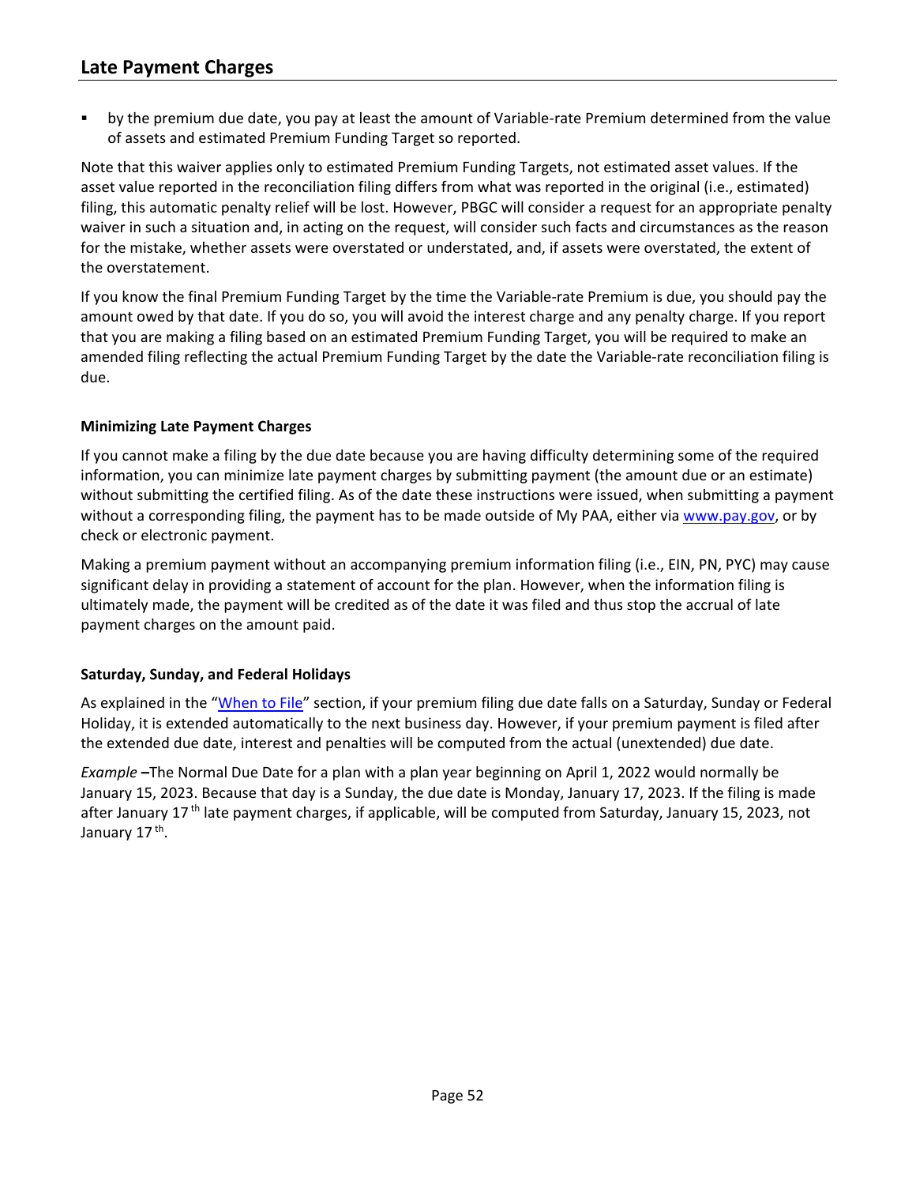- by the premium due date, you pay at least the amount of Variable-rate Premium determined from the value of assets and estimated Premium Funding Target so reported.

Note that this waiver applies only to estimated Premium Funding Targets, not estimated asset values. If the asset value reported in the reconciliation filing differs from what was reported in the original (i.e., estimated) filing, this automatic penalty relief will be lost. However, PBGC will consider a request for an appropriate penalty waiver in such a situation and, in acting on the request, will consider such facts and circumstances as the reason for the mistake, whether assets were overstated or understated, and, if assets were overstated, the extent of the overstatement.

If you know the final Premium Funding Target by the time the Variable-rate Premium is due, you should pay the amount owed by that date. If you do so, you will avoid the interest charge and any penalty charge. If you report that you are making a filing based on an estimated Premium Funding Target, you will be required to make an amended filing reflecting the actual Premium Funding Target by the date the Variable-rate reconciliation filing is due.

#### Minimizing Late Payment Charges

If you cannot make a filing by the due date because you are having difficulty determining some of the required information, you can minimize late payment charges by submitting payment (the amount due or an estimate) without submitting the certified filing. As of the date these instructions were issued, when submitting a payment without a corresponding filing, the payment has to be made outside of My PAA, either via www.pay.gov, or by check or electronic payment.

Making a premium payment without an accompanying premium information filing (i.e., EIN, PN, PYC) may cause significant delay in providing a statement of account for the plan. However, when the information filing is ultimately made, the payment will be credited as of the date it was filed and thus stop the accrual of late payment charges on the amount paid.

#### Saturday, Sunday, and Federal Holidays

As explained in the "When to File" section, if your premium filing due date falls on a Saturday, Sunday or Federal Holiday, it is extended automatically to the next business day. However, if your premium payment is filed after the extended due date, interest and penalties will be computed from the actual (unextended) due date.

*Example* **–**The Normal Due Date for a plan with a plan year beginning on April 1, 2022 would normally be January 15, 2023. Because that day is a Sunday, the due date is Monday, January 17, 2023. If the filing is made after January 17th late payment charges, if applicable, will be computed from Saturday, January 15, 2023, not January 17th.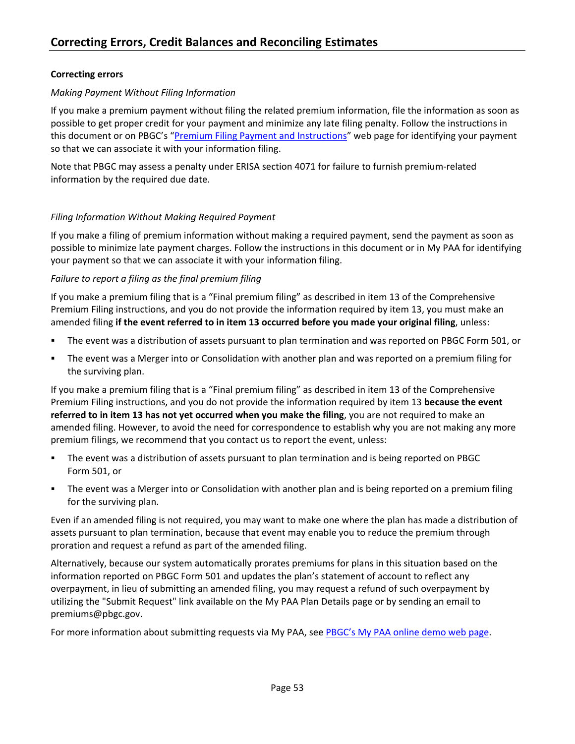## Correcting Errors, Credit Balances and Reconciling Estimates

**Correcting errors**

*Making Payment Without Filing Information*

If you make a premium payment without filing the related premium information, file the information as soon as possible to get proper credit for your payment and minimize any late filing penalty. Follow the instructions in this document or on PBGC's "[Premium Filing Payment and Instructions]" web page for identifying your payment so that we can associate it with your information filing.

Note that PBGC may assess a penalty under ERISA section 4071 for failure to furnish premium-related information by the required due date.

*Filing Information Without Making Required Payment*

If you make a filing of premium information without making a required payment, send the payment as soon as possible to minimize late payment charges. Follow the instructions in this document or in My PAA for identifying your payment so that we can associate it with your information filing.

*Failure to report a filing as the final premium filing*

If you make a premium filing that is a "Final premium filing" as described in item 13 of the Comprehensive Premium Filing instructions, and you do not provide the information required by item 13, you must make an amended filing **if the event referred to in item 13 occurred before you made your original filing**, unless:

- The event was a distribution of assets pursuant to plan termination and was reported on PBGC Form 501, or
- The event was a Merger into or Consolidation with another plan and was reported on a premium filing for the surviving plan.

If you make a premium filing that is a "Final premium filing" as described in item 13 of the Comprehensive Premium Filing instructions, and you do not provide the information required by item 13 **because the event referred to in item 13 has not yet occurred when you make the filing**, you are not required to make an amended filing. However, to avoid the need for correspondence to establish why you are not making any more premium filings, we recommend that you contact us to report the event, unless:

- The event was a distribution of assets pursuant to plan termination and is being reported on PBGC Form 501, or
- The event was a Merger into or Consolidation with another plan and is being reported on a premium filing for the surviving plan.

Even if an amended filing is not required, you may want to make one where the plan has made a distribution of assets pursuant to plan termination, because that event may enable you to reduce the premium through proration and request a refund as part of the amended filing.

Alternatively, because our system automatically prorates premiums for plans in this situation based on the information reported on PBGC Form 501 and updates the plan's statement of account to reflect any overpayment, in lieu of submitting an amended filing, you may request a refund of such overpayment by utilizing the "Submit Request" link available on the My PAA Plan Details page or by sending an email to premiums@pbgc.gov.

For more information about submitting requests via My PAA, see [PBGC's My PAA online demo web page].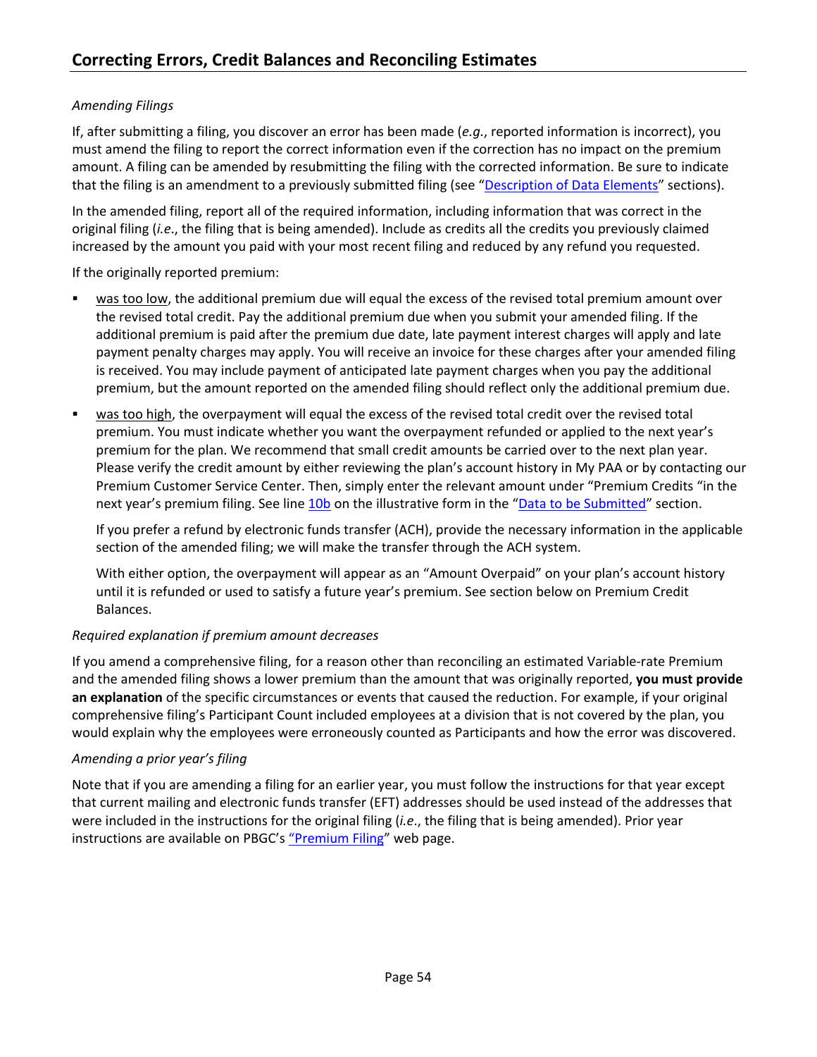## Correcting Errors, Credit Balances and Reconciling Estimates

*Amending Filings*

If, after submitting a filing, you discover an error has been made (*e.g.*, reported information is incorrect), you must amend the filing to report the correct information even if the correction has no impact on the premium amount. A filing can be amended by resubmitting the filing with the corrected information. Be sure to indicate that the filing is an amendment to a previously submitted filing (see "Description of Data Elements" sections).

In the amended filing, report all of the required information, including information that was correct in the original filing (*i.e.*, the filing that is being amended). Include as credits all the credits you previously claimed increased by the amount you paid with your most recent filing and reduced by any refund you requested.

If the originally reported premium:

- was too low, the additional premium due will equal the excess of the revised total premium amount over the revised total credit. Pay the additional premium due when you submit your amended filing. If the additional premium is paid after the premium due date, late payment interest charges will apply and late payment penalty charges may apply. You will receive an invoice for these charges after your amended filing is received. You may include payment of anticipated late payment charges when you pay the additional premium, but the amount reported on the amended filing should reflect only the additional premium due.
- was too high, the overpayment will equal the excess of the revised total credit over the revised total premium. You must indicate whether you want the overpayment refunded or applied to the next year's premium for the plan. We recommend that small credit amounts be carried over to the next plan year. Please verify the credit amount by either reviewing the plan's account history in My PAA or by contacting our Premium Customer Service Center. Then, simply enter the relevant amount under "Premium Credits "in the next year's premium filing. See line 10b on the illustrative form in the "Data to be Submitted" section.

  If you prefer a refund by electronic funds transfer (ACH), provide the necessary information in the applicable section of the amended filing; we will make the transfer through the ACH system.

  With either option, the overpayment will appear as an "Amount Overpaid" on your plan's account history until it is refunded or used to satisfy a future year's premium. See section below on Premium Credit Balances.

*Required explanation if premium amount decreases*

If you amend a comprehensive filing, for a reason other than reconciling an estimated Variable-rate Premium and the amended filing shows a lower premium than the amount that was originally reported, **you must provide an explanation** of the specific circumstances or events that caused the reduction. For example, if your original comprehensive filing's Participant Count included employees at a division that is not covered by the plan, you would explain why the employees were erroneously counted as Participants and how the error was discovered.

*Amending a prior year's filing*

Note that if you are amending a filing for an earlier year, you must follow the instructions for that year except that current mailing and electronic funds transfer (EFT) addresses should be used instead of the addresses that were included in the instructions for the original filing (*i.e.*, the filing that is being amended). Prior year instructions are available on PBGC's "Premium Filing" web page.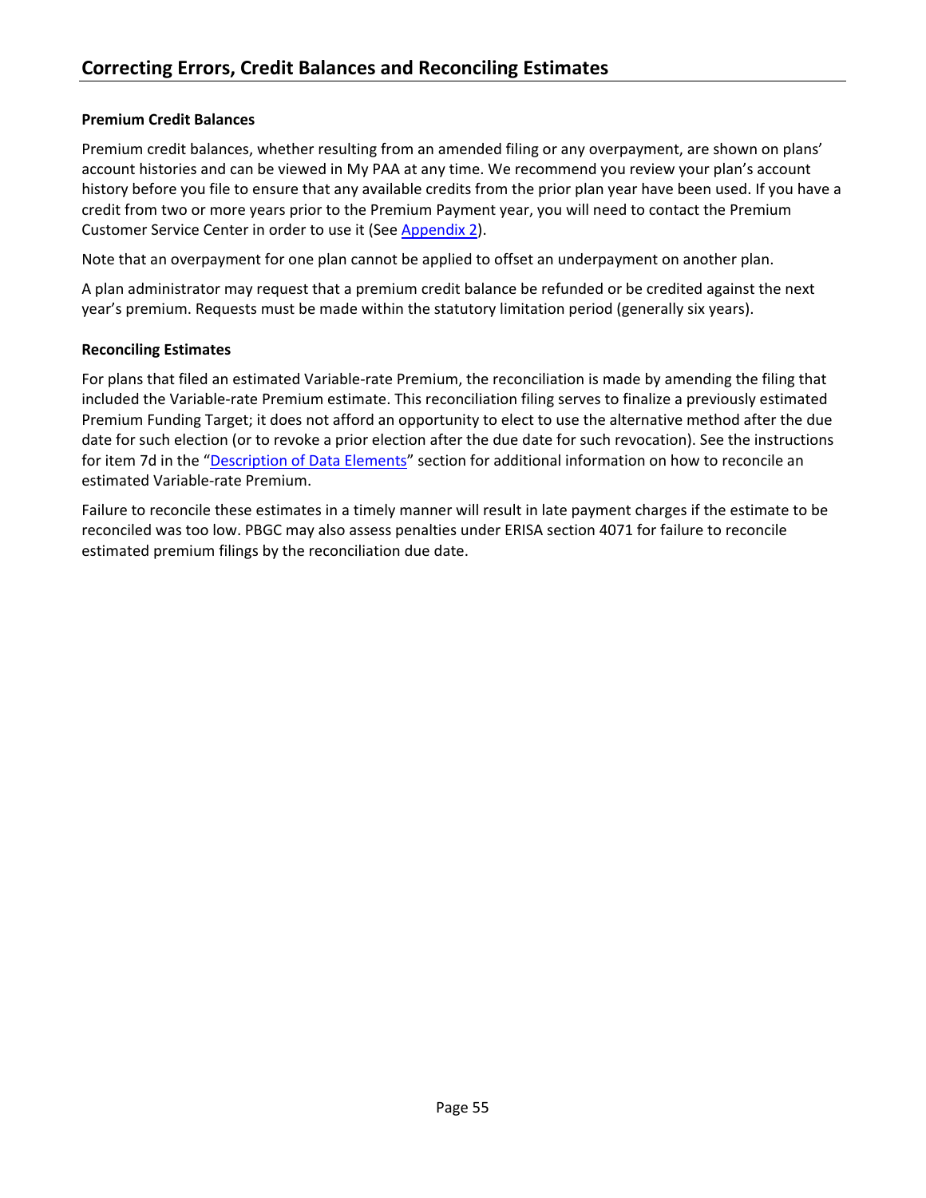## Correcting Errors, Credit Balances and Reconciling Estimates

**Premium Credit Balances**

Premium credit balances, whether resulting from an amended filing or any overpayment, are shown on plans' account histories and can be viewed in My PAA at any time. We recommend you review your plan's account history before you file to ensure that any available credits from the prior plan year have been used. If you have a credit from two or more years prior to the Premium Payment year, you will need to contact the Premium Customer Service Center in order to use it (See Appendix 2).

Note that an overpayment for one plan cannot be applied to offset an underpayment on another plan.

A plan administrator may request that a premium credit balance be refunded or be credited against the next year's premium. Requests must be made within the statutory limitation period (generally six years).

**Reconciling Estimates**

For plans that filed an estimated Variable-rate Premium, the reconciliation is made by amending the filing that included the Variable-rate Premium estimate. This reconciliation filing serves to finalize a previously estimated Premium Funding Target; it does not afford an opportunity to elect to use the alternative method after the due date for such election (or to revoke a prior election after the due date for such revocation). See the instructions for item 7d in the "Description of Data Elements" section for additional information on how to reconcile an estimated Variable-rate Premium.

Failure to reconcile these estimates in a timely manner will result in late payment charges if the estimate to be reconciled was too low. PBGC may also assess penalties under ERISA section 4071 for failure to reconcile estimated premium filings by the reconciliation due date.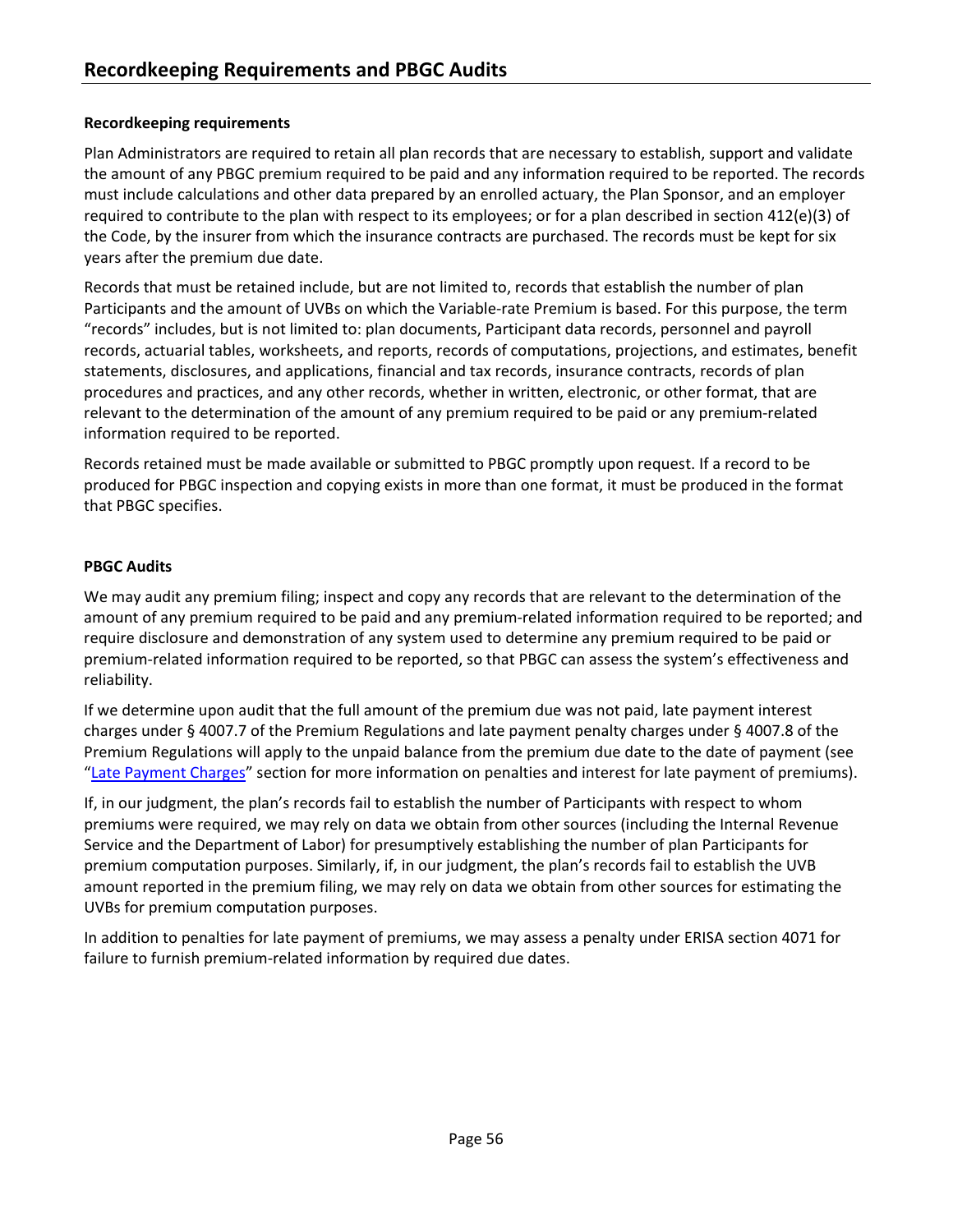## Recordkeeping Requirements and PBGC Audits

### Recordkeeping requirements

Plan Administrators are required to retain all plan records that are necessary to establish, support and validate the amount of any PBGC premium required to be paid and any information required to be reported. The records must include calculations and other data prepared by an enrolled actuary, the Plan Sponsor, and an employer required to contribute to the plan with respect to its employees; or for a plan described in section 412(e)(3) of the Code, by the insurer from which the insurance contracts are purchased. The records must be kept for six years after the premium due date.

Records that must be retained include, but are not limited to, records that establish the number of plan Participants and the amount of UVBs on which the Variable-rate Premium is based. For this purpose, the term "records" includes, but is not limited to: plan documents, Participant data records, personnel and payroll records, actuarial tables, worksheets, and reports, records of computations, projections, and estimates, benefit statements, disclosures, and applications, financial and tax records, insurance contracts, records of plan procedures and practices, and any other records, whether in written, electronic, or other format, that are relevant to the determination of the amount of any premium required to be paid or any premium-related information required to be reported.

Records retained must be made available or submitted to PBGC promptly upon request. If a record to be produced for PBGC inspection and copying exists in more than one format, it must be produced in the format that PBGC specifies.

### PBGC Audits

We may audit any premium filing; inspect and copy any records that are relevant to the determination of the amount of any premium required to be paid and any premium-related information required to be reported; and require disclosure and demonstration of any system used to determine any premium required to be paid or premium-related information required to be reported, so that PBGC can assess the system's effectiveness and reliability.

If we determine upon audit that the full amount of the premium due was not paid, late payment interest charges under § 4007.7 of the Premium Regulations and late payment penalty charges under § 4007.8 of the Premium Regulations will apply to the unpaid balance from the premium due date to the date of payment (see "Late Payment Charges" section for more information on penalties and interest for late payment of premiums).

If, in our judgment, the plan's records fail to establish the number of Participants with respect to whom premiums were required, we may rely on data we obtain from other sources (including the Internal Revenue Service and the Department of Labor) for presumptively establishing the number of plan Participants for premium computation purposes. Similarly, if, in our judgment, the plan's records fail to establish the UVB amount reported in the premium filing, we may rely on data we obtain from other sources for estimating the UVBs for premium computation purposes.

In addition to penalties for late payment of premiums, we may assess a penalty under ERISA section 4071 for failure to furnish premium-related information by required due dates.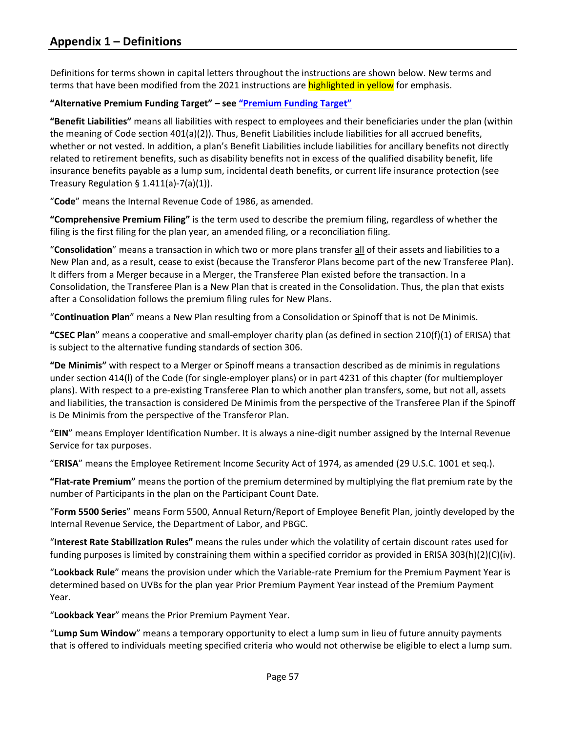## Appendix 1 – Definitions

Definitions for terms shown in capital letters throughout the instructions are shown below. New terms and terms that have been modified from the 2021 instructions are highlighted in yellow for emphasis.

**"Alternative Premium Funding Target" – see "Premium Funding Target"**

**"Benefit Liabilities"** means all liabilities with respect to employees and their beneficiaries under the plan (within the meaning of Code section 401(a)(2)). Thus, Benefit Liabilities include liabilities for all accrued benefits, whether or not vested. In addition, a plan's Benefit Liabilities include liabilities for ancillary benefits not directly related to retirement benefits, such as disability benefits not in excess of the qualified disability benefit, life insurance benefits payable as a lump sum, incidental death benefits, or current life insurance protection (see Treasury Regulation § 1.411(a)-7(a)(1)).

"**Code**" means the Internal Revenue Code of 1986, as amended.

**"Comprehensive Premium Filing"** is the term used to describe the premium filing, regardless of whether the filing is the first filing for the plan year, an amended filing, or a reconciliation filing.

"**Consolidation**" means a transaction in which two or more plans transfer all of their assets and liabilities to a New Plan and, as a result, cease to exist (because the Transferor Plans become part of the new Transferee Plan). It differs from a Merger because in a Merger, the Transferee Plan existed before the transaction. In a Consolidation, the Transferee Plan is a New Plan that is created in the Consolidation. Thus, the plan that exists after a Consolidation follows the premium filing rules for New Plans.

"**Continuation Plan**" means a New Plan resulting from a Consolidation or Spinoff that is not De Minimis.

**"CSEC Plan"** means a cooperative and small-employer charity plan (as defined in section 210(f)(1) of ERISA) that is subject to the alternative funding standards of section 306.

**"De Minimis"** with respect to a Merger or Spinoff means a transaction described as de minimis in regulations under section 414(l) of the Code (for single-employer plans) or in part 4231 of this chapter (for multiemployer plans). With respect to a pre-existing Transferee Plan to which another plan transfers, some, but not all, assets and liabilities, the transaction is considered De Minimis from the perspective of the Transferee Plan if the Spinoff is De Minimis from the perspective of the Transferor Plan.

"**EIN**" means Employer Identification Number. It is always a nine-digit number assigned by the Internal Revenue Service for tax purposes.

"**ERISA**" means the Employee Retirement Income Security Act of 1974, as amended (29 U.S.C. 1001 et seq.).

**"Flat-rate Premium"** means the portion of the premium determined by multiplying the flat premium rate by the number of Participants in the plan on the Participant Count Date.

"**Form 5500 Series**" means Form 5500, Annual Return/Report of Employee Benefit Plan, jointly developed by the Internal Revenue Service, the Department of Labor, and PBGC.

"**Interest Rate Stabilization Rules"** means the rules under which the volatility of certain discount rates used for funding purposes is limited by constraining them within a specified corridor as provided in ERISA 303(h)(2)(C)(iv).

"**Lookback Rule**" means the provision under which the Variable-rate Premium for the Premium Payment Year is determined based on UVBs for the plan year Prior Premium Payment Year instead of the Premium Payment Year.

"**Lookback Year**" means the Prior Premium Payment Year.

"**Lump Sum Window**" means a temporary opportunity to elect a lump sum in lieu of future annuity payments that is offered to individuals meeting specified criteria who would not otherwise be eligible to elect a lump sum.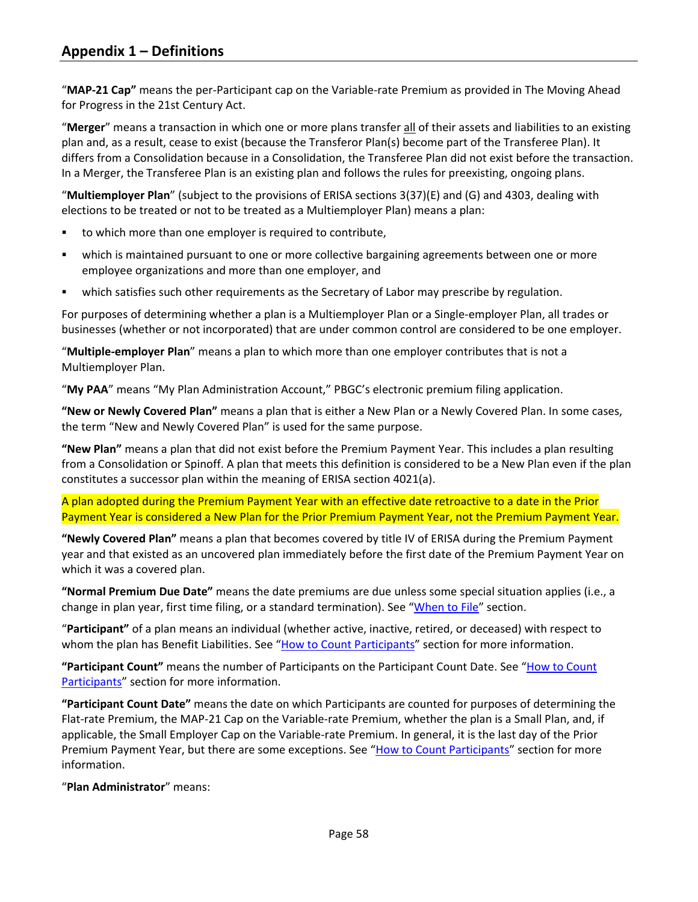## Appendix 1 – Definitions

"**MAP-21 Cap"** means the per-Participant cap on the Variable-rate Premium as provided in The Moving Ahead for Progress in the 21st Century Act.

"**Merger**" means a transaction in which one or more plans transfer all of their assets and liabilities to an existing plan and, as a result, cease to exist (because the Transferor Plan(s) become part of the Transferee Plan). It differs from a Consolidation because in a Consolidation, the Transferee Plan did not exist before the transaction. In a Merger, the Transferee Plan is an existing plan and follows the rules for preexisting, ongoing plans.

"**Multiemployer Plan**" (subject to the provisions of ERISA sections 3(37)(E) and (G) and 4303, dealing with elections to be treated or not to be treated as a Multiemployer Plan) means a plan:

- to which more than one employer is required to contribute,
- which is maintained pursuant to one or more collective bargaining agreements between one or more employee organizations and more than one employer, and
- which satisfies such other requirements as the Secretary of Labor may prescribe by regulation.

For purposes of determining whether a plan is a Multiemployer Plan or a Single-employer Plan, all trades or businesses (whether or not incorporated) that are under common control are considered to be one employer.

"**Multiple-employer Plan**" means a plan to which more than one employer contributes that is not a Multiemployer Plan.

"**My PAA**" means "My Plan Administration Account," PBGC's electronic premium filing application.

**"New or Newly Covered Plan"** means a plan that is either a New Plan or a Newly Covered Plan. In some cases, the term "New and Newly Covered Plan" is used for the same purpose.

**"New Plan"** means a plan that did not exist before the Premium Payment Year. This includes a plan resulting from a Consolidation or Spinoff. A plan that meets this definition is considered to be a New Plan even if the plan constitutes a successor plan within the meaning of ERISA section 4021(a).

A plan adopted during the Premium Payment Year with an effective date retroactive to a date in the Prior Payment Year is considered a New Plan for the Prior Premium Payment Year, not the Premium Payment Year.

**"Newly Covered Plan"** means a plan that becomes covered by title IV of ERISA during the Premium Payment year and that existed as an uncovered plan immediately before the first date of the Premium Payment Year on which it was a covered plan.

**"Normal Premium Due Date"** means the date premiums are due unless some special situation applies (i.e., a change in plan year, first time filing, or a standard termination). See "When to File" section.

"**Participant"** of a plan means an individual (whether active, inactive, retired, or deceased) with respect to whom the plan has Benefit Liabilities. See "How to Count Participants" section for more information.

**"Participant Count"** means the number of Participants on the Participant Count Date. See "How to Count Participants" section for more information.

**"Participant Count Date"** means the date on which Participants are counted for purposes of determining the Flat-rate Premium, the MAP-21 Cap on the Variable-rate Premium, whether the plan is a Small Plan, and, if applicable, the Small Employer Cap on the Variable-rate Premium. In general, it is the last day of the Prior Premium Payment Year, but there are some exceptions. See "How to Count Participants" section for more information.

"**Plan Administrator**" means: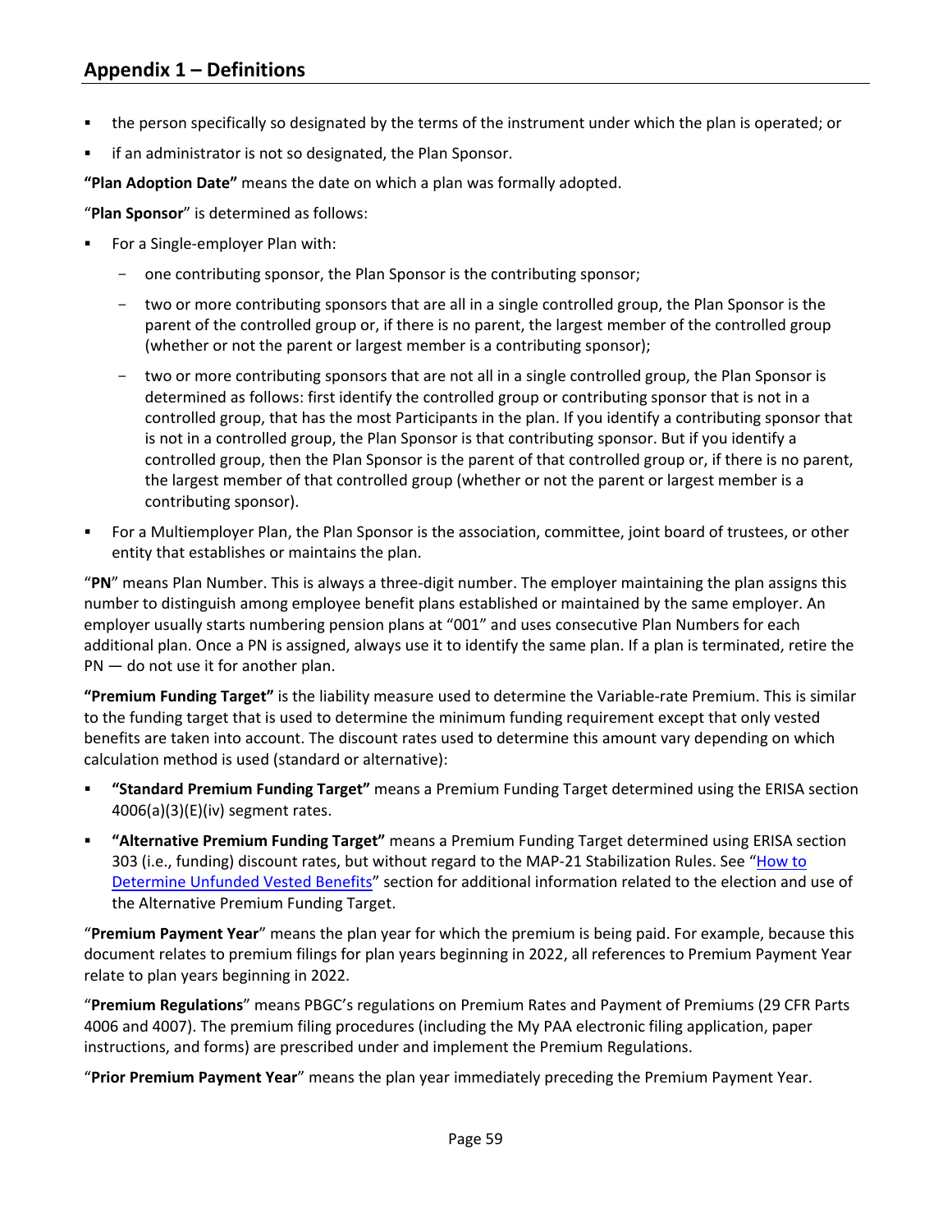## Appendix 1 – Definitions

- the person specifically so designated by the terms of the instrument under which the plan is operated; or
- if an administrator is not so designated, the Plan Sponsor.

**"Plan Adoption Date"** means the date on which a plan was formally adopted.

"**Plan Sponsor**" is determined as follows:

- For a Single-employer Plan with:
  - one contributing sponsor, the Plan Sponsor is the contributing sponsor;
  - two or more contributing sponsors that are all in a single controlled group, the Plan Sponsor is the parent of the controlled group or, if there is no parent, the largest member of the controlled group (whether or not the parent or largest member is a contributing sponsor);
  - two or more contributing sponsors that are not all in a single controlled group, the Plan Sponsor is determined as follows: first identify the controlled group or contributing sponsor that is not in a controlled group, that has the most Participants in the plan. If you identify a contributing sponsor that is not in a controlled group, the Plan Sponsor is that contributing sponsor. But if you identify a controlled group, then the Plan Sponsor is the parent of that controlled group or, if there is no parent, the largest member of that controlled group (whether or not the parent or largest member is a contributing sponsor).
- For a Multiemployer Plan, the Plan Sponsor is the association, committee, joint board of trustees, or other entity that establishes or maintains the plan.

"**PN**" means Plan Number. This is always a three-digit number. The employer maintaining the plan assigns this number to distinguish among employee benefit plans established or maintained by the same employer. An employer usually starts numbering pension plans at "001" and uses consecutive Plan Numbers for each additional plan. Once a PN is assigned, always use it to identify the same plan. If a plan is terminated, retire the PN — do not use it for another plan.

**"Premium Funding Target"** is the liability measure used to determine the Variable-rate Premium. This is similar to the funding target that is used to determine the minimum funding requirement except that only vested benefits are taken into account. The discount rates used to determine this amount vary depending on which calculation method is used (standard or alternative):

- **"Standard Premium Funding Target"** means a Premium Funding Target determined using the ERISA section 4006(a)(3)(E)(iv) segment rates.
- **"Alternative Premium Funding Target"** means a Premium Funding Target determined using ERISA section 303 (i.e., funding) discount rates, but without regard to the MAP-21 Stabilization Rules. See "How to Determine Unfunded Vested Benefits" section for additional information related to the election and use of the Alternative Premium Funding Target.

"**Premium Payment Year**" means the plan year for which the premium is being paid. For example, because this document relates to premium filings for plan years beginning in 2022, all references to Premium Payment Year relate to plan years beginning in 2022.

"**Premium Regulations**" means PBGC's regulations on Premium Rates and Payment of Premiums (29 CFR Parts 4006 and 4007). The premium filing procedures (including the My PAA electronic filing application, paper instructions, and forms) are prescribed under and implement the Premium Regulations.

"**Prior Premium Payment Year**" means the plan year immediately preceding the Premium Payment Year.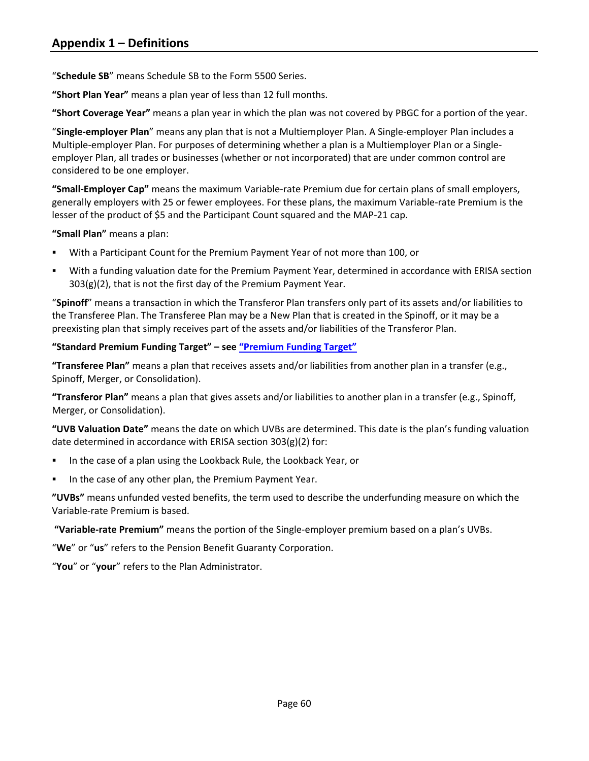## Appendix 1 – Definitions

"**Schedule SB**" means Schedule SB to the Form 5500 Series.

**"Short Plan Year"** means a plan year of less than 12 full months.

**"Short Coverage Year"** means a plan year in which the plan was not covered by PBGC for a portion of the year.

"**Single-employer Plan**" means any plan that is not a Multiemployer Plan. A Single-employer Plan includes a Multiple-employer Plan. For purposes of determining whether a plan is a Multiemployer Plan or a Single-employer Plan, all trades or businesses (whether or not incorporated) that are under common control are considered to be one employer.

**"Small-Employer Cap"** means the maximum Variable-rate Premium due for certain plans of small employers, generally employers with 25 or fewer employees. For these plans, the maximum Variable-rate Premium is the lesser of the product of $5 and the Participant Count squared and the MAP-21 cap.

**"Small Plan"** means a plan:

- With a Participant Count for the Premium Payment Year of not more than 100, or
- With a funding valuation date for the Premium Payment Year, determined in accordance with ERISA section 303(g)(2), that is not the first day of the Premium Payment Year.

"**Spinoff**" means a transaction in which the Transferor Plan transfers only part of its assets and/or liabilities to the Transferee Plan. The Transferee Plan may be a New Plan that is created in the Spinoff, or it may be a preexisting plan that simply receives part of the assets and/or liabilities of the Transferor Plan.

**"Standard Premium Funding Target" – see "Premium Funding Target"**

**"Transferee Plan"** means a plan that receives assets and/or liabilities from another plan in a transfer (e.g., Spinoff, Merger, or Consolidation).

**"Transferor Plan"** means a plan that gives assets and/or liabilities to another plan in a transfer (e.g., Spinoff, Merger, or Consolidation).

**"UVB Valuation Date"** means the date on which UVBs are determined. This date is the plan's funding valuation date determined in accordance with ERISA section 303(g)(2) for:

- In the case of a plan using the Lookback Rule, the Lookback Year, or
- In the case of any other plan, the Premium Payment Year.

**"UVBs"** means unfunded vested benefits, the term used to describe the underfunding measure on which the Variable-rate Premium is based.

**"Variable-rate Premium"** means the portion of the Single-employer premium based on a plan's UVBs.

"**We**" or "**us**" refers to the Pension Benefit Guaranty Corporation.

"**You**" or "**your**" refers to the Plan Administrator.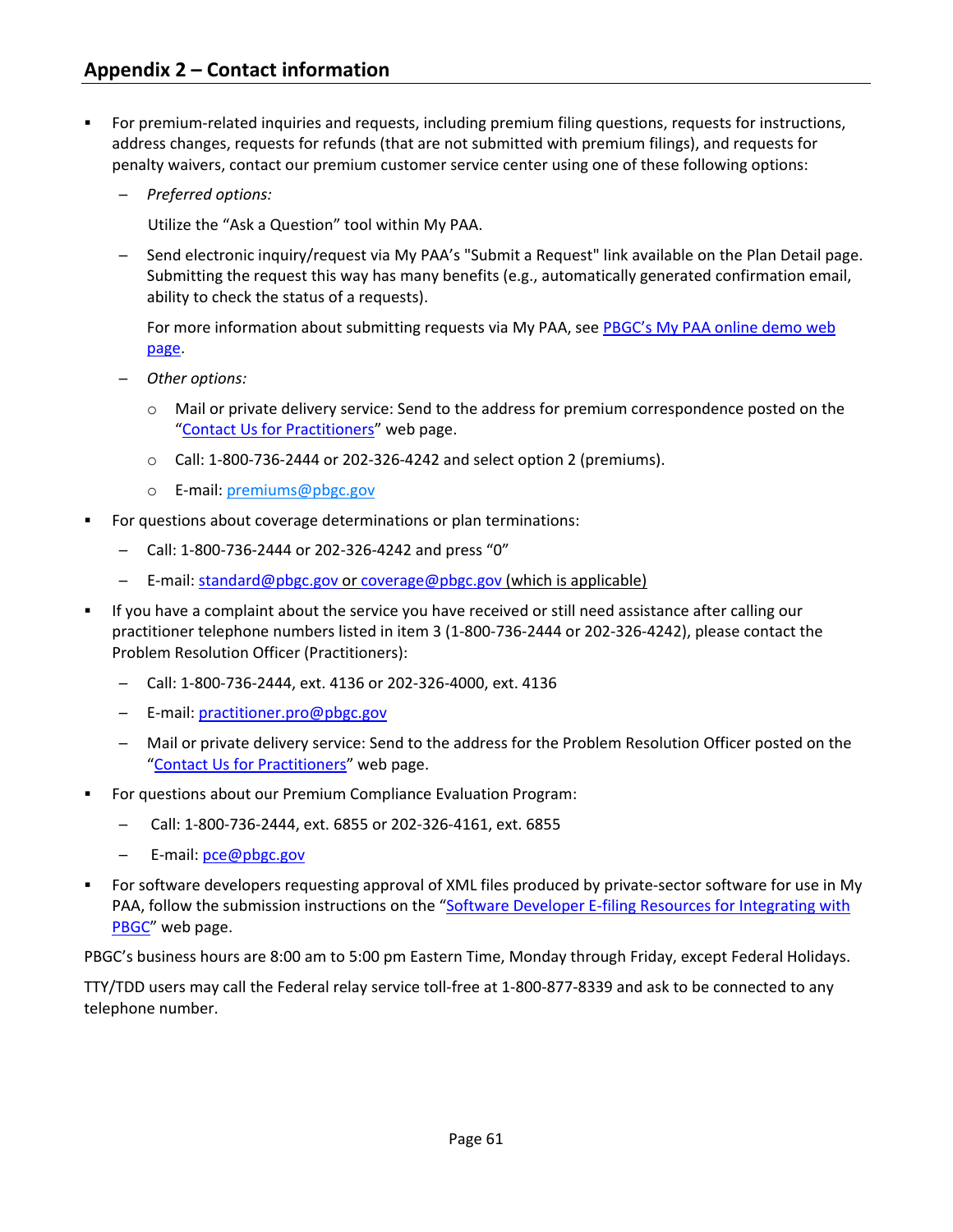## Appendix 2 – Contact information

- For premium-related inquiries and requests, including premium filing questions, requests for instructions, address changes, requests for refunds (that are not submitted with premium filings), and requests for penalty waivers, contact our premium customer service center using one of these following options:
  - *Preferred options:*

    Utilize the "Ask a Question" tool within My PAA.
  - Send electronic inquiry/request via My PAA's "Submit a Request" link available on the Plan Detail page. Submitting the request this way has many benefits (e.g., automatically generated confirmation email, ability to check the status of a requests).

    For more information about submitting requests via My PAA, see PBGC's My PAA online demo web page.
  - *Other options:*
    - Mail or private delivery service: Send to the address for premium correspondence posted on the "Contact Us for Practitioners" web page.
    - Call: 1-800-736-2444 or 202-326-4242 and select option 2 (premiums).
    - E-mail: premiums@pbgc.gov
- For questions about coverage determinations or plan terminations:
  - Call: 1-800-736-2444 or 202-326-4242 and press "0"
  - E-mail: standard@pbgc.gov or coverage@pbgc.gov (which is applicable)
- If you have a complaint about the service you have received or still need assistance after calling our practitioner telephone numbers listed in item 3 (1-800-736-2444 or 202-326-4242), please contact the Problem Resolution Officer (Practitioners):
  - Call: 1-800-736-2444, ext. 4136 or 202-326-4000, ext. 4136
  - E-mail: practitioner.pro@pbgc.gov
  - Mail or private delivery service: Send to the address for the Problem Resolution Officer posted on the "Contact Us for Practitioners" web page.
- For questions about our Premium Compliance Evaluation Program:
  - Call: 1-800-736-2444, ext. 6855 or 202-326-4161, ext. 6855
  - E-mail: pce@pbgc.gov
- For software developers requesting approval of XML files produced by private-sector software for use in My PAA, follow the submission instructions on the "Software Developer E-filing Resources for Integrating with PBGC" web page.

PBGC's business hours are 8:00 am to 5:00 pm Eastern Time, Monday through Friday, except Federal Holidays.

TTY/TDD users may call the Federal relay service toll-free at 1-800-877-8339 and ask to be connected to any telephone number.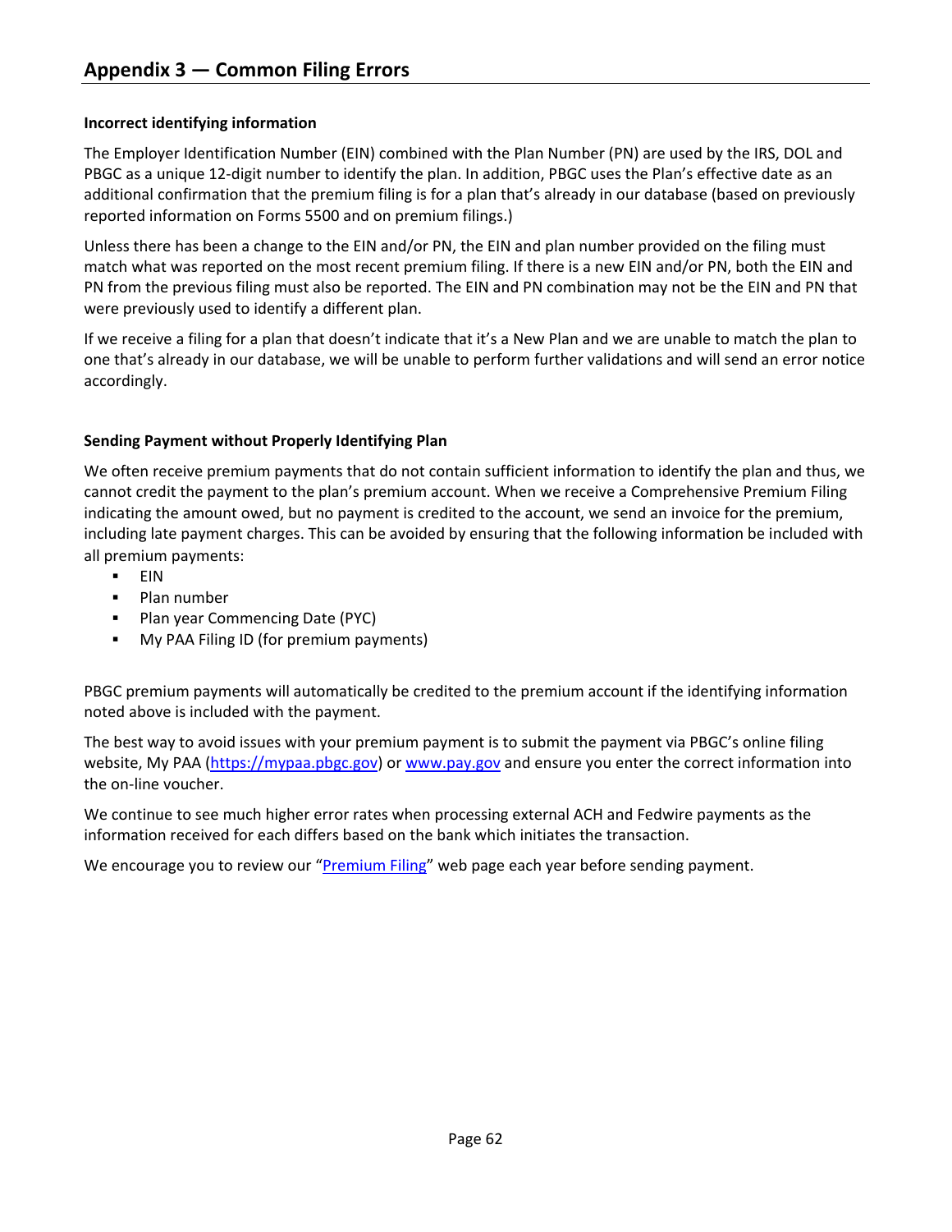## Appendix 3 — Common Filing Errors

**Incorrect identifying information**

The Employer Identification Number (EIN) combined with the Plan Number (PN) are used by the IRS, DOL and PBGC as a unique 12-digit number to identify the plan. In addition, PBGC uses the Plan's effective date as an additional confirmation that the premium filing is for a plan that's already in our database (based on previously reported information on Forms 5500 and on premium filings.)

Unless there has been a change to the EIN and/or PN, the EIN and plan number provided on the filing must match what was reported on the most recent premium filing. If there is a new EIN and/or PN, both the EIN and PN from the previous filing must also be reported. The EIN and PN combination may not be the EIN and PN that were previously used to identify a different plan.

If we receive a filing for a plan that doesn't indicate that it's a New Plan and we are unable to match the plan to one that's already in our database, we will be unable to perform further validations and will send an error notice accordingly.

**Sending Payment without Properly Identifying Plan**

We often receive premium payments that do not contain sufficient information to identify the plan and thus, we cannot credit the payment to the plan's premium account. When we receive a Comprehensive Premium Filing indicating the amount owed, but no payment is credited to the account, we send an invoice for the premium, including late payment charges. This can be avoided by ensuring that the following information be included with all premium payments:

- EIN
- Plan number
- Plan year Commencing Date (PYC)
- My PAA Filing ID (for premium payments)

PBGC premium payments will automatically be credited to the premium account if the identifying information noted above is included with the payment.

The best way to avoid issues with your premium payment is to submit the payment via PBGC's online filing website, My PAA ([https://mypaa.pbgc.gov](https://mypaa.pbgc.gov)) or [www.pay.gov](www.pay.gov) and ensure you enter the correct information into the on-line voucher.

We continue to see much higher error rates when processing external ACH and Fedwire payments as the information received for each differs based on the bank which initiates the transaction.

We encourage you to review our "Premium Filing" web page each year before sending payment.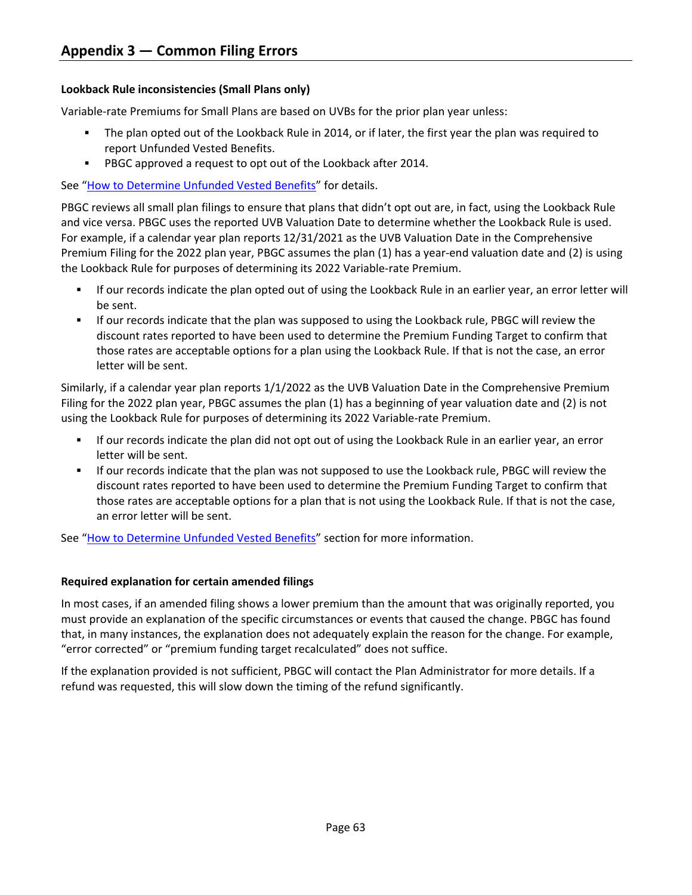# Appendix 3 — Common Filing Errors

**Lookback Rule inconsistencies (Small Plans only)**

Variable-rate Premiums for Small Plans are based on UVBs for the prior plan year unless:

- The plan opted out of the Lookback Rule in 2014, or if later, the first year the plan was required to report Unfunded Vested Benefits.
- PBGC approved a request to opt out of the Lookback after 2014.

See "How to Determine Unfunded Vested Benefits" for details.

PBGC reviews all small plan filings to ensure that plans that didn't opt out are, in fact, using the Lookback Rule and vice versa. PBGC uses the reported UVB Valuation Date to determine whether the Lookback Rule is used. For example, if a calendar year plan reports 12/31/2021 as the UVB Valuation Date in the Comprehensive Premium Filing for the 2022 plan year, PBGC assumes the plan (1) has a year-end valuation date and (2) is using the Lookback Rule for purposes of determining its 2022 Variable-rate Premium.

- If our records indicate the plan opted out of using the Lookback Rule in an earlier year, an error letter will be sent.
- If our records indicate that the plan was supposed to using the Lookback rule, PBGC will review the discount rates reported to have been used to determine the Premium Funding Target to confirm that those rates are acceptable options for a plan using the Lookback Rule. If that is not the case, an error letter will be sent.

Similarly, if a calendar year plan reports 1/1/2022 as the UVB Valuation Date in the Comprehensive Premium Filing for the 2022 plan year, PBGC assumes the plan (1) has a beginning of year valuation date and (2) is not using the Lookback Rule for purposes of determining its 2022 Variable-rate Premium.

- If our records indicate the plan did not opt out of using the Lookback Rule in an earlier year, an error letter will be sent.
- If our records indicate that the plan was not supposed to use the Lookback rule, PBGC will review the discount rates reported to have been used to determine the Premium Funding Target to confirm that those rates are acceptable options for a plan that is not using the Lookback Rule. If that is not the case, an error letter will be sent.

See "How to Determine Unfunded Vested Benefits" section for more information.

**Required explanation for certain amended filings**

In most cases, if an amended filing shows a lower premium than the amount that was originally reported, you must provide an explanation of the specific circumstances or events that caused the change. PBGC has found that, in many instances, the explanation does not adequately explain the reason for the change. For example, "error corrected" or "premium funding target recalculated" does not suffice.

If the explanation provided is not sufficient, PBGC will contact the Plan Administrator for more details. If a refund was requested, this will slow down the timing of the refund significantly.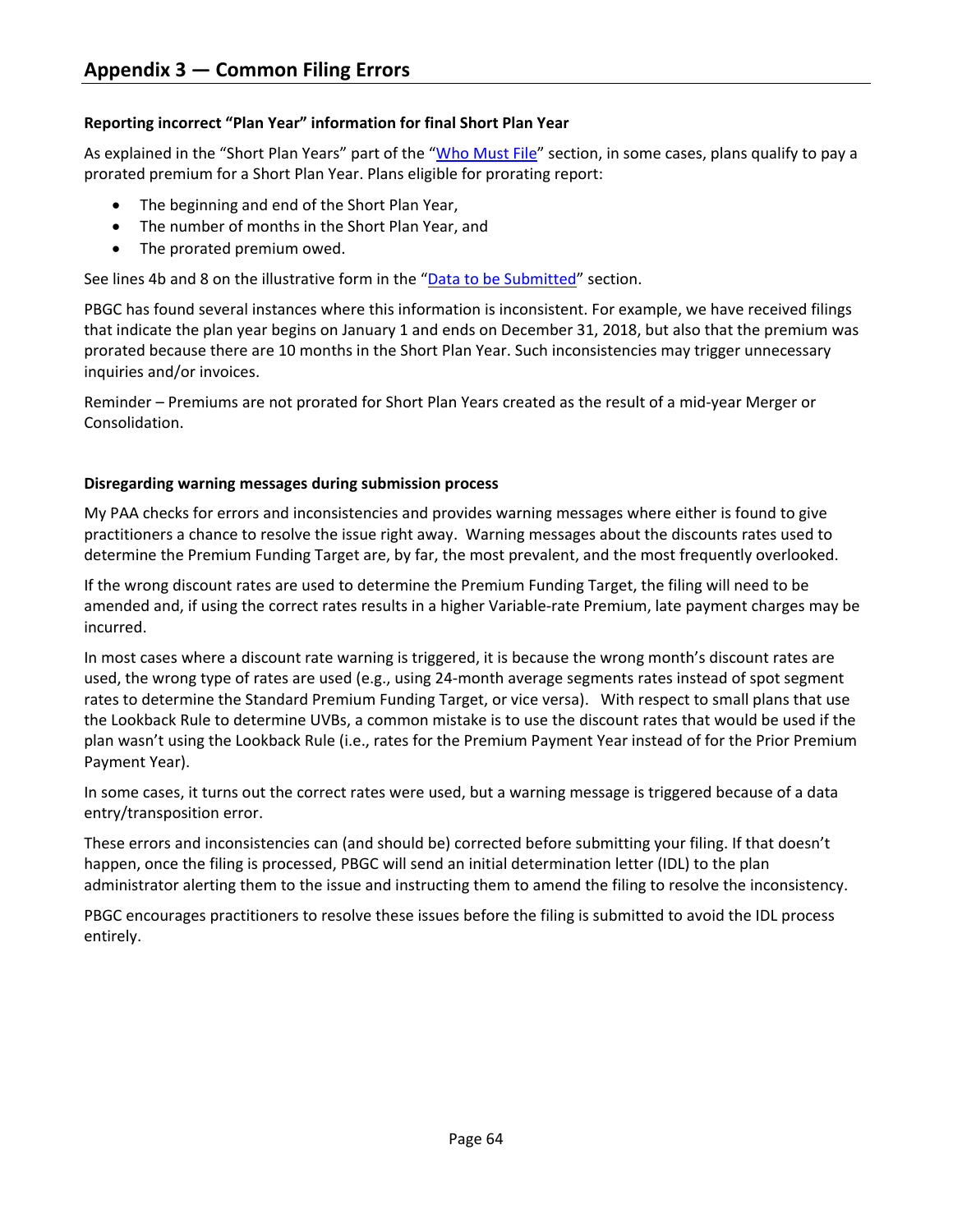## Appendix 3 — Common Filing Errors

**Reporting incorrect "Plan Year" information for final Short Plan Year**

As explained in the "Short Plan Years" part of the "Who Must File" section, in some cases, plans qualify to pay a prorated premium for a Short Plan Year. Plans eligible for prorating report:

- The beginning and end of the Short Plan Year,
- The number of months in the Short Plan Year, and
- The prorated premium owed.

See lines 4b and 8 on the illustrative form in the "Data to be Submitted" section.

PBGC has found several instances where this information is inconsistent. For example, we have received filings that indicate the plan year begins on January 1 and ends on December 31, 2018, but also that the premium was prorated because there are 10 months in the Short Plan Year. Such inconsistencies may trigger unnecessary inquiries and/or invoices.

Reminder – Premiums are not prorated for Short Plan Years created as the result of a mid-year Merger or Consolidation.

**Disregarding warning messages during submission process**

My PAA checks for errors and inconsistencies and provides warning messages where either is found to give practitioners a chance to resolve the issue right away. Warning messages about the discounts rates used to determine the Premium Funding Target are, by far, the most prevalent, and the most frequently overlooked.

If the wrong discount rates are used to determine the Premium Funding Target, the filing will need to be amended and, if using the correct rates results in a higher Variable-rate Premium, late payment charges may be incurred.

In most cases where a discount rate warning is triggered, it is because the wrong month's discount rates are used, the wrong type of rates are used (e.g., using 24-month average segments rates instead of spot segment rates to determine the Standard Premium Funding Target, or vice versa). With respect to small plans that use the Lookback Rule to determine UVBs, a common mistake is to use the discount rates that would be used if the plan wasn't using the Lookback Rule (i.e., rates for the Premium Payment Year instead of for the Prior Premium Payment Year).

In some cases, it turns out the correct rates were used, but a warning message is triggered because of a data entry/transposition error.

These errors and inconsistencies can (and should be) corrected before submitting your filing. If that doesn't happen, once the filing is processed, PBGC will send an initial determination letter (IDL) to the plan administrator alerting them to the issue and instructing them to amend the filing to resolve the inconsistency.

PBGC encourages practitioners to resolve these issues before the filing is submitted to avoid the IDL process entirely.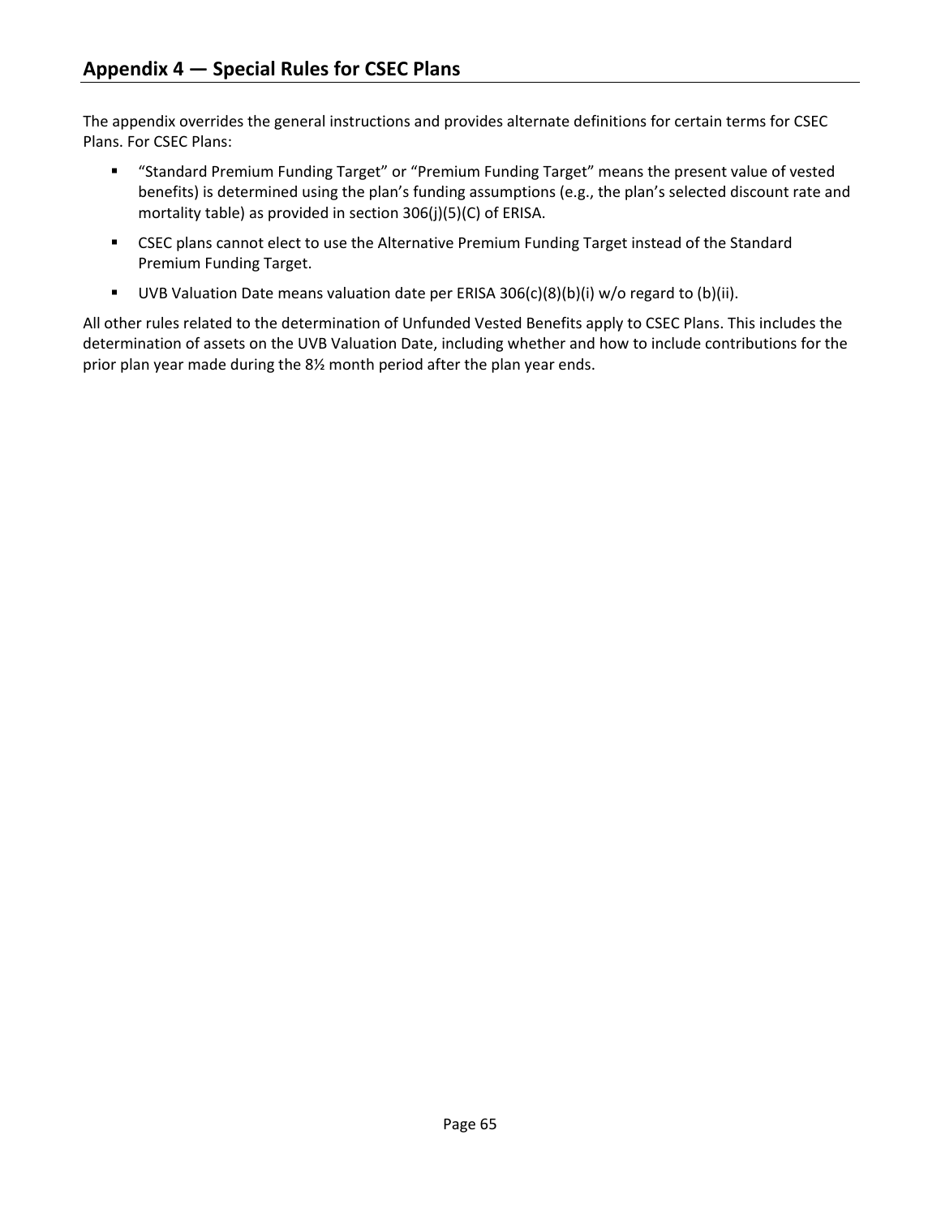## Appendix 4 — Special Rules for CSEC Plans

The appendix overrides the general instructions and provides alternate definitions for certain terms for CSEC Plans. For CSEC Plans:

- "Standard Premium Funding Target" or "Premium Funding Target" means the present value of vested benefits) is determined using the plan's funding assumptions (e.g., the plan's selected discount rate and mortality table) as provided in section 306(j)(5)(C) of ERISA.
- CSEC plans cannot elect to use the Alternative Premium Funding Target instead of the Standard Premium Funding Target.
- UVB Valuation Date means valuation date per ERISA 306(c)(8)(b)(i) w/o regard to (b)(ii).

All other rules related to the determination of Unfunded Vested Benefits apply to CSEC Plans. This includes the determination of assets on the UVB Valuation Date, including whether and how to include contributions for the prior plan year made during the 8½ month period after the plan year ends.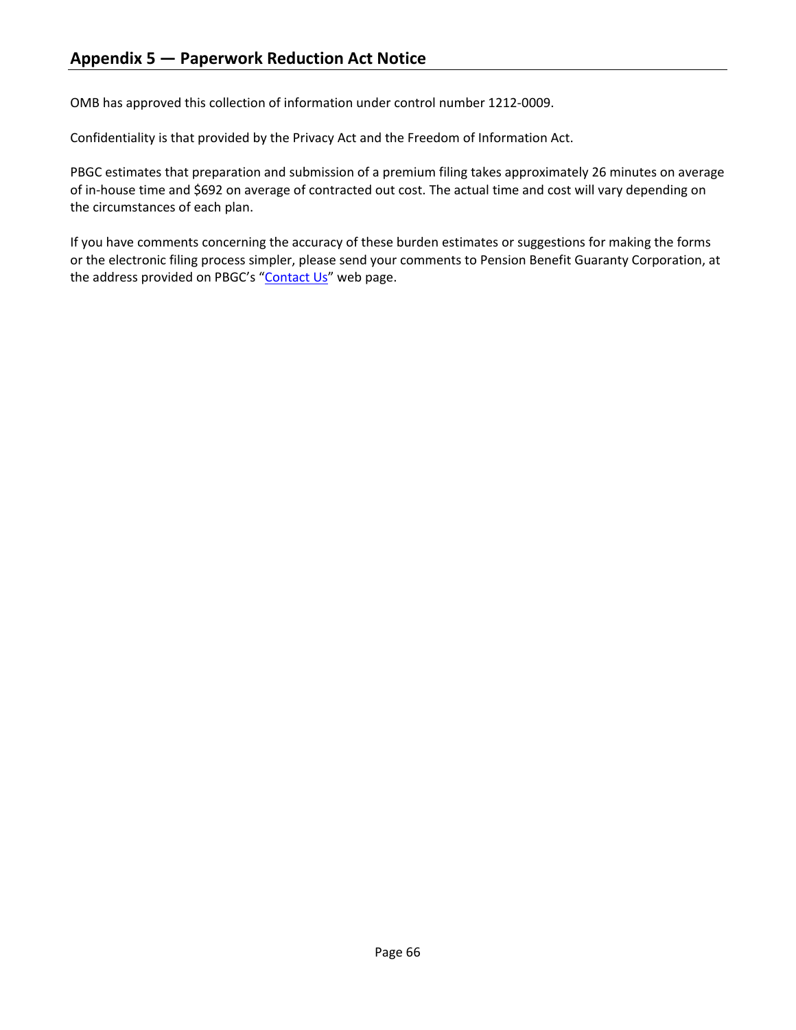## Appendix 5 — Paperwork Reduction Act Notice

OMB has approved this collection of information under control number 1212-0009.

Confidentiality is that provided by the Privacy Act and the Freedom of Information Act.

PBGC estimates that preparation and submission of a premium filing takes approximately 26 minutes on average of in-house time and $692 on average of contracted out cost. The actual time and cost will vary depending on the circumstances of each plan.

If you have comments concerning the accuracy of these burden estimates or suggestions for making the forms or the electronic filing process simpler, please send your comments to Pension Benefit Guaranty Corporation, at the address provided on PBGC's "Contact Us" web page.